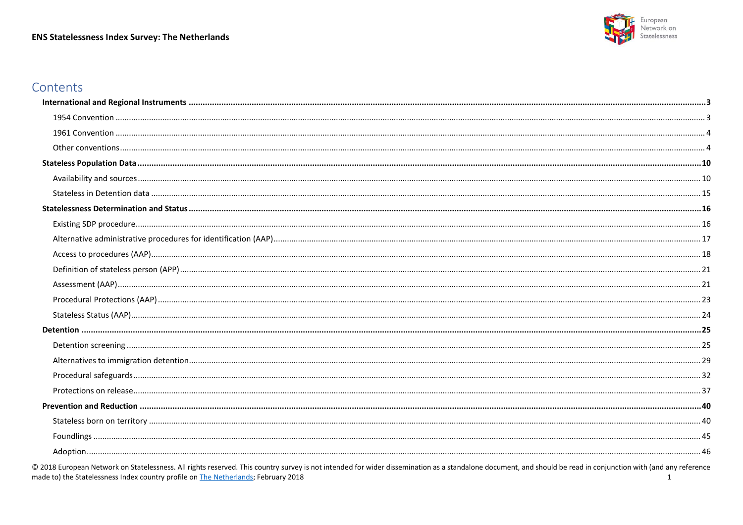# Contents

- **International and Regional Instruments** .................................... **3**
  - 1954 Convention .................................... 3
  - 1961 Convention .................................... 4
  - Other conventions .................................... 4
- **Stateless Population Data** .................................... **10**
  - Availability and sources .................................... 10
  - Stateless in Detention data .................................... 15
- **Statelessness Determination and Status** .................................... **16**
  - Existing SDP procedure .................................... 16
  - Alternative administrative procedures for identification (AAP) .................................... 17
  - Access to procedures (AAP) .................................... 18
  - Definition of stateless person (APP) .................................... 21
  - Assessment (AAP) .................................... 21
  - Procedural Protections (AAP) .................................... 23
  - Stateless Status (AAP) .................................... 24
- **Detention** .................................... **25**
  - Detention screening .................................... 25
  - Alternatives to immigration detention .................................... 29
  - Procedural safeguards .................................... 32
  - Protections on release .................................... 37
- **Prevention and Reduction** .................................... **40**
  - Stateless born on territory .................................... 40
  - Foundlings .................................... 45
  - Adoption .................................... 46

© 2018 European Network on Statelessness. All rights reserved. This country survey is not intended for wider dissemination as a standalone document, and should be read in conjunction with (and any reference made to) the Statelessness Index country profile on The Netherlands; February 2018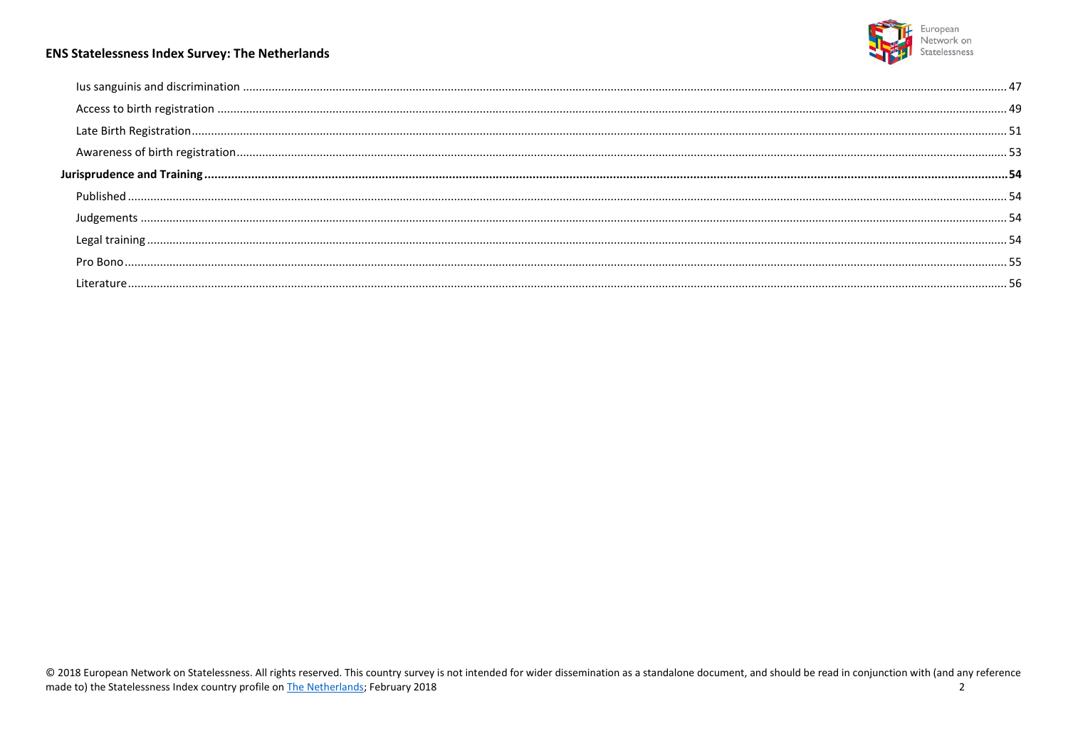Ius sanguinis and discrimination ........................................................................ 47

Access to birth registration ........................................................................ 49

Late Birth Registration ........................................................................ 51

Awareness of birth registration ........................................................................ 53

**Jurisprudence and Training ........................................................................ 54**

Published ........................................................................ 54

Judgements ........................................................................ 54

Legal training ........................................................................ 54

Pro Bono ........................................................................ 55

Literature ........................................................................ 56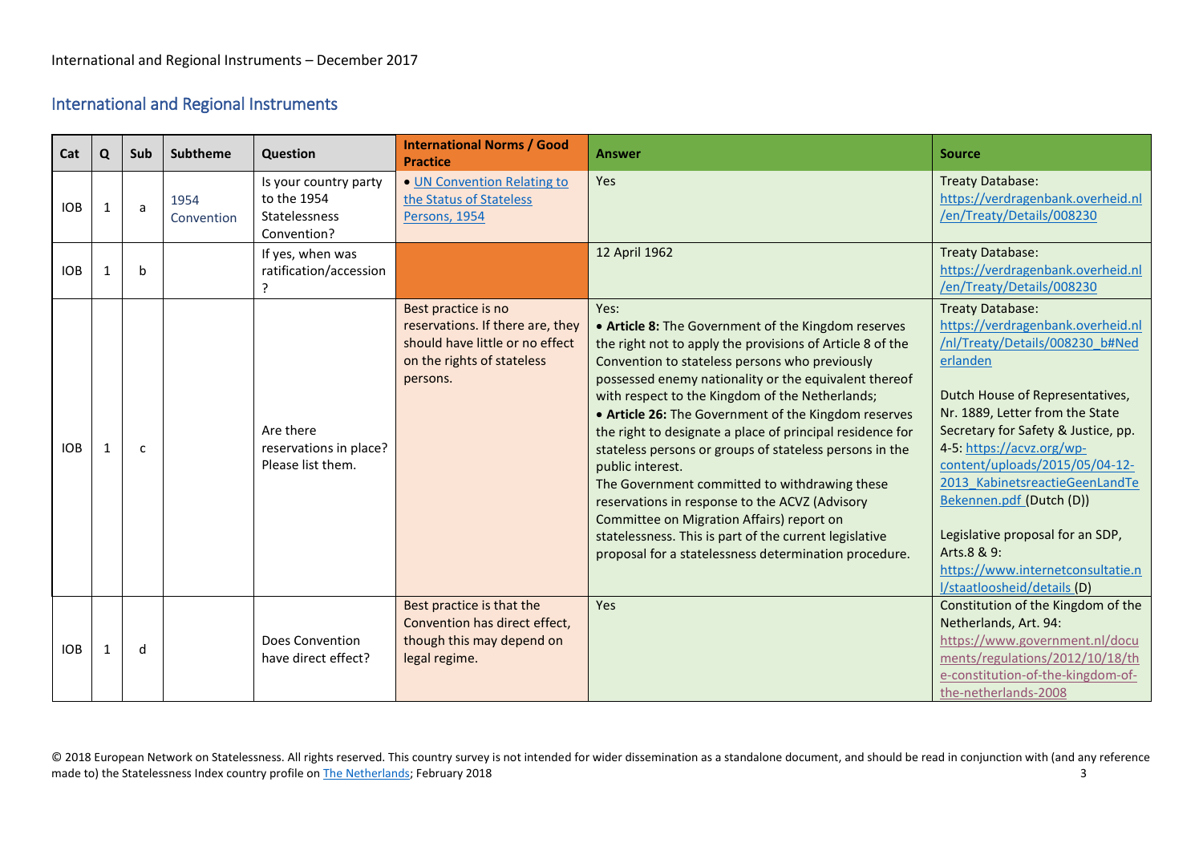## International and Regional Instruments

| Cat | Q | Sub | Subtheme | Question | International Norms / Good Practice | Answer | Source |
|---|---|---|---|---|---|---|---|
| IOB | 1 | a | 1954 Convention | Is your country party to the 1954 Statelessness Convention? | • UN Convention Relating to the Status of Stateless Persons, 1954 | Yes | Treaty Database: https://verdragenbank.overheid.nl/en/Treaty/Details/008230 |
| IOB | 1 | b | | If yes, when was ratification/accession? | | 12 April 1962 | Treaty Database: https://verdragenbank.overheid.nl/en/Treaty/Details/008230 |
| IOB | 1 | c | | Are there reservations in place? Please list them. | Best practice is no reservations. If there are, they should have little or no effect on the rights of stateless persons. | Yes:<br>• **Article 8:** The Government of the Kingdom reserves the right not to apply the provisions of Article 8 of the Convention to stateless persons who previously possessed enemy nationality or the equivalent thereof with respect to the Kingdom of the Netherlands;<br>• **Article 26:** The Government of the Kingdom reserves the right to designate a place of principal residence for stateless persons or groups of stateless persons in the public interest.<br>The Government committed to withdrawing these reservations in response to the ACVZ (Advisory Committee on Migration Affairs) report on statelessness. This is part of the current legislative proposal for a statelessness determination procedure. | Treaty Database: https://verdragenbank.overheid.nl/nl/Treaty/Details/008230_b#Nederlanden<br><br>Dutch House of Representatives, Nr. 1889, Letter from the State Secretary for Safety & Justice, pp. 4-5: https://acvz.org/wp-content/uploads/2015/05/04-12-2013_KabinetsreactieGeenLandTeBekennen.pdf (Dutch (D))<br><br>Legislative proposal for an SDP, Arts.8 & 9: https://www.internetconsultatie.nl/staatloosheid/details (D) |
| IOB | 1 | d | | Does Convention have direct effect? | Best practice is that the Convention has direct effect, though this may depend on legal regime. | Yes | Constitution of the Kingdom of the Netherlands, Art. 94: https://www.government.nl/documents/regulations/2012/10/18/the-constitution-of-the-kingdom-of-the-netherlands-2008 |

© 2018 European Network on Statelessness. All rights reserved. This country survey is not intended for wider dissemination as a standalone document, and should be read in conjunction with (and any reference made to) the Statelessness Index country profile on The Netherlands; February 2018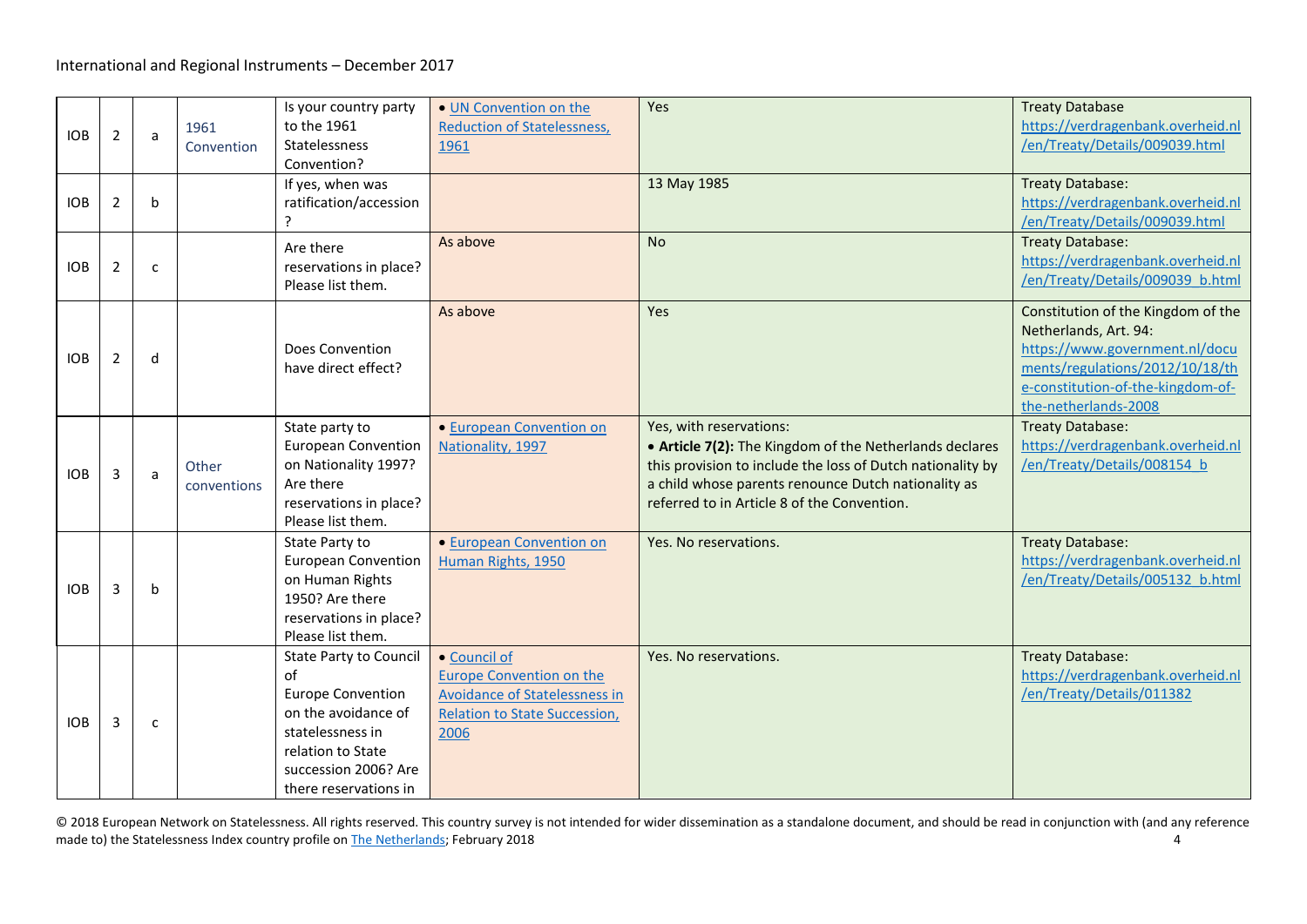International and Regional Instruments – December 2017

| | | | | | | | |
|---|---|---|---|---|---|---|---|
| IOB | 2 | a | 1961 Convention | Is your country party to the 1961 Statelessness Convention? | • [UN Convention on the Reduction of Statelessness, 1961]() | Yes | Treaty Database https://verdragenbank.overheid.nl/en/Treaty/Details/009039.html |
| IOB | 2 | b | | If yes, when was ratification/accession? | | 13 May 1985 | Treaty Database: https://verdragenbank.overheid.nl/en/Treaty/Details/009039.html |
| IOB | 2 | c | | Are there reservations in place? Please list them. | As above | No | Treaty Database: https://verdragenbank.overheid.nl/en/Treaty/Details/009039_b.html |
| IOB | 2 | d | | Does Convention have direct effect? | As above | Yes | Constitution of the Kingdom of the Netherlands, Art. 94: https://www.government.nl/documents/regulations/2012/10/18/the-constitution-of-the-kingdom-of-the-netherlands-2008 |
| IOB | 3 | a | Other conventions | State party to European Convention on Nationality 1997? Are there reservations in place? Please list them. | • [European Convention on Nationality, 1997]() | Yes, with reservations:<br>• **Article 7(2):** The Kingdom of the Netherlands declares this provision to include the loss of Dutch nationality by a child whose parents renounce Dutch nationality as referred to in Article 8 of the Convention. | Treaty Database: https://verdragenbank.overheid.nl/en/Treaty/Details/008154_b |
| IOB | 3 | b | | State Party to European Convention on Human Rights 1950? Are there reservations in place? Please list them. | • [European Convention on Human Rights, 1950]() | Yes. No reservations. | Treaty Database: https://verdragenbank.overheid.nl/en/Treaty/Details/005132_b.html |
| IOB | 3 | c | | State Party to Council of Europe Convention on the avoidance of statelessness in relation to State succession 2006? Are there reservations in | • [Council of Europe Convention on the Avoidance of Statelessness in Relation to State Succession, 2006]() | Yes. No reservations. | Treaty Database: https://verdragenbank.overheid.nl/en/Treaty/Details/011382 |

© 2018 European Network on Statelessness. All rights reserved. This country survey is not intended for wider dissemination as a standalone document, and should be read in conjunction with (and any reference made to) the Statelessness Index country profile on The Netherlands; February 2018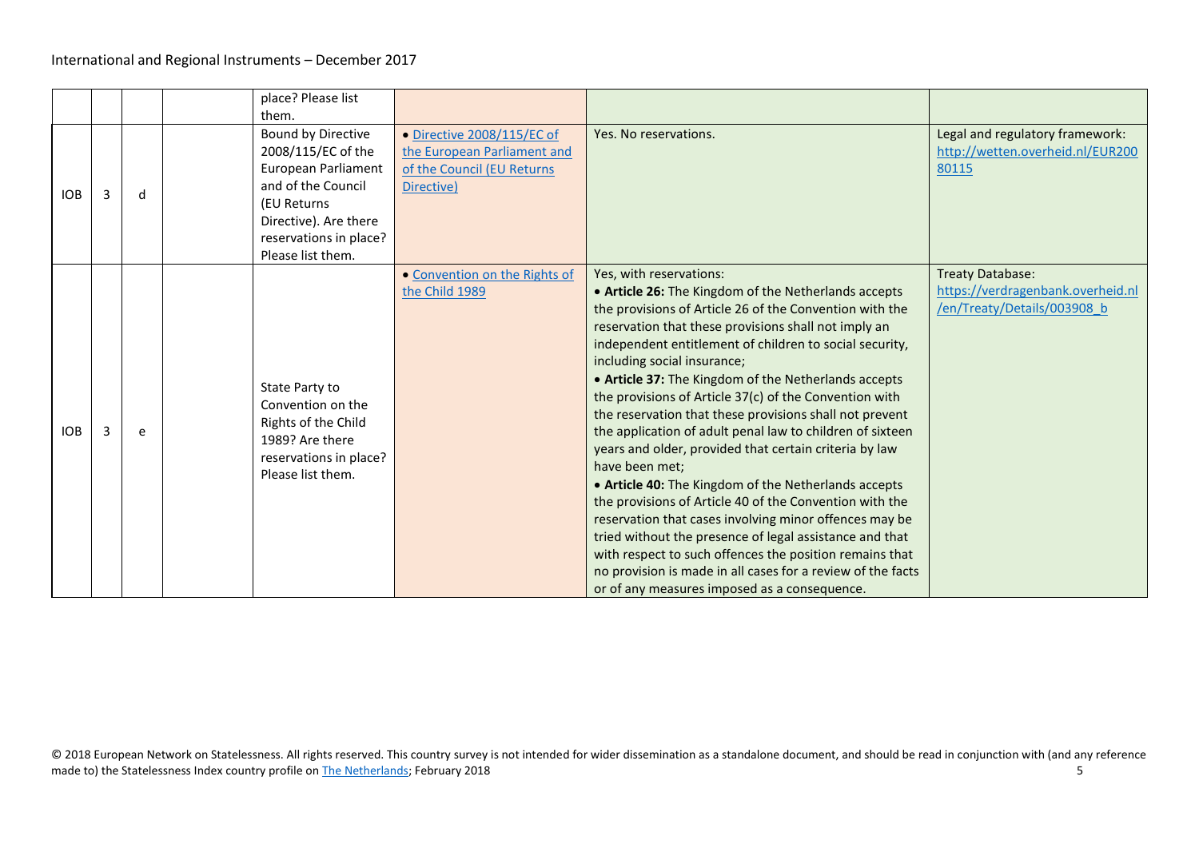|  |  |  |  | place? Please list them. |  |  |  |
|---|---|---|---|---|---|---|---|
| IOB | 3 | d |  | Bound by Directive 2008/115/EC of the European Parliament and of the Council (EU Returns Directive). Are there reservations in place? Please list them. | • [Directive 2008/115/EC of the European Parliament and of the Council (EU Returns Directive)]() | Yes. No reservations. | Legal and regulatory framework: [http://wetten.overheid.nl/EUR20080115](http://wetten.overheid.nl/EUR20080115) |
| IOB | 3 | e |  | State Party to Convention on the Rights of the Child 1989? Are there reservations in place? Please list them. | • [Convention on the Rights of the Child 1989]() | Yes, with reservations:<br>• **Article 26:** The Kingdom of the Netherlands accepts the provisions of Article 26 of the Convention with the reservation that these provisions shall not imply an independent entitlement of children to social security, including social insurance;<br>• **Article 37:** The Kingdom of the Netherlands accepts the provisions of Article 37(c) of the Convention with the reservation that these provisions shall not prevent the application of adult penal law to children of sixteen years and older, provided that certain criteria by law have been met;<br>• **Article 40:** The Kingdom of the Netherlands accepts the provisions of Article 40 of the Convention with the reservation that cases involving minor offences may be tried without the presence of legal assistance and that with respect to such offences the position remains that no provision is made in all cases for a review of the facts or of any measures imposed as a consequence. | Treaty Database: [https://verdragenbank.overheid.nl/en/Treaty/Details/003908_b](https://verdragenbank.overheid.nl/en/Treaty/Details/003908_b) |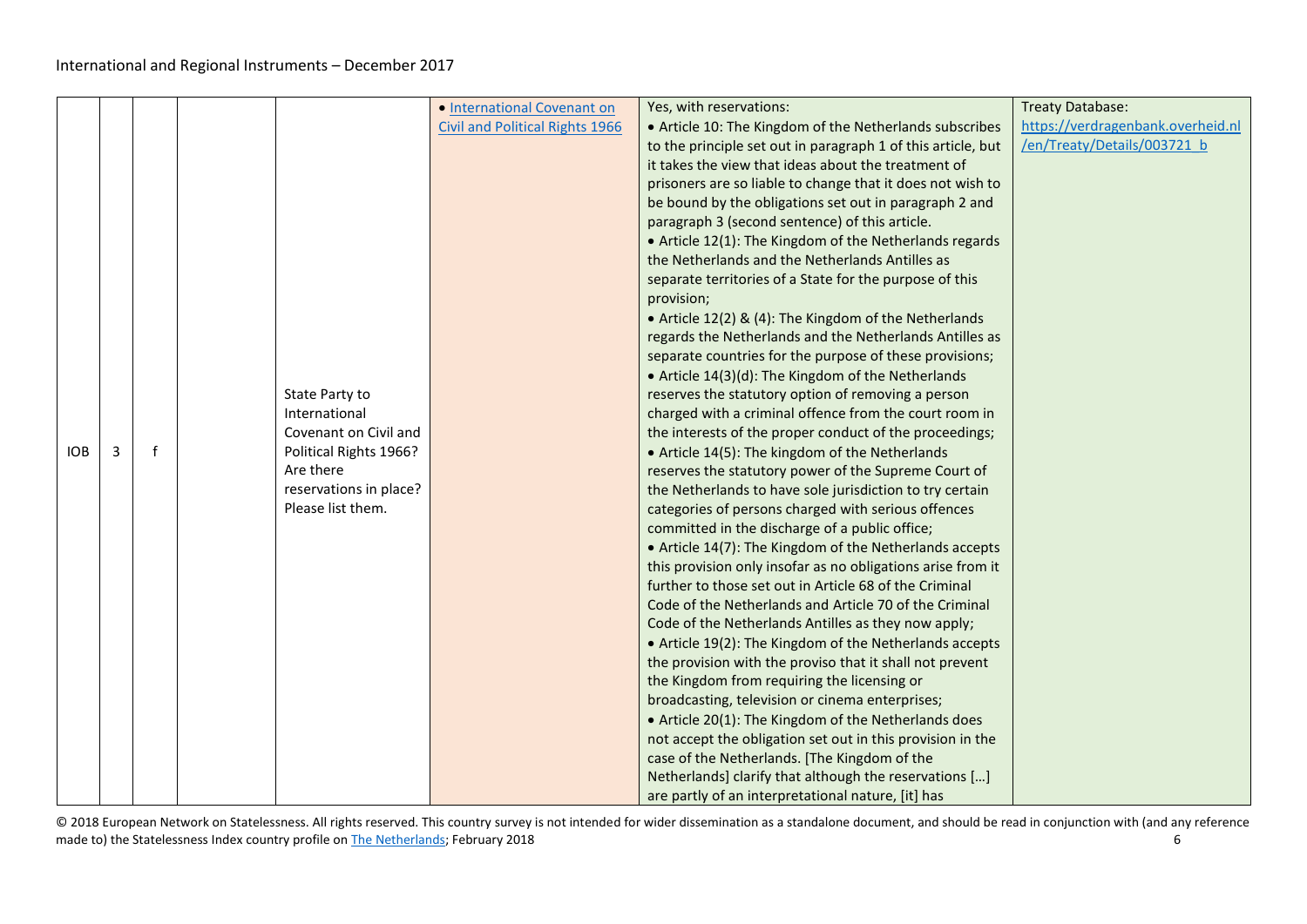| | | | | | | | |
|---|---|---|---|---|---|---|---|
| IOB | 3 | f | | State Party to International Covenant on Civil and Political Rights 1966? Are there reservations in place? Please list them. | • International Covenant on Civil and Political Rights 1966 | Yes, with reservations:<br>• Article 10: The Kingdom of the Netherlands subscribes to the principle set out in paragraph 1 of this article, but it takes the view that ideas about the treatment of prisoners are so liable to change that it does not wish to be bound by the obligations set out in paragraph 2 and paragraph 3 (second sentence) of this article.<br>• Article 12(1): The Kingdom of the Netherlands regards the Netherlands and the Netherlands Antilles as separate territories of a State for the purpose of this provision;<br>• Article 12(2) & (4): The Kingdom of the Netherlands regards the Netherlands and the Netherlands Antilles as separate countries for the purpose of these provisions;<br>• Article 14(3)(d): The Kingdom of the Netherlands reserves the statutory option of removing a person charged with a criminal offence from the court room in the interests of the proper conduct of the proceedings;<br>• Article 14(5): The kingdom of the Netherlands reserves the statutory power of the Supreme Court of the Netherlands to have sole jurisdiction to try certain categories of persons charged with serious offences committed in the discharge of a public office;<br>• Article 14(7): The Kingdom of the Netherlands accepts this provision only insofar as no obligations arise from it further to those set out in Article 68 of the Criminal Code of the Netherlands and Article 70 of the Criminal Code of the Netherlands Antilles as they now apply;<br>• Article 19(2): The Kingdom of the Netherlands accepts the provision with the proviso that it shall not prevent the Kingdom from requiring the licensing or broadcasting, television or cinema enterprises;<br>• Article 20(1): The Kingdom of the Netherlands does not accept the obligation set out in this provision in the case of the Netherlands. [The Kingdom of the Netherlands] clarify that although the reservations […] are partly of an interpretational nature, [it] has | Treaty Database: https://verdragenbank.overheid.nl/en/Treaty/Details/003721_b |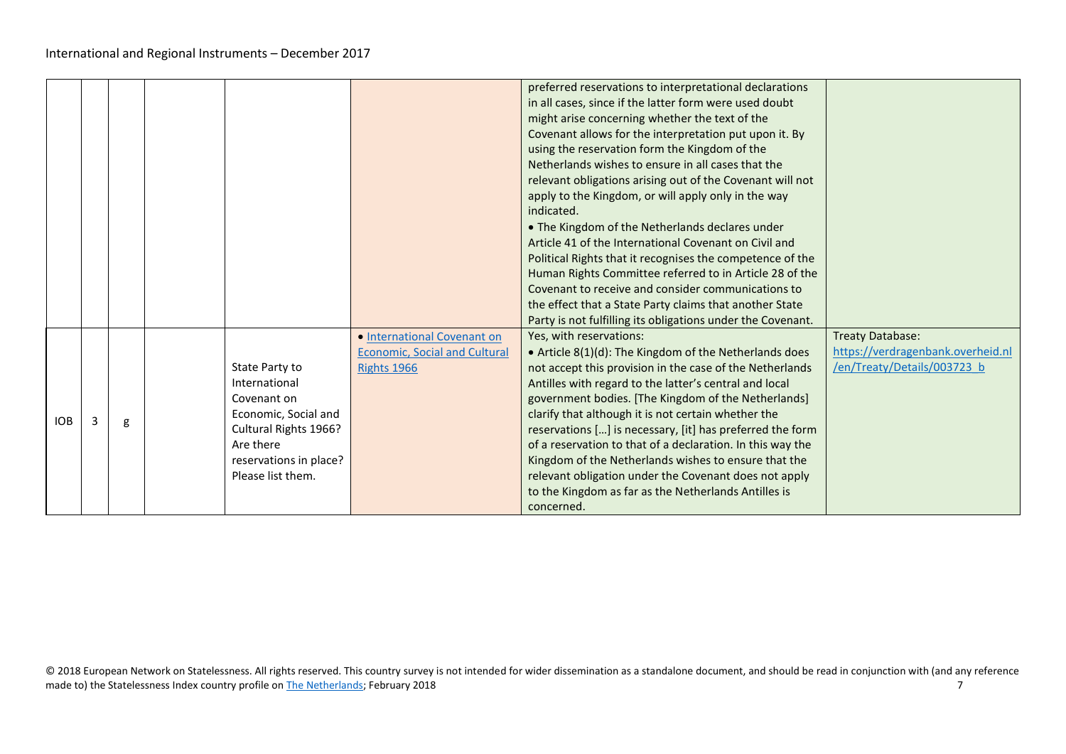|  |  |  |  |  |  |  |  |
|---|---|---|---|---|---|---|---|
|  |  |  |  |  |  | preferred reservations to interpretational declarations in all cases, since if the latter form were used doubt might arise concerning whether the text of the Covenant allows for the interpretation put upon it. By using the reservation form the Kingdom of the Netherlands wishes to ensure in all cases that the relevant obligations arising out of the Covenant will not apply to the Kingdom, or will apply only in the way indicated.<br>• The Kingdom of the Netherlands declares under Article 41 of the International Covenant on Civil and Political Rights that it recognises the competence of the Human Rights Committee referred to in Article 28 of the Covenant to receive and consider communications to the effect that a State Party claims that another State Party is not fulfilling its obligations under the Covenant. |  |
| IOB | 3 | g |  | State Party to International Covenant on Economic, Social and Cultural Rights 1966? Are there reservations in place? Please list them. | • [International Covenant on Economic, Social and Cultural Rights 1966]() | Yes, with reservations:<br>• Article 8(1)(d): The Kingdom of the Netherlands does not accept this provision in the case of the Netherlands Antilles with regard to the latter's central and local government bodies. [The Kingdom of the Netherlands] clarify that although it is not certain whether the reservations […] is necessary, [it] has preferred the form of a reservation to that of a declaration. In this way the Kingdom of the Netherlands wishes to ensure that the relevant obligation under the Covenant does not apply to the Kingdom as far as the Netherlands Antilles is concerned. | Treaty Database:<br>https://verdragenbank.overheid.nl/en/Treaty/Details/003723_b |

© 2018 European Network on Statelessness. All rights reserved. This country survey is not intended for wider dissemination as a standalone document, and should be read in conjunction with (and any reference made to) the Statelessness Index country profile on [The Netherlands](); February 2018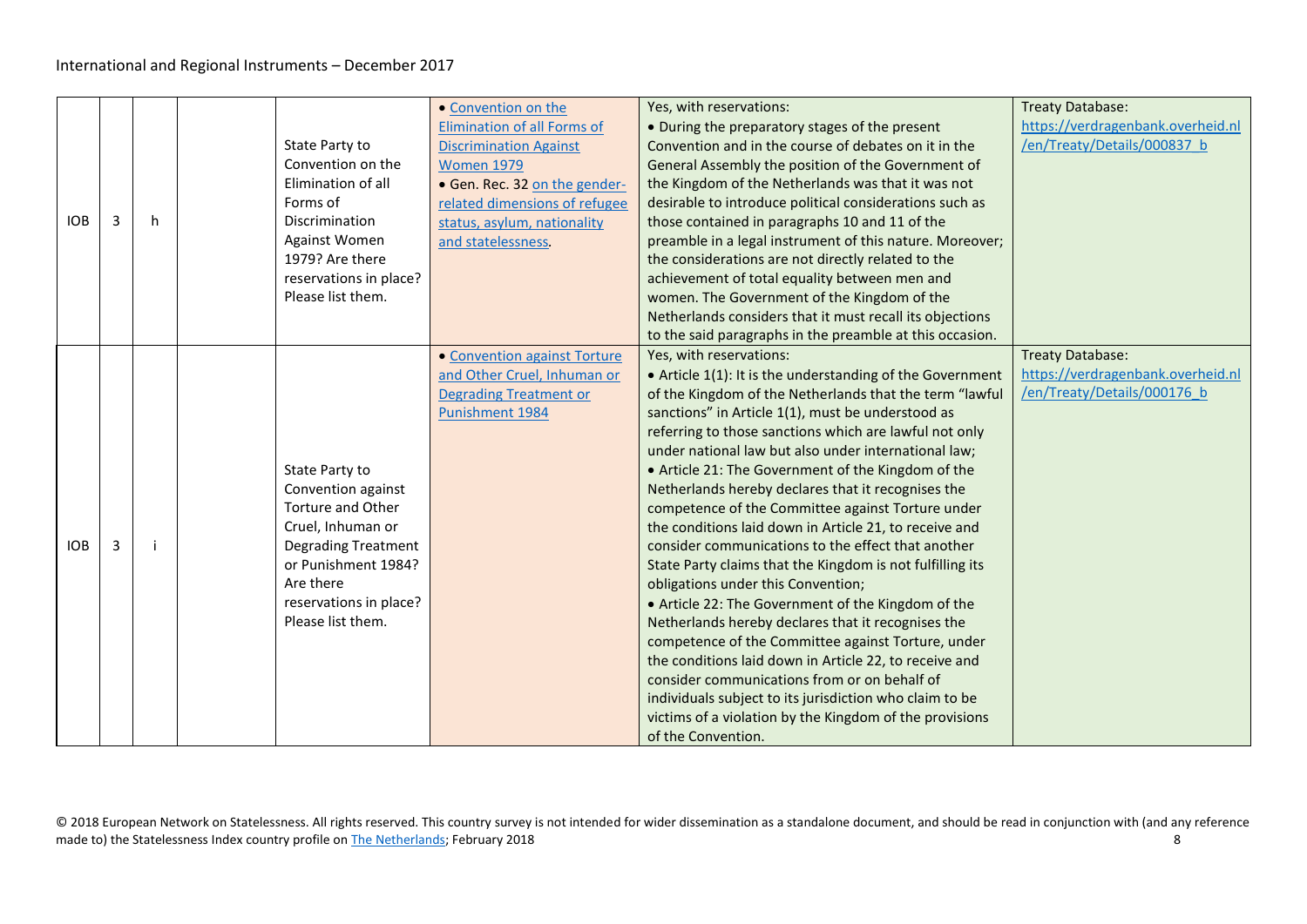| IOB | 3 | h | | State Party to Convention on the Elimination of all Forms of Discrimination Against Women 1979? Are there reservations in place? Please list them. | • Convention on the Elimination of all Forms of Discrimination Against Women 1979<br>• Gen. Rec. 32 on the gender-related dimensions of refugee status, asylum, nationality and statelessness. | Yes, with reservations:<br>• During the preparatory stages of the present Convention and in the course of debates on it in the General Assembly the position of the Government of the Kingdom of the Netherlands was that it was not desirable to introduce political considerations such as those contained in paragraphs 10 and 11 of the preamble in a legal instrument of this nature. Moreover; the considerations are not directly related to the achievement of total equality between men and women. The Government of the Kingdom of the Netherlands considers that it must recall its objections to the said paragraphs in the preamble at this occasion. | Treaty Database: https://verdragenbank.overheid.nl/en/Treaty/Details/000837_b |
|---|---|---|---|---|---|---|---|
| IOB | 3 | i | | State Party to Convention against Torture and Other Cruel, Inhuman or Degrading Treatment or Punishment 1984? Are there reservations in place? Please list them. | • Convention against Torture and Other Cruel, Inhuman or Degrading Treatment or Punishment 1984 | Yes, with reservations:<br>• Article 1(1): It is the understanding of the Government of the Kingdom of the Netherlands that the term "lawful sanctions" in Article 1(1), must be understood as referring to those sanctions which are lawful not only under national law but also under international law;<br>• Article 21: The Government of the Kingdom of the Netherlands hereby declares that it recognises the competence of the Committee against Torture under the conditions laid down in Article 21, to receive and consider communications to the effect that another State Party claims that the Kingdom is not fulfilling its obligations under this Convention;<br>• Article 22: The Government of the Kingdom of the Netherlands hereby declares that it recognises the competence of the Committee against Torture, under the conditions laid down in Article 22, to receive and consider communications from or on behalf of individuals subject to its jurisdiction who claim to be victims of a violation by the Kingdom of the provisions of the Convention. | Treaty Database: https://verdragenbank.overheid.nl/en/Treaty/Details/000176_b |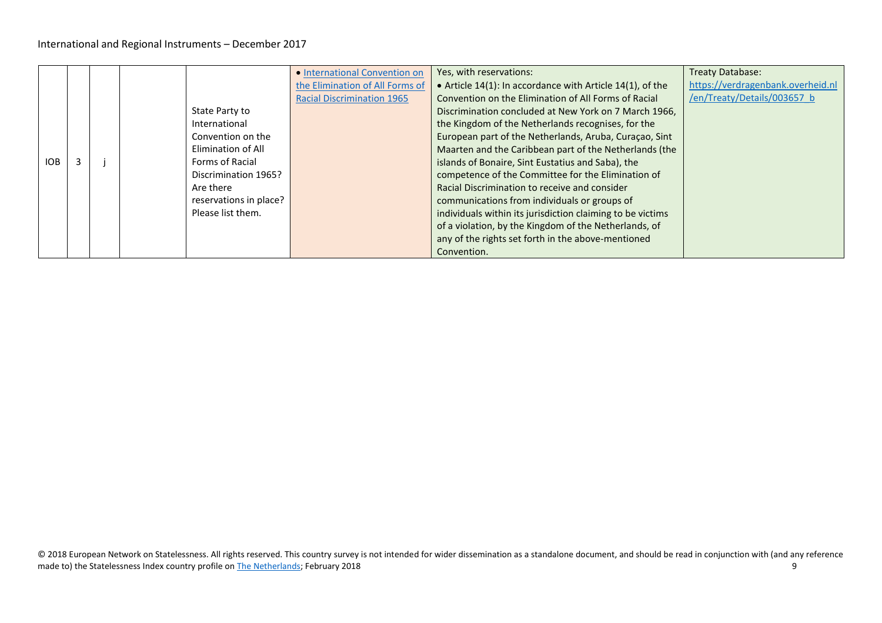| IOB | 3 | j | | State Party to International Convention on the Elimination of All Forms of Racial Discrimination 1965? Are there reservations in place? Please list them. | • [International Convention on the Elimination of All Forms of Racial Discrimination 1965]() | Yes, with reservations:<br>• Article 14(1): In accordance with Article 14(1), of the Convention on the Elimination of All Forms of Racial Discrimination concluded at New York on 7 March 1966, the Kingdom of the Netherlands recognises, for the European part of the Netherlands, Aruba, Curaçao, Sint Maarten and the Caribbean part of the Netherlands (the islands of Bonaire, Sint Eustatius and Saba), the competence of the Committee for the Elimination of Racial Discrimination to receive and consider communications from individuals or groups of individuals within its jurisdiction claiming to be victims of a violation, by the Kingdom of the Netherlands, of any of the rights set forth in the above-mentioned Convention. | Treaty Database: https://verdragenbank.overheid.nl/en/Treaty/Details/003657_b |
|---|---|---|---|---|---|---|---|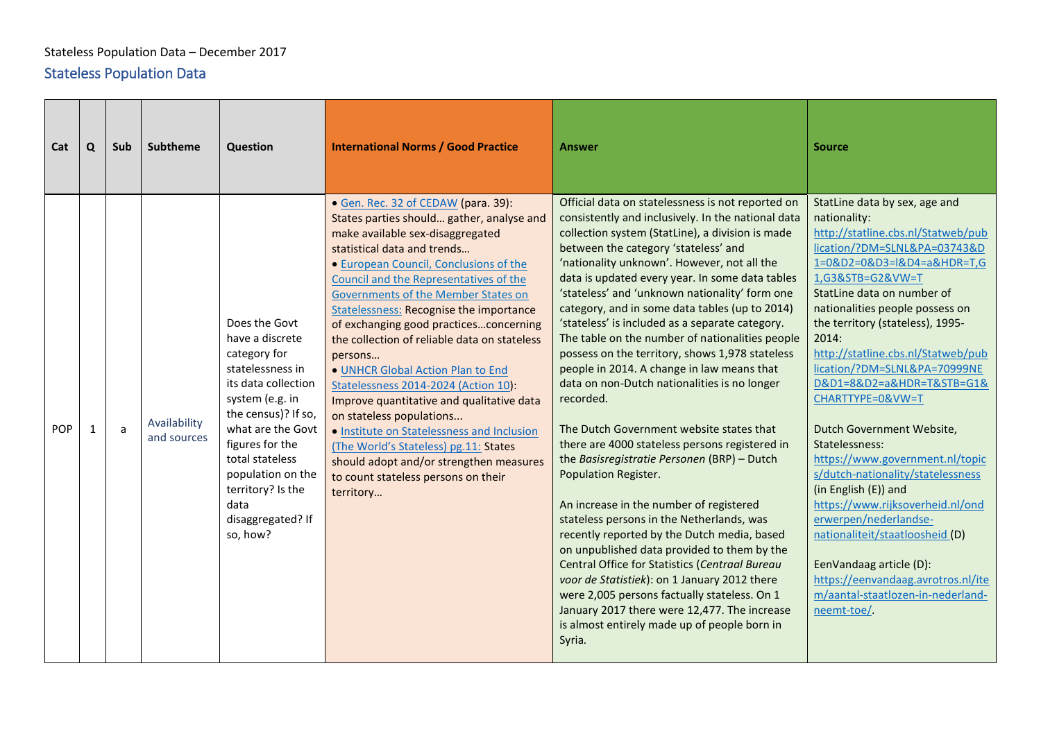Stateless Population Data – December 2017

## Stateless Population Data

| Cat | Q | Sub | Subtheme | Question | International Norms / Good Practice | Answer | Source |
|---|---|---|---|---|---|---|---|
| POP | 1 | a | Availability and sources | Does the Govt have a discrete category for statelessness in its data collection system (e.g. in the census)? If so, what are the Govt figures for the total stateless population on the territory? Is the data disaggregated? If so, how? | • Gen. Rec. 32 of CEDAW (para. 39): States parties should… gather, analyse and make available sex-disaggregated statistical data and trends… <br>• European Council, Conclusions of the Council and the Representatives of the Governments of the Member States on Statelessness: Recognise the importance of exchanging good practices…concerning the collection of reliable data on stateless persons… <br>• UNHCR Global Action Plan to End Statelessness 2014-2024 (Action 10): Improve quantitative and qualitative data on stateless populations... <br>• Institute on Statelessness and Inclusion (The World's Stateless) pg.11: States should adopt and/or strengthen measures to count stateless persons on their territory… | Official data on statelessness is not reported on consistently and inclusively. In the national data collection system (StatLine), a division is made between the category 'stateless' and 'nationality unknown'. However, not all the data is updated every year. In some data tables 'stateless' and 'unknown nationality' form one category, and in some data tables (up to 2014) 'stateless' is included as a separate category. The table on the number of nationalities people possess on the territory, shows 1,978 stateless people in 2014. A change in law means that data on non-Dutch nationalities is no longer recorded.<br><br>The Dutch Government website states that there are 4000 stateless persons registered in the *Basisregistratie Personen* (BRP) – Dutch Population Register.<br><br>An increase in the number of registered stateless persons in the Netherlands, was recently reported by the Dutch media, based on unpublished data provided to them by the Central Office for Statistics (*Centraal Bureau voor de Statistiek*): on 1 January 2012 there were 2,005 persons factually stateless. On 1 January 2017 there were 12,477. The increase is almost entirely made up of people born in Syria. | StatLine data by sex, age and nationality: http://statline.cbs.nl/Statweb/publication/?DM=SLNL&PA=03743&D1=0&D2=0&D3=l&D4=a&HDR=T,G1,G3&STB=G2&VW=T <br>StatLine data on number of nationalities people possess on the territory (stateless), 1995-2014: http://statline.cbs.nl/Statweb/publication/?DM=SLNL&PA=70999NED&D1=8&D2=a&HDR=T&STB=G1&CHARTTYPE=0&VW=T <br><br>Dutch Government Website, Statelessness: https://www.government.nl/topics/dutch-nationality/statelessness (in English (E)) and https://www.rijksoverheid.nl/onderwerpen/nederlandse-nationaliteit/staatloosheid (D)<br><br>EenVandaag article (D): https://eenvandaag.avrotros.nl/item/aantal-staatlozen-in-nederland-neemt-toe/. |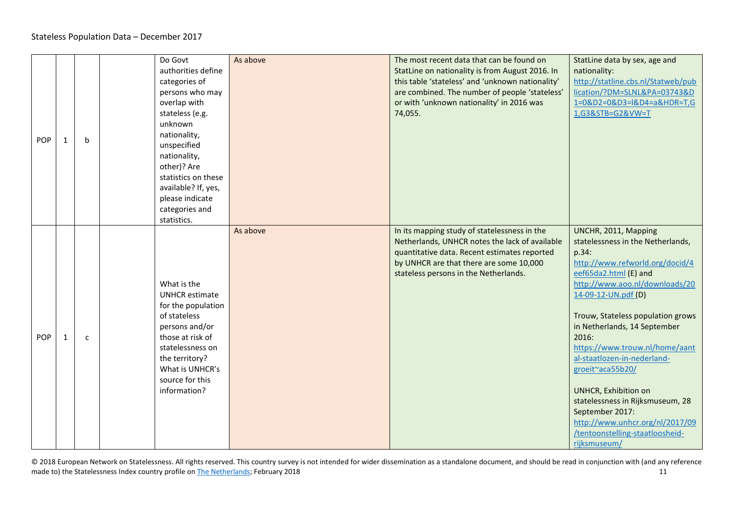Stateless Population Data – December 2017

| | | | | | | | |
|---|---|---|---|---|---|---|---|
| POP | 1 | b | | Do Govt authorities define categories of persons who may overlap with stateless (e.g. unknown nationality, unspecified nationality, other)? Are statistics on these available? If, yes, please indicate categories and statistics. | As above | The most recent data that can be found on StatLine on nationality is from August 2016. In this table 'stateless' and 'unknown nationality' are combined. The number of people 'stateless' or with 'unknown nationality' in 2016 was 74,055. | StatLine data by sex, age and nationality: http://statline.cbs.nl/Statweb/publication/?DM=SLNL&PA=03743&D1=0&D2=0&D3=l&D4=a&HDR=T,G1,G3&STB=G2&VW=T |
| POP | 1 | c | | What is the UNHCR estimate for the population of stateless persons and/or those at risk of statelessness on the territory? What is UNHCR's source for this information? | As above | In its mapping study of statelessness in the Netherlands, UNHCR notes the lack of available quantitative data. Recent estimates reported by UNHCR are that there are some 10,000 stateless persons in the Netherlands. | UNCHR, 2011, Mapping statelessness in the Netherlands, p.34: http://www.refworld.org/docid/4eef65da2.html (E) and http://www.aoo.nl/downloads/2014-09-12-UN.pdf (D)<br><br>Trouw, Stateless population grows in Netherlands, 14 September 2016: https://www.trouw.nl/home/aantal-staatlozen-in-nederland-groeit~aca55b20/<br><br>UNHCR, Exhibition on statelessness in Rijksmuseum, 28 September 2017: http://www.unhcr.org/nl/2017/09/tentoonstelling-staatloosheid-rijksmuseum/ |

© 2018 European Network on Statelessness. All rights reserved. This country survey is not intended for wider dissemination as a standalone document, and should be read in conjunction with (and any reference made to) the Statelessness Index country profile on The Netherlands; February 2018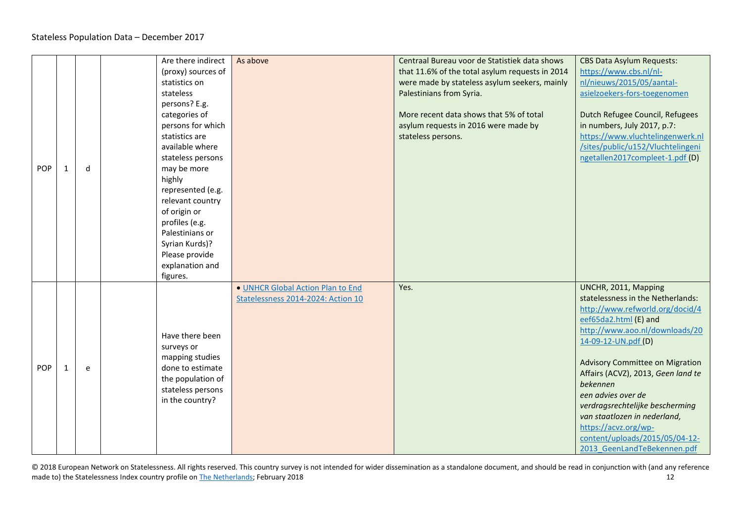| | | | | | | | |
|---|---|---|---|---|---|---|---|
| POP | 1 | d | | Are there indirect (proxy) sources of statistics on stateless persons? E.g. categories of persons for which statistics are available where stateless persons may be more highly represented (e.g. relevant country of origin or profiles (e.g. Palestinians or Syrian Kurds)? Please provide explanation and figures. | As above | Centraal Bureau voor de Statistiek data shows that 11.6% of the total asylum requests in 2014 were made by stateless asylum seekers, mainly Palestinians from Syria.<br><br>More recent data shows that 5% of total asylum requests in 2016 were made by stateless persons. | CBS Data Asylum Requests: https://www.cbs.nl/nl-nl/nieuws/2015/05/aantal-asielzoekers-fors-toegenomen<br><br>Dutch Refugee Council, Refugees in numbers, July 2017, p.7: https://www.vluchtelingenwerk.nl/sites/public/u152/Vluchtelingeningetallen2017compleet-1.pdf (D) |
| POP | 1 | e | | Have there been surveys or mapping studies done to estimate the population of stateless persons in the country? | • UNHCR Global Action Plan to End Statelessness 2014-2024: Action 10 | Yes. | UNCHR, 2011, Mapping statelessness in the Netherlands: http://www.refworld.org/docid/4eef65da2.html (E) and http://www.aoo.nl/downloads/2014-09-12-UN.pdf (D)<br><br>Advisory Committee on Migration Affairs (ACVZ), 2013, *Geen land te bekennen een advies over de verdragsrechtelijke bescherming van staatlozen in nederland,* https://acvz.org/wp-content/uploads/2015/05/04-12-2013_GeenLandTeBekennen.pdf |

© 2018 European Network on Statelessness. All rights reserved. This country survey is not intended for wider dissemination as a standalone document, and should be read in conjunction with (and any reference made to) the Statelessness Index country profile on The Netherlands; February 2018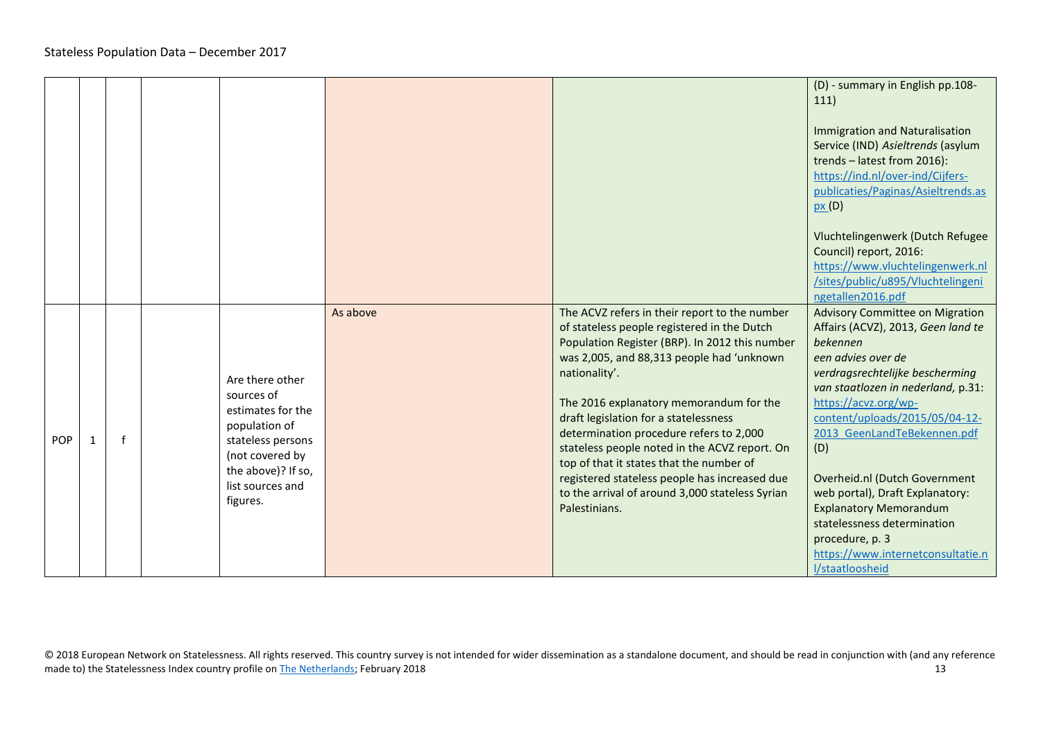| | | | | | | | |
|---|---|---|---|---|---|---|---|
| | | | | | | | (D) - summary in English pp.108-111)<br><br>Immigration and Naturalisation Service (IND) *Asieltrends* (asylum trends – latest from 2016): https://ind.nl/over-ind/Cijfers-publicaties/Paginas/Asieltrends.aspx (D)<br><br>Vluchtelingenwerk (Dutch Refugee Council) report, 2016: https://www.vluchtelingenwerk.nl/sites/public/u895/Vluchtelingeningetallen2016.pdf |
| POP | 1 | f | | Are there other sources of estimates for the population of stateless persons (not covered by the above)? If so, list sources and figures. | As above | The ACVZ refers in their report to the number of stateless people registered in the Dutch Population Register (BRP). In 2012 this number was 2,005, and 88,313 people had 'unknown nationality'.<br><br>The 2016 explanatory memorandum for the draft legislation for a statelessness determination procedure refers to 2,000 stateless people noted in the ACVZ report. On top of that it states that the number of registered stateless people has increased due to the arrival of around 3,000 stateless Syrian Palestinians. | Advisory Committee on Migration Affairs (ACVZ), 2013, *Geen land te bekennen een advies over de verdragsrechtelijke bescherming van staatlozen in nederland,* p.31: https://acvz.org/wp-content/uploads/2015/05/04-12-2013_GeenLandTeBekennen.pdf (D)<br><br>Overheid.nl (Dutch Government web portal), Draft Explanatory: Explanatory Memorandum statelessness determination procedure, p. 3 https://www.internetconsultatie.nl/staatloosheid |

© 2018 European Network on Statelessness. All rights reserved. This country survey is not intended for wider dissemination as a standalone document, and should be read in conjunction with (and any reference made to) the Statelessness Index country profile on The Netherlands; February 2018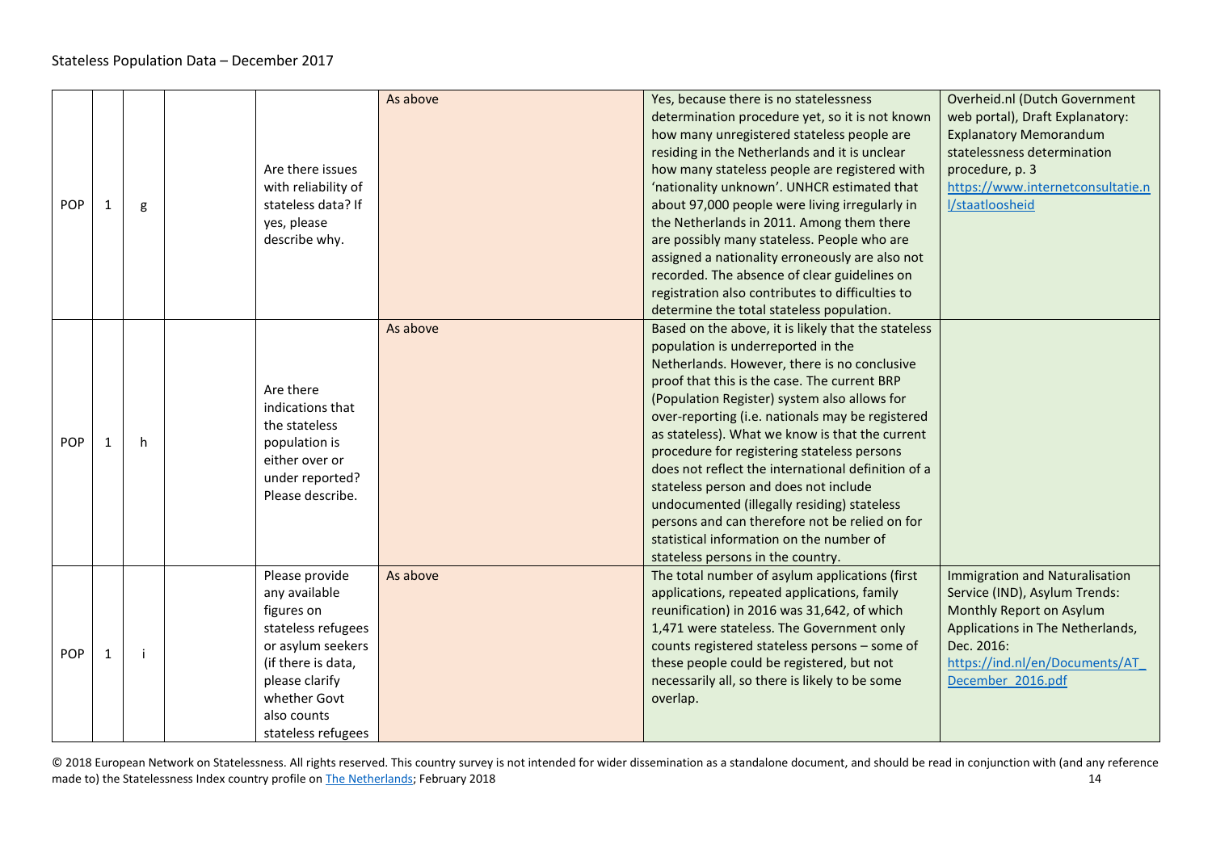| | | | | | | | |
|---|---|---|---|---|---|---|---|
| POP | 1 | g | | Are there issues with reliability of stateless data? If yes, please describe why. | As above | Yes, because there is no statelessness determination procedure yet, so it is not known how many unregistered stateless people are residing in the Netherlands and it is unclear how many stateless people are registered with 'nationality unknown'. UNHCR estimated that about 97,000 people were living irregularly in the Netherlands in 2011. Among them there are possibly many stateless. People who are assigned a nationality erroneously are also not recorded. The absence of clear guidelines on registration also contributes to difficulties to determine the total stateless population. | Overheid.nl (Dutch Government web portal), Draft Explanatory: Explanatory Memorandum statelessness determination procedure, p. 3 https://www.internetconsultatie.nl/staatloosheid |
| POP | 1 | h | | Are there indications that the stateless population is either over or under reported? Please describe. | As above | Based on the above, it is likely that the stateless population is underreported in the Netherlands. However, there is no conclusive proof that this is the case. The current BRP (Population Register) system also allows for over-reporting (i.e. nationals may be registered as stateless). What we know is that the current procedure for registering stateless persons does not reflect the international definition of a stateless person and does not include undocumented (illegally residing) stateless persons and can therefore not be relied on for statistical information on the number of stateless persons in the country. | |
| POP | 1 | i | | Please provide any available figures on stateless refugees or asylum seekers (if there is data, please clarify whether Govt also counts stateless refugees | As above | The total number of asylum applications (first applications, repeated applications, family reunification) in 2016 was 31,642, of which 1,471 were stateless. The Government only counts registered stateless persons – some of these people could be registered, but not necessarily all, so there is likely to be some overlap. | Immigration and Naturalisation Service (IND), Asylum Trends: Monthly Report on Asylum Applications in The Netherlands, Dec. 2016: https://ind.nl/en/Documents/AT_December_2016.pdf |

© 2018 European Network on Statelessness. All rights reserved. This country survey is not intended for wider dissemination as a standalone document, and should be read in conjunction with (and any reference made to) the Statelessness Index country profile on The Netherlands; February 2018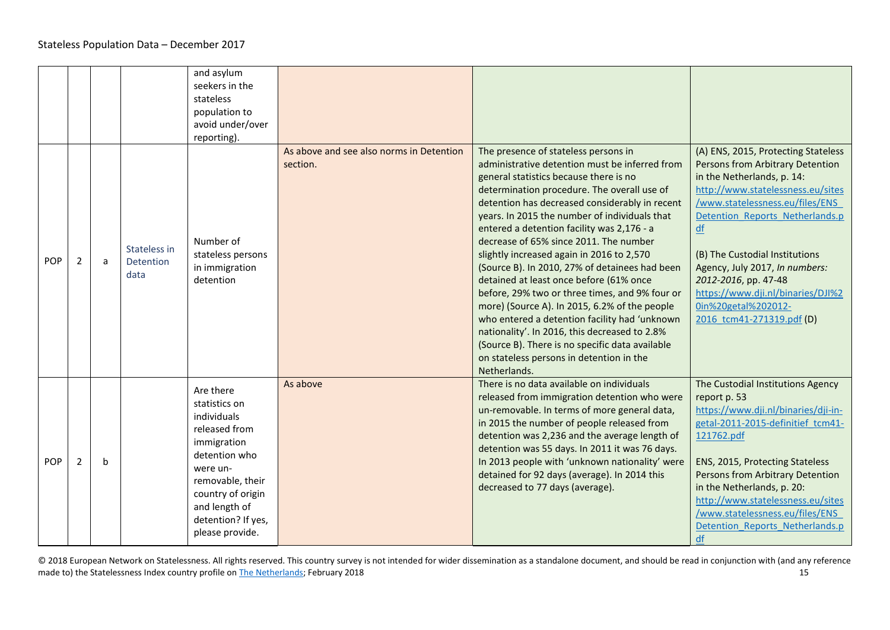| | | | | | | | |
|---|---|---|---|---|---|---|---|
| | | | | and asylum seekers in the stateless population to avoid under/over reporting). | | | |
| POP | 2 | a | Stateless in Detention data | Number of stateless persons in immigration detention | As above and see also norms in Detention section. | The presence of stateless persons in administrative detention must be inferred from general statistics because there is no determination procedure. The overall use of detention has decreased considerably in recent years. In 2015 the number of individuals that entered a detention facility was 2,176 - a decrease of 65% since 2011. The number slightly increased again in 2016 to 2,570 (Source B). In 2010, 27% of detainees had been detained at least once before (61% once before, 29% two or three times, and 9% four or more) (Source A). In 2015, 6.2% of the people who entered a detention facility had 'unknown nationality'. In 2016, this decreased to 2.8% (Source B). There is no specific data available on stateless persons in detention in the Netherlands. | (A) ENS, 2015, Protecting Stateless Persons from Arbitrary Detention in the Netherlands, p. 14: http://www.statelessness.eu/sites/www.statelessness.eu/files/ENS_Detention_Reports_Netherlands.pdf<br><br>(B) The Custodial Institutions Agency, July 2017, *In numbers: 2012-2016*, pp. 47-48 https://www.dji.nl/binaries/DJI%20in%20getal%202012-2016_tcm41-271319.pdf (D) |
| POP | 2 | b | | Are there statistics on individuals released from immigration detention who were un-removable, their country of origin and length of detention? If yes, please provide. | As above | There is no data available on individuals released from immigration detention who were un-removable. In terms of more general data, in 2015 the number of people released from detention was 2,236 and the average length of detention was 55 days. In 2011 it was 76 days. In 2013 people with 'unknown nationality' were detained for 92 days (average). In 2014 this decreased to 77 days (average). | The Custodial Institutions Agency report p. 53 https://www.dji.nl/binaries/dji-in-getal-2011-2015-definitief_tcm41-121762.pdf<br><br>ENS, 2015, Protecting Stateless Persons from Arbitrary Detention in the Netherlands, p. 20: http://www.statelessness.eu/sites/www.statelessness.eu/files/ENS_Detention_Reports_Netherlands.pdf |

© 2018 European Network on Statelessness. All rights reserved. This country survey is not intended for wider dissemination as a standalone document, and should be read in conjunction with (and any reference made to) the Statelessness Index country profile on The Netherlands; February 2018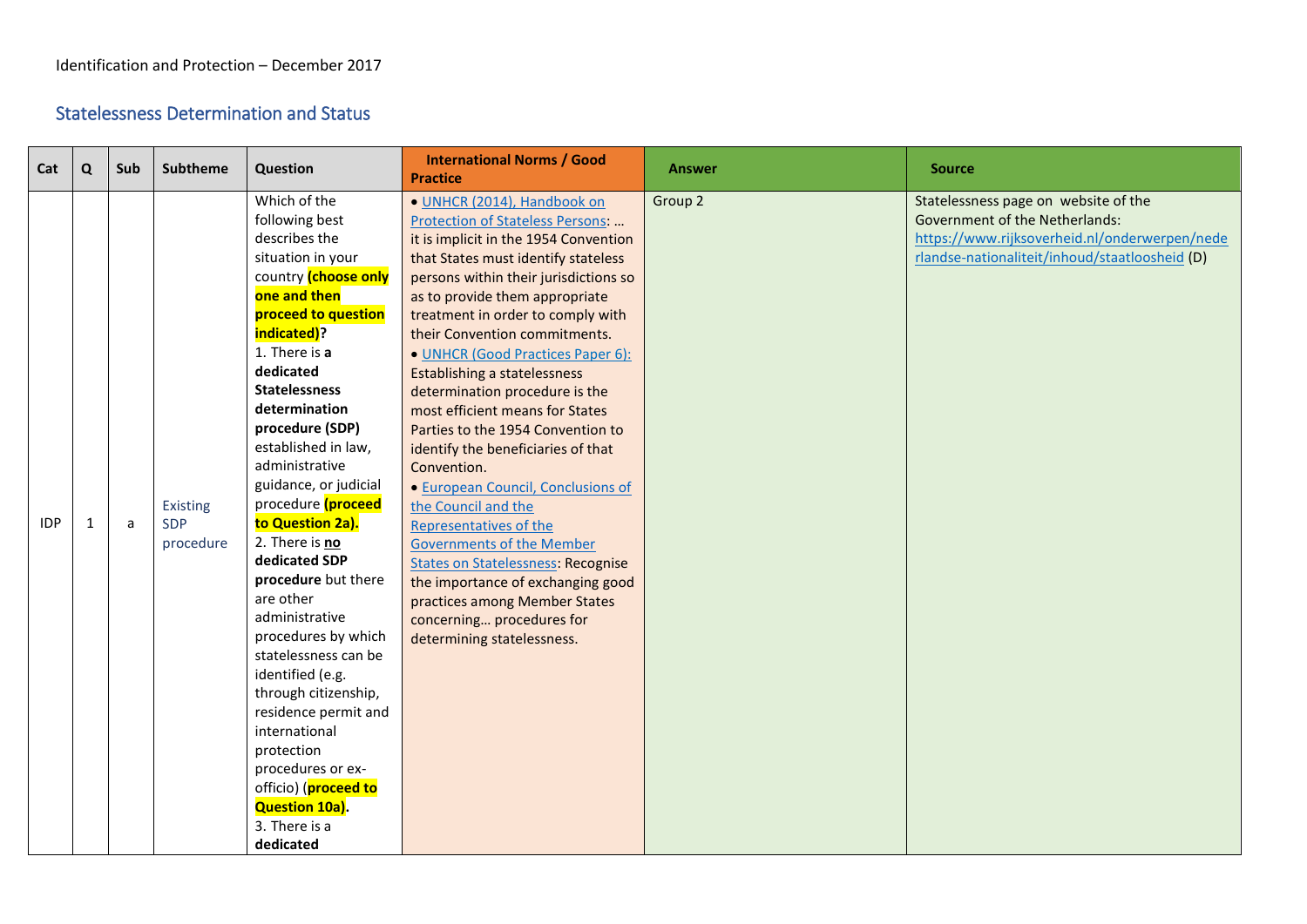Identification and Protection – December 2017

## Statelessness Determination and Status

| Cat | Q | Sub | Subtheme | Question | International Norms / Good Practice | Answer | Source |
|---|---|---|---|---|---|---|---|
| IDP | 1 | a | Existing SDP procedure | Which of the following best describes the situation in your country **(choose only one and then proceed to question indicated)**?<br>1. There is **a dedicated Statelessness determination procedure (SDP)** established in law, administrative guidance, or judicial procedure **(proceed to Question 2a).**<br>2. There is **no dedicated SDP procedure** but there are other administrative procedures by which statelessness can be identified (e.g. through citizenship, residence permit and international protection procedures or ex-officio) (**proceed to Question 10a)**.<br>3. There is a **dedicated** | • UNHCR (2014), Handbook on Protection of Stateless Persons: … it is implicit in the 1954 Convention that States must identify stateless persons within their jurisdictions so as to provide them appropriate treatment in order to comply with their Convention commitments.<br>• UNHCR (Good Practices Paper 6): Establishing a statelessness determination procedure is the most efficient means for States Parties to the 1954 Convention to identify the beneficiaries of that Convention.<br>• European Council, Conclusions of the Council and the Representatives of the Governments of the Member States on Statelessness: Recognise the importance of exchanging good practices among Member States concerning… procedures for determining statelessness. | Group 2 | Statelessness page on website of the Government of the Netherlands: https://www.rijksoverheid.nl/onderwerpen/nederlandse-nationaliteit/inhoud/staatloosheid (D) |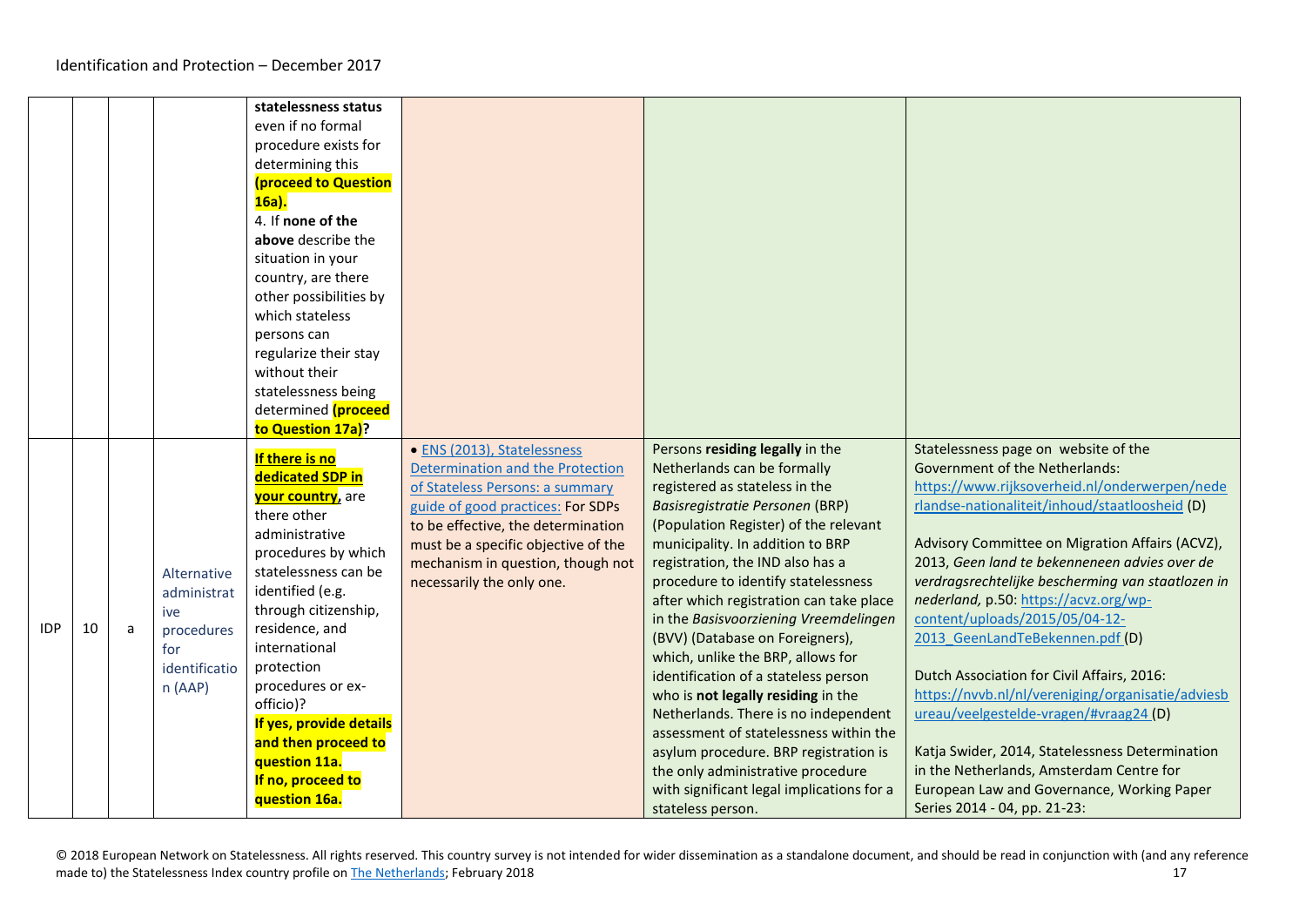| | | | | | | | |
|---|---|---|---|---|---|---|---|
| | | | | **statelessness status** even if no formal procedure exists for determining this **(proceed to Question 16a).**<br>4. If **none of the above** describe the situation in your country, are there other possibilities by which stateless persons can regularize their stay without their statelessness being determined **(proceed to Question 17a)**? | | | |
| IDP | 10 | a | Alternative administrative procedures for identification (AAP) | **If there is no dedicated SDP in your country**, are there other administrative procedures by which statelessness can be identified (e.g. through citizenship, residence, and international protection procedures or ex-officio)?<br>**If yes, provide details and then proceed to question 11a.**<br>**If no, proceed to question 16a.** | • [ENS (2013), Statelessness Determination and the Protection of Stateless Persons: a summary guide of good practices:](#) For SDPs to be effective, the determination must be a specific objective of the mechanism in question, though not necessarily the only one. | Persons **residing legally** in the Netherlands can be formally registered as stateless in the *Basisregistratie Personen* (BRP) (Population Register) of the relevant municipality. In addition to BRP registration, the IND also has a procedure to identify statelessness after which registration can take place in the *Basisvoorziening Vreemdelingen* (BVV) (Database on Foreigners), which, unlike the BRP, allows for identification of a stateless person who is **not legally residing** in the Netherlands. There is no independent assessment of statelessness within the asylum procedure. BRP registration is the only administrative procedure with significant legal implications for a stateless person. | Statelessness page on website of the Government of the Netherlands: https://www.rijksoverheid.nl/onderwerpen/nederlandse-nationaliteit/inhoud/staatloosheid (D)<br><br>Advisory Committee on Migration Affairs (ACVZ), 2013, *Geen land te bekenneneen advies over de verdragsrechtelijke bescherming van staatlozen in nederland,* p.50: https://acvz.org/wp-content/uploads/2015/05/04-12-2013_GeenLandTeBekennen.pdf (D)<br><br>Dutch Association for Civil Affairs, 2016: https://nvvb.nl/nl/vereniging/organisatie/adviesbureau/veelgestelde-vragen/#vraag24 (D)<br><br>Katja Swider, 2014, Statelessness Determination in the Netherlands, Amsterdam Centre for European Law and Governance, Working Paper Series 2014 - 04, pp. 21-23: |

© 2018 European Network on Statelessness. All rights reserved. This country survey is not intended for wider dissemination as a standalone document, and should be read in conjunction with (and any reference made to) the Statelessness Index country profile on [The Netherlands](#); February 2018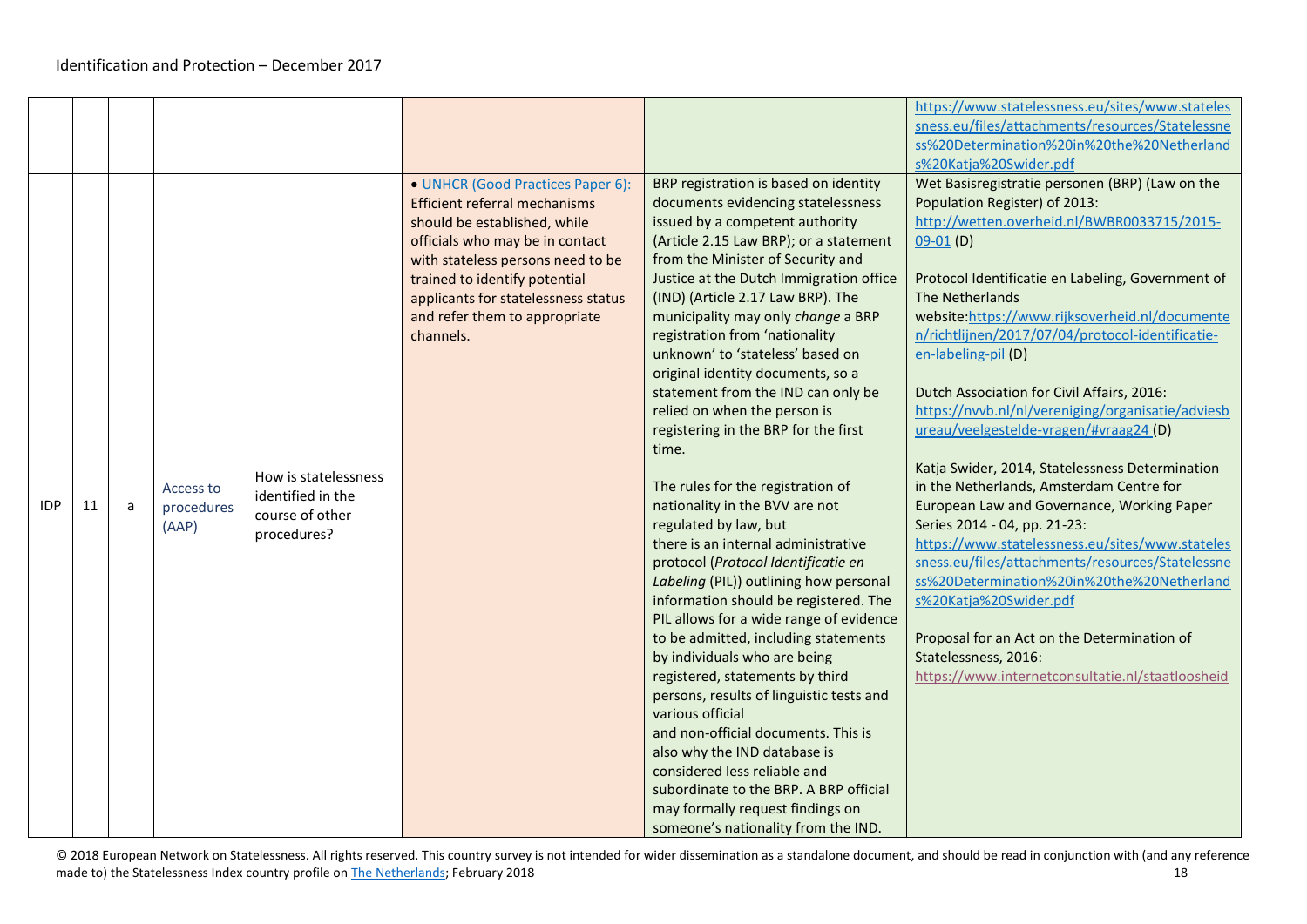| | | | | | | | |
|---|---|---|---|---|---|---|---|
| | | | | | | | https://www.statelessness.eu/sites/www.statelessness.eu/files/attachments/resources/Statelessness%20Determination%20in%20the%20Netherlands%20Katja%20Swider.pdf |
| IDP | 11 | a | Access to procedures (AAP) | How is statelessness identified in the course of other procedures? | • [UNHCR (Good Practices Paper 6):](#) Efficient referral mechanisms should be established, while officials who may be in contact with stateless persons need to be trained to identify potential applicants for statelessness status and refer them to appropriate channels. | BRP registration is based on identity documents evidencing statelessness issued by a competent authority (Article 2.15 Law BRP); or a statement from the Minister of Security and Justice at the Dutch Immigration office (IND) (Article 2.17 Law BRP). The municipality may only *change* a BRP registration from 'nationality unknown' to 'stateless' based on original identity documents, so a statement from the IND can only be relied on when the person is registering in the BRP for the first time.<br><br>The rules for the registration of nationality in the BVV are not regulated by law, but there is an internal administrative protocol (*Protocol Identificatie en Labeling* (PIL)) outlining how personal information should be registered. The PIL allows for a wide range of evidence to be admitted, including statements by individuals who are being registered, statements by third persons, results of linguistic tests and various official and non-official documents. This is also why the IND database is considered less reliable and subordinate to the BRP. A BRP official may formally request findings on someone's nationality from the IND. | Wet Basisregistratie personen (BRP) (Law on the Population Register) of 2013: http://wetten.overheid.nl/BWBR0033715/2015-09-01 (D)<br><br>Protocol Identificatie en Labeling, Government of The Netherlands website: https://www.rijksoverheid.nl/documenten/richtlijnen/2017/07/04/protocol-identificatie-en-labeling-pil (D)<br><br>Dutch Association for Civil Affairs, 2016: https://nvvb.nl/nl/vereniging/organisatie/adviesbureau/veelgestelde-vragen/#vraag24 (D)<br><br>Katja Swider, 2014, Statelessness Determination in the Netherlands, Amsterdam Centre for European Law and Governance, Working Paper Series 2014 - 04, pp. 21-23: https://www.statelessness.eu/sites/www.statelessness.eu/files/attachments/resources/Statelessness%20Determination%20in%20the%20Netherlands%20Katja%20Swider.pdf<br><br>Proposal for an Act on the Determination of Statelessness, 2016: https://www.internetconsultatie.nl/staatloosheid |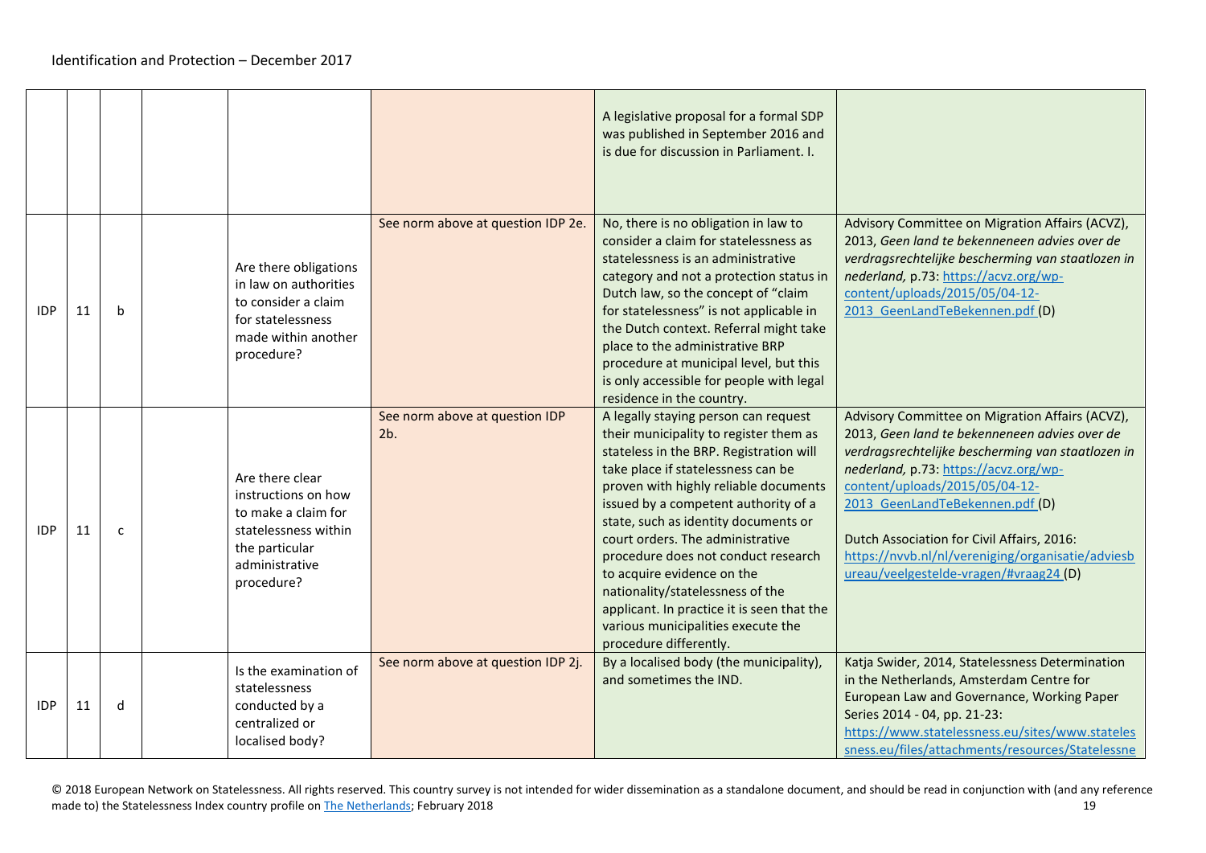| | | | | | | | |
|---|---|---|---|---|---|---|---|
| | | | | | | A legislative proposal for a formal SDP was published in September 2016 and is due for discussion in Parliament. I. | |
| IDP | 11 | b | | Are there obligations in law on authorities to consider a claim for statelessness made within another procedure? | See norm above at question IDP 2e. | No, there is no obligation in law to consider a claim for statelessness as statelessness is an administrative category and not a protection status in Dutch law, so the concept of "claim for statelessness" is not applicable in the Dutch context. Referral might take place to the administrative BRP procedure at municipal level, but this is only accessible for people with legal residence in the country. | Advisory Committee on Migration Affairs (ACVZ), 2013, *Geen land te bekenneneen advies over de verdragsrechtelijke bescherming van staatlozen in nederland,* p.73: https://acvz.org/wp-content/uploads/2015/05/04-12-2013_GeenLandTeBekennen.pdf (D) |
| IDP | 11 | c | | Are there clear instructions on how to make a claim for statelessness within the particular administrative procedure? | See norm above at question IDP 2b. | A legally staying person can request their municipality to register them as stateless in the BRP. Registration will take place if statelessness can be proven with highly reliable documents issued by a competent authority of a state, such as identity documents or court orders. The administrative procedure does not conduct research to acquire evidence on the nationality/statelessness of the applicant. In practice it is seen that the various municipalities execute the procedure differently. | Advisory Committee on Migration Affairs (ACVZ), 2013, *Geen land te bekenneneen advies over de verdragsrechtelijke bescherming van staatlozen in nederland,* p.73: https://acvz.org/wp-content/uploads/2015/05/04-12-2013_GeenLandTeBekennen.pdf (D)<br><br>Dutch Association for Civil Affairs, 2016: https://nvvb.nl/nl/vereniging/organisatie/adviesbureau/veelgestelde-vragen/#vraag24 (D) |
| IDP | 11 | d | | Is the examination of statelessness conducted by a centralized or localised body? | See norm above at question IDP 2j. | By a localised body (the municipality), and sometimes the IND. | Katja Swider, 2014, Statelessness Determination in the Netherlands, Amsterdam Centre for European Law and Governance, Working Paper Series 2014 - 04, pp. 21-23: https://www.statelessness.eu/sites/www.statelessness.eu/files/attachments/resources/Statelessne |

© 2018 European Network on Statelessness. All rights reserved. This country survey is not intended for wider dissemination as a standalone document, and should be read in conjunction with (and any reference made to) the Statelessness Index country profile on The Netherlands; February 2018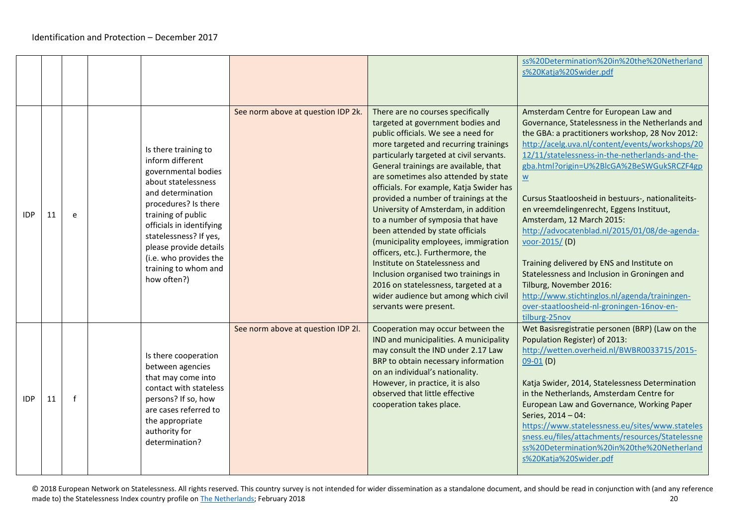| | | | | | | | |
|---|---|---|---|---|---|---|---|
| | | | | | | | ss%20Determination%20in%20the%20Netherland s%20Katja%20Swider.pdf |
| IDP | 11 | e | | Is there training to inform different governmental bodies about statelessness and determination procedures? Is there training of public officials in identifying statelessness? If yes, please provide details (i.e. who provides the training to whom and how often?) | See norm above at question IDP 2k. | There are no courses specifically targeted at government bodies and public officials. We see a need for more targeted and recurring trainings particularly targeted at civil servants. General trainings are available, that are sometimes also attended by state officials. For example, Katja Swider has provided a number of trainings at the University of Amsterdam, in addition to a number of symposia that have been attended by state officials (municipality employees, immigration officers, etc.). Furthermore, the Institute on Statelessness and Inclusion organised two trainings in 2016 on statelessness, targeted at a wider audience but among which civil servants were present. | Amsterdam Centre for European Law and Governance, Statelessness in the Netherlands and the GBA: a practitioners workshop, 28 Nov 2012: http://acelg.uva.nl/content/events/workshops/2012/11/statelessness-in-the-netherlands-and-the-gba.html?origin=U%2BlcGA%2BeSWGukSRCZF4gpw<br><br>Cursus Staatloosheid in bestuurs-, nationaliteits- en vreemdelingenrecht, Eggens Instituut, Amsterdam, 12 March 2015: http://advocatenblad.nl/2015/01/08/de-agenda-voor-2015/ (D)<br><br>Training delivered by ENS and Institute on Statelessness and Inclusion in Groningen and Tilburg, November 2016: http://www.stichtinglos.nl/agenda/trainingen-over-staatloosheid-nl-groningen-16nov-en-tilburg-25nov |
| IDP | 11 | f | | Is there cooperation between agencies that may come into contact with stateless persons? If so, how are cases referred to the appropriate authority for determination? | See norm above at question IDP 2l. | Cooperation may occur between the IND and municipalities. A municipality may consult the IND under 2.17 Law BRP to obtain necessary information on an individual's nationality. However, in practice, it is also observed that little effective cooperation takes place. | Wet Basisregistratie personen (BRP) (Law on the Population Register) of 2013: http://wetten.overheid.nl/BWBR0033715/2015-09-01 (D)<br><br>Katja Swider, 2014, Statelessness Determination in the Netherlands, Amsterdam Centre for European Law and Governance, Working Paper Series, 2014 – 04: https://www.statelessness.eu/sites/www.statelessness.eu/files/attachments/resources/Statelessness%20Determination%20in%20the%20Netherlands%20Katja%20Swider.pdf |

© 2018 European Network on Statelessness. All rights reserved. This country survey is not intended for wider dissemination as a standalone document, and should be read in conjunction with (and any reference made to) the Statelessness Index country profile on The Netherlands; February 2018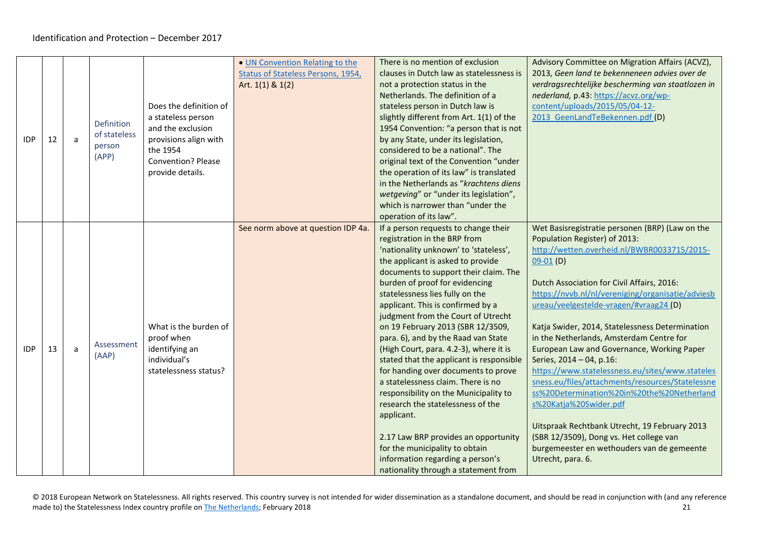| IDP | 12 | a | Definition of stateless person (APP) | Does the definition of a stateless person and the exclusion provisions align with the 1954 Convention? Please provide details. | • [UN Convention Relating to the Status of Stateless Persons, 1954,](#) Art. 1(1) & 1(2) | There is no mention of exclusion clauses in Dutch law as statelessness is not a protection status in the Netherlands. The definition of a stateless person in Dutch law is slightly different from Art. 1(1) of the 1954 Convention: "a person that is not by any State, under its legislation, considered to be a national". The original text of the Convention "under the operation of its law" is translated in the Netherlands as "*krachtens diens wetgeving*" or "under its legislation", which is narrower than "under the operation of its law". | Advisory Committee on Migration Affairs (ACVZ), 2013, *Geen land te bekenneneen advies over de verdragsrechtelijke bescherming van staatlozen in nederland,* p.43: https://acvz.org/wp-content/uploads/2015/05/04-12-2013_GeenLandTeBekennen.pdf (D) |
|---|---|---|---|---|---|---|---|
| IDP | 13 | a | Assessment (AAP) | What is the burden of proof when identifying an individual's statelessness status? | See norm above at question IDP 4a. | If a person requests to change their registration in the BRP from 'nationality unknown' to 'stateless', the applicant is asked to provide documents to support their claim. The burden of proof for evidencing statelessness lies fully on the applicant. This is confirmed by a judgment from the Court of Utrecht on 19 February 2013 (SBR 12/3509, para. 6), and by the Raad van State (High Court, para. 4.2-3), where it is stated that the applicant is responsible for handing over documents to prove a statelessness claim. There is no responsibility on the Municipality to research the statelessness of the applicant.<br><br>2.17 Law BRP provides an opportunity for the municipality to obtain information regarding a person's nationality through a statement from | Wet Basisregistratie personen (BRP) (Law on the Population Register) of 2013: http://wetten.overheid.nl/BWBR0033715/2015-09-01 (D)<br><br>Dutch Association for Civil Affairs, 2016: https://nvvb.nl/nl/vereniging/organisatie/adviesbureau/veelgestelde-vragen/#vraag24 (D)<br><br>Katja Swider, 2014, Statelessness Determination in the Netherlands, Amsterdam Centre for European Law and Governance, Working Paper Series, 2014 – 04, p.16: https://www.statelessness.eu/sites/www.statelessness.eu/files/attachments/resources/Statelessness%20Determination%20in%20the%20Netherlands%20Katja%20Swider.pdf<br><br>Uitspraak Rechtbank Utrecht, 19 February 2013 (SBR 12/3509), Dong vs. Het college van burgemeester en wethouders van de gemeente Utrecht, para. 6. |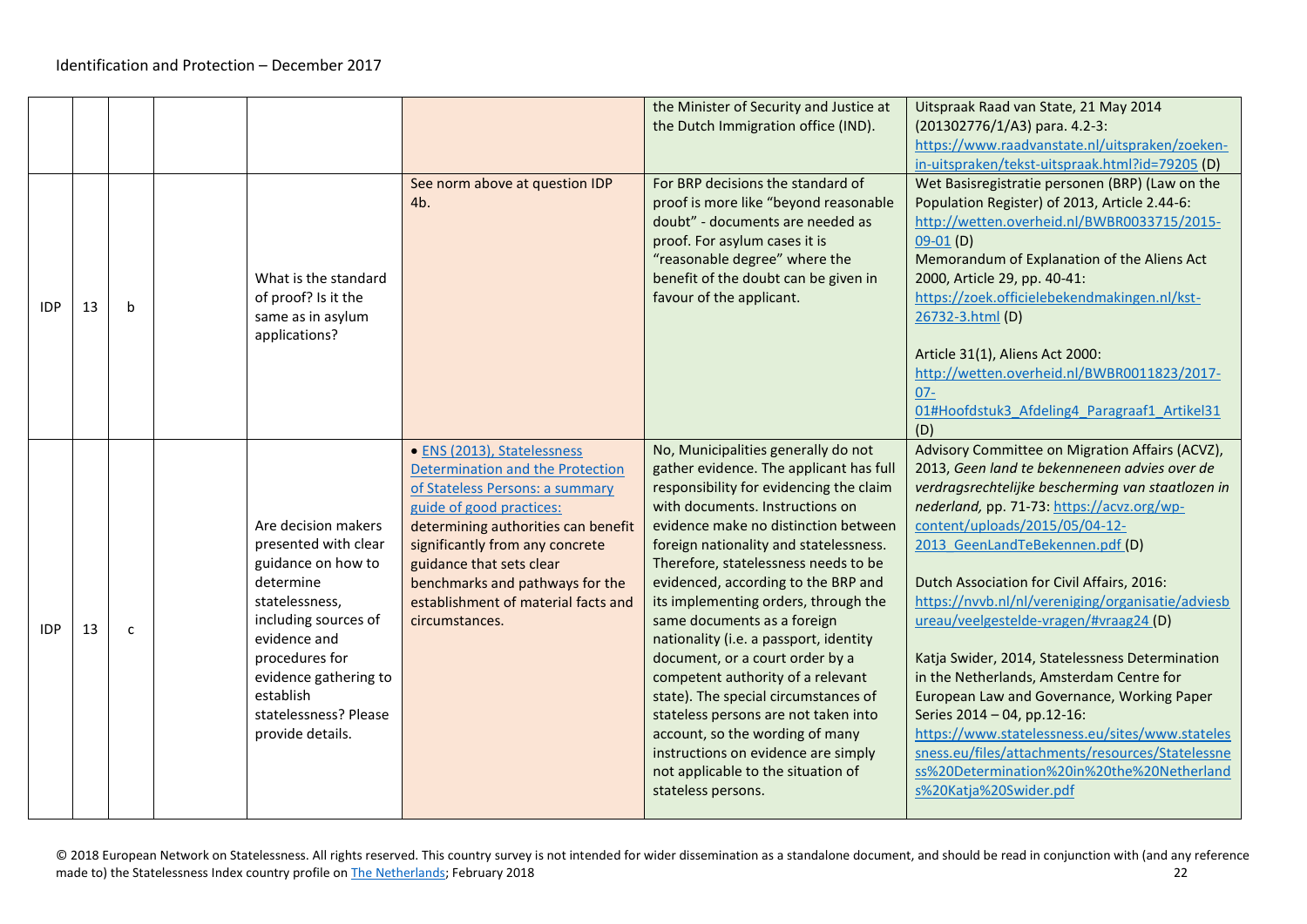| | | | | | | | |
|---|---|---|---|---|---|---|---|
| | | | | | | the Minister of Security and Justice at the Dutch Immigration office (IND). | Uitspraak Raad van State, 21 May 2014 (201302776/1/A3) para. 4.2-3: https://www.raadvanstate.nl/uitspraken/zoeken-in-uitspraken/tekst-uitspraak.html?id=79205 (D) |
| IDP | 13 | b | | What is the standard of proof? Is it the same as in asylum applications? | See norm above at question IDP 4b. | For BRP decisions the standard of proof is more like "beyond reasonable doubt" - documents are needed as proof. For asylum cases it is "reasonable degree" where the benefit of the doubt can be given in favour of the applicant. | Wet Basisregistratie personen (BRP) (Law on the Population Register) of 2013, Article 2.44-6: http://wetten.overheid.nl/BWBR0033715/2015-09-01 (D)<br>Memorandum of Explanation of the Aliens Act 2000, Article 29, pp. 40-41: https://zoek.officielebekendmakingen.nl/kst-26732-3.html (D)<br><br>Article 31(1), Aliens Act 2000: http://wetten.overheid.nl/BWBR0011823/2017-07-01#Hoofdstuk3_Afdeling4_Paragraaf1_Artikel31 (D) |
| IDP | 13 | c | | Are decision makers presented with clear guidance on how to determine statelessness, including sources of evidence and procedures for evidence gathering to establish statelessness? Please provide details. | • ENS (2013), Statelessness Determination and the Protection of Stateless Persons: a summary guide of good practices: determining authorities can benefit significantly from any concrete guidance that sets clear benchmarks and pathways for the establishment of material facts and circumstances. | No, Municipalities generally do not gather evidence. The applicant has full responsibility for evidencing the claim with documents. Instructions on evidence make no distinction between foreign nationality and statelessness. Therefore, statelessness needs to be evidenced, according to the BRP and its implementing orders, through the same documents as a foreign nationality (i.e. a passport, identity document, or a court order by a competent authority of a relevant state). The special circumstances of stateless persons are not taken into account, so the wording of many instructions on evidence are simply not applicable to the situation of stateless persons. | Advisory Committee on Migration Affairs (ACVZ), 2013, *Geen land te bekenneneen advies over de verdragsrechtelijke bescherming van staatlozen in nederland,* pp. 71-73: https://acvz.org/wp-content/uploads/2015/05/04-12-2013_GeenLandTeBekennen.pdf (D)<br><br>Dutch Association for Civil Affairs, 2016: https://nvvb.nl/nl/vereniging/organisatie/adviesbureau/veelgestelde-vragen/#vraag24 (D)<br><br>Katja Swider, 2014, Statelessness Determination in the Netherlands, Amsterdam Centre for European Law and Governance, Working Paper Series 2014 – 04, pp.12-16: https://www.statelessness.eu/sites/www.statelessness.eu/files/attachments/resources/Statelessness%20Determination%20in%20the%20Netherlands%20Katja%20Swider.pdf |

© 2018 European Network on Statelessness. All rights reserved. This country survey is not intended for wider dissemination as a standalone document, and should be read in conjunction with (and any reference made to) the Statelessness Index country profile on The Netherlands; February 2018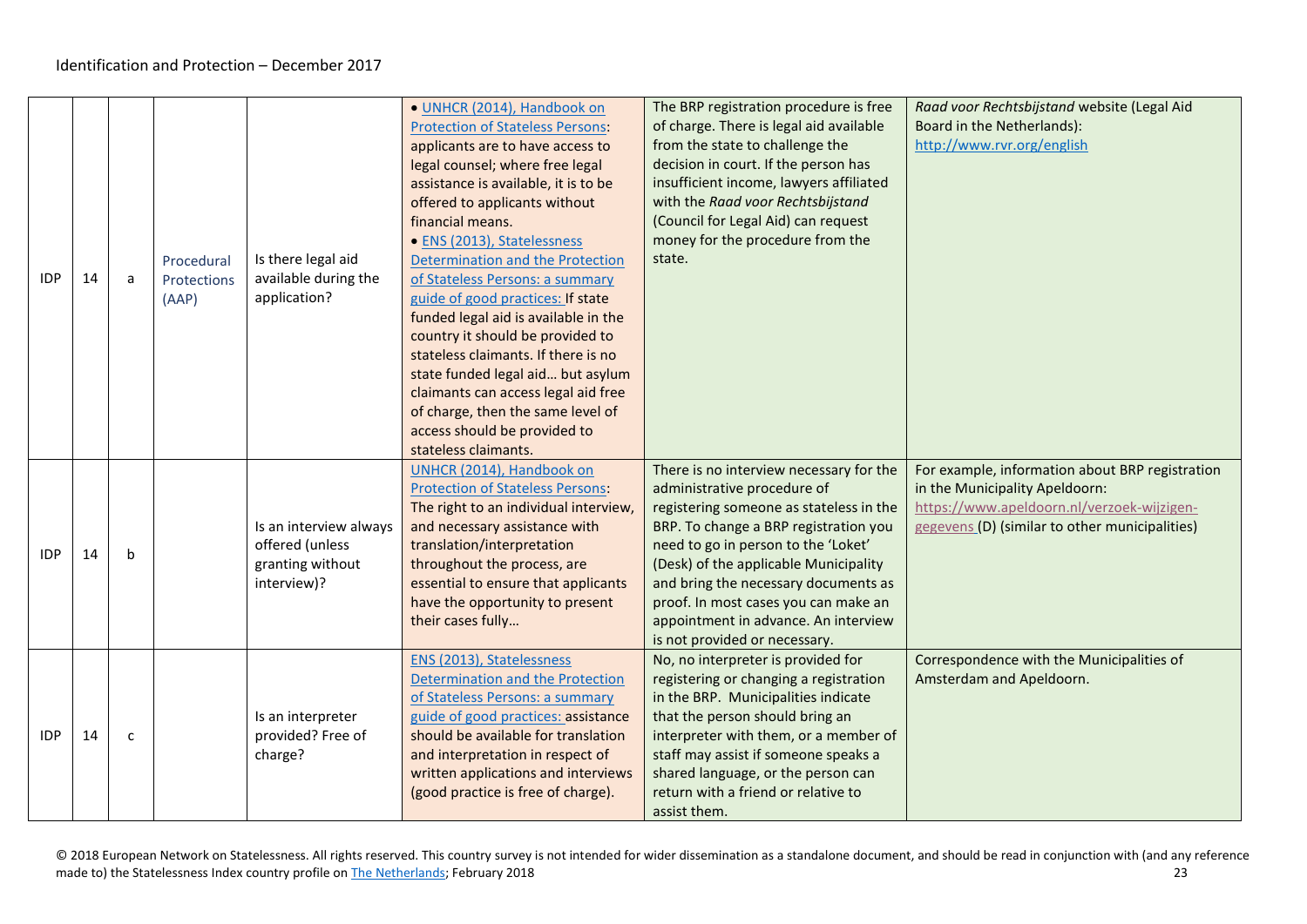| | | | | | | | |
|---|---|---|---|---|---|---|---|
| IDP | 14 | a | Procedural Protections (AAP) | Is there legal aid available during the application? | • UNHCR (2014), Handbook on Protection of Stateless Persons: applicants are to have access to legal counsel; where free legal assistance is available, it is to be offered to applicants without financial means. • ENS (2013), Statelessness Determination and the Protection of Stateless Persons: a summary guide of good practices: If state funded legal aid is available in the country it should be provided to stateless claimants. If there is no state funded legal aid… but asylum claimants can access legal aid free of charge, then the same level of access should be provided to stateless claimants. | The BRP registration procedure is free of charge. There is legal aid available from the state to challenge the decision in court. If the person has insufficient income, lawyers affiliated with the *Raad voor Rechtsbijstand* (Council for Legal Aid) can request money for the procedure from the state. | *Raad voor Rechtsbijstand* website (Legal Aid Board in the Netherlands): http://www.rvr.org/english |
| IDP | 14 | b | | Is an interview always offered (unless granting without interview)? | UNHCR (2014), Handbook on Protection of Stateless Persons: The right to an individual interview, and necessary assistance with translation/interpretation throughout the process, are essential to ensure that applicants have the opportunity to present their cases fully… | There is no interview necessary for the administrative procedure of registering someone as stateless in the BRP. To change a BRP registration you need to go in person to the 'Loket' (Desk) of the applicable Municipality and bring the necessary documents as proof. In most cases you can make an appointment in advance. An interview is not provided or necessary. | For example, information about BRP registration in the Municipality Apeldoorn: https://www.apeldoorn.nl/verzoek-wijzigen-gegevens (D) (similar to other municipalities) |
| IDP | 14 | c | | Is an interpreter provided? Free of charge? | ENS (2013), Statelessness Determination and the Protection of Stateless Persons: a summary guide of good practices: assistance should be available for translation and interpretation in respect of written applications and interviews (good practice is free of charge). | No, no interpreter is provided for registering or changing a registration in the BRP. Municipalities indicate that the person should bring an interpreter with them, or a member of staff may assist if someone speaks a shared language, or the person can return with a friend or relative to assist them. | Correspondence with the Municipalities of Amsterdam and Apeldoorn. |

© 2018 European Network on Statelessness. All rights reserved. This country survey is not intended for wider dissemination as a standalone document, and should be read in conjunction with (and any reference made to) the Statelessness Index country profile on The Netherlands; February 2018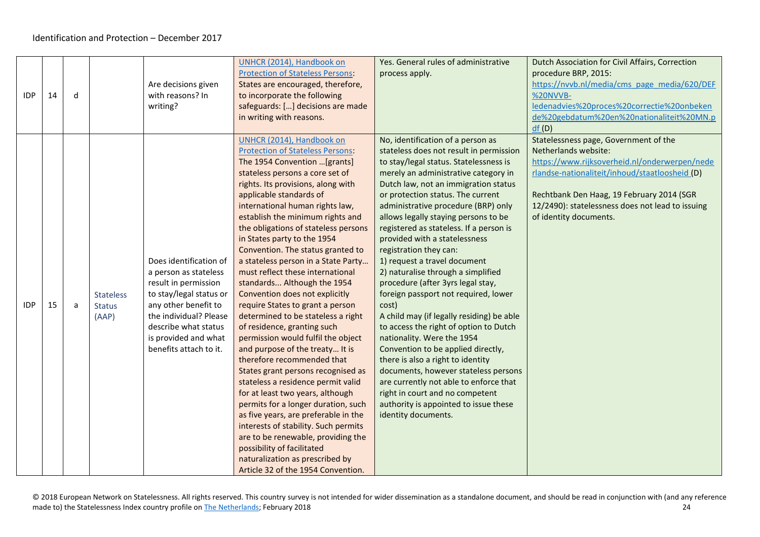| | | | | | | | |
|---|---|---|---|---|---|---|---|
| IDP | 14 | d | | Are decisions given with reasons? In writing? | UNHCR (2014), Handbook on Protection of Stateless Persons: States are encouraged, therefore, to incorporate the following safeguards: […] decisions are made in writing with reasons. | Yes. General rules of administrative process apply. | Dutch Association for Civil Affairs, Correction procedure BRP, 2015: https://nvvb.nl/media/cms_page_media/620/DEF%20NVVB-ledenadvies%20proces%20correctie%20onbekende%20gebdatum%20en%20nationaliteit%20MN.pdf (D) |
| IDP | 15 | a | Stateless Status (AAP) | Does identification of a person as stateless result in permission to stay/legal status or any other benefit to the individual? Please describe what status is provided and what benefits attach to it. | UNHCR (2014), Handbook on Protection of Stateless Persons: The 1954 Convention …[grants] stateless persons a core set of rights. Its provisions, along with applicable standards of international human rights law, establish the minimum rights and the obligations of stateless persons in States party to the 1954 Convention. The status granted to a stateless person in a State Party… must reflect these international standards... Although the 1954 Convention does not explicitly require States to grant a person determined to be stateless a right of residence, granting such permission would fulfil the object and purpose of the treaty… It is therefore recommended that States grant persons recognised as stateless a residence permit valid for at least two years, although permits for a longer duration, such as five years, are preferable in the interests of stability. Such permits are to be renewable, providing the possibility of facilitated naturalization as prescribed by Article 32 of the 1954 Convention. | No, identification of a person as stateless does not result in permission to stay/legal status. Statelessness is merely an administrative category in Dutch law, not an immigration status or protection status. The current administrative procedure (BRP) only allows legally staying persons to be registered as stateless. If a person is provided with a statelessness registration they can:<br>1) request a travel document<br>2) naturalise through a simplified procedure (after 3yrs legal stay, foreign passport not required, lower cost)<br>A child may (if legally residing) be able to access the right of option to Dutch nationality. Were the 1954 Convention to be applied directly, there is also a right to identity documents, however stateless persons are currently not able to enforce that right in court and no competent authority is appointed to issue these identity documents. | Statelessness page, Government of the Netherlands website: https://www.rijksoverheid.nl/onderwerpen/nederlandse-nationaliteit/inhoud/staatloosheid (D)<br><br>Rechtbank Den Haag, 19 February 2014 (SGR 12/2490): statelessness does not lead to issuing of identity documents. |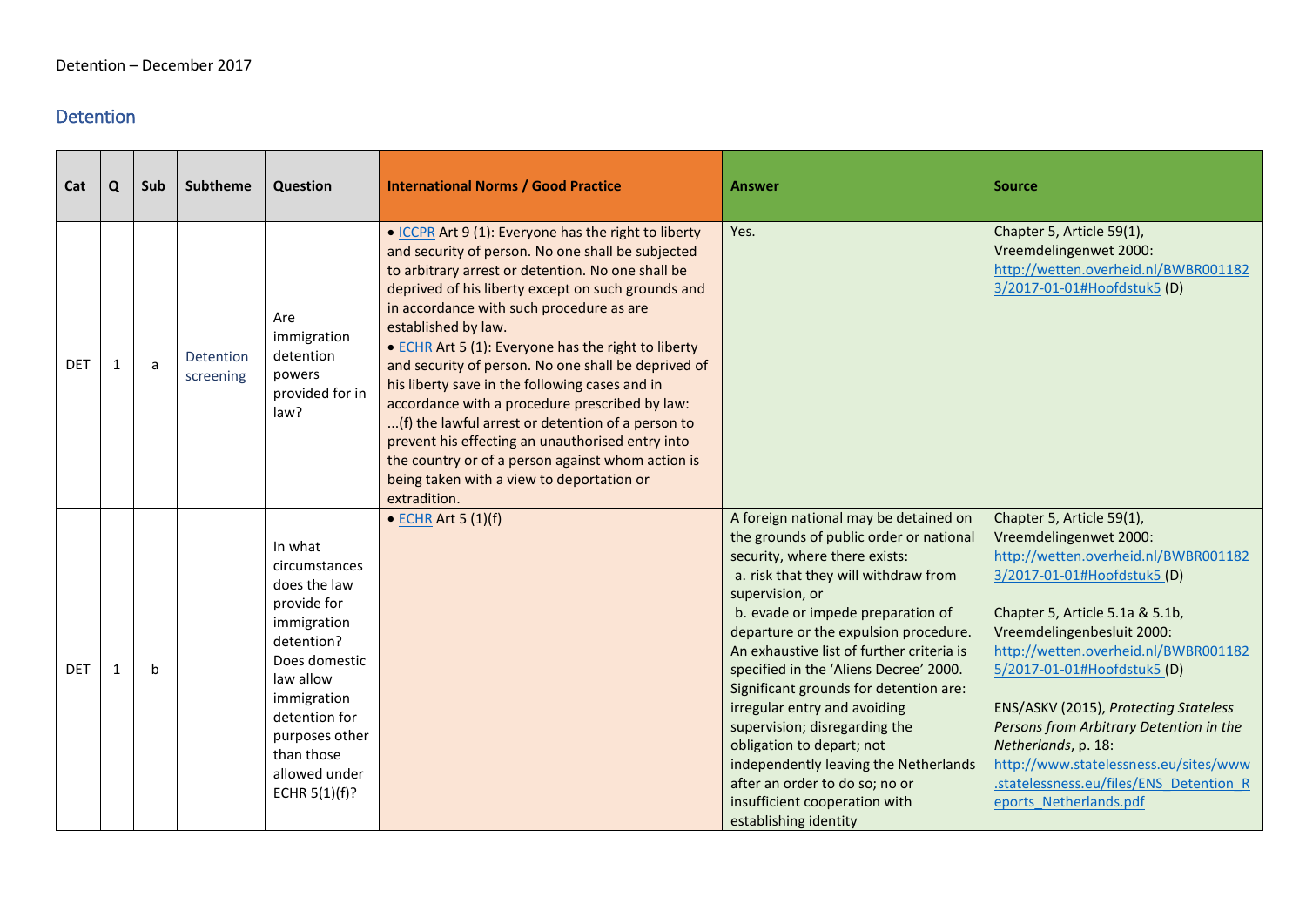Detention – December 2017

## Detention

| Cat | Q | Sub | Subtheme | Question | International Norms / Good Practice | Answer | Source |
|---|---|---|---|---|---|---|---|
| DET | 1 | a | Detention screening | Are immigration detention powers provided for in law? | • ICCPR Art 9 (1): Everyone has the right to liberty and security of person. No one shall be subjected to arbitrary arrest or detention. No one shall be deprived of his liberty except on such grounds and in accordance with such procedure as are established by law.<br>• ECHR Art 5 (1): Everyone has the right to liberty and security of person. No one shall be deprived of his liberty save in the following cases and in accordance with a procedure prescribed by law: ...(f) the lawful arrest or detention of a person to prevent his effecting an unauthorised entry into the country or of a person against whom action is being taken with a view to deportation or extradition. | Yes. | Chapter 5, Article 59(1), Vreemdelingenwet 2000: http://wetten.overheid.nl/BWBR0011823/2017-01-01#Hoofdstuk5 (D) |
| DET | 1 | b | | In what circumstances does the law provide for immigration detention? Does domestic law allow immigration detention for purposes other than those allowed under ECHR 5(1)(f)? | • ECHR Art 5 (1)(f) | A foreign national may be detained on the grounds of public order or national security, where there exists:<br>a. risk that they will withdraw from supervision, or<br>b. evade or impede preparation of departure or the expulsion procedure.<br>An exhaustive list of further criteria is specified in the 'Aliens Decree' 2000. Significant grounds for detention are: irregular entry and avoiding supervision; disregarding the obligation to depart; not independently leaving the Netherlands after an order to do so; no or insufficient cooperation with establishing identity | Chapter 5, Article 59(1), Vreemdelingenwet 2000: http://wetten.overheid.nl/BWBR0011823/2017-01-01#Hoofdstuk5 (D)<br><br>Chapter 5, Article 5.1a & 5.1b, Vreemdelingenbesluit 2000: http://wetten.overheid.nl/BWBR0011825/2017-01-01#Hoofdstuk5 (D)<br><br>ENS/ASKV (2015), *Protecting Stateless Persons from Arbitrary Detention in the Netherlands*, p. 18: http://www.statelessness.eu/sites/www.statelessness.eu/files/ENS_Detention_Reports_Netherlands.pdf |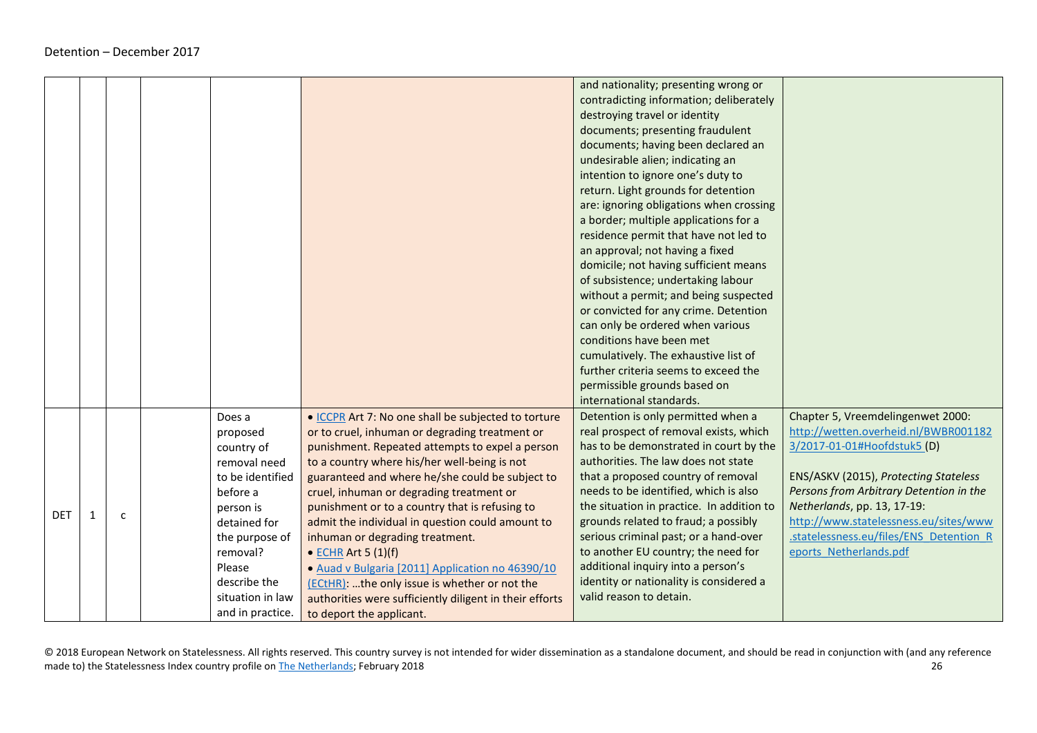| | | | | | | | |
|---|---|---|---|---|---|---|---|
| | | | | | | and nationality; presenting wrong or contradicting information; deliberately destroying travel or identity documents; presenting fraudulent documents; having been declared an undesirable alien; indicating an intention to ignore one's duty to return. Light grounds for detention are: ignoring obligations when crossing a border; multiple applications for a residence permit that have not led to an approval; not having a fixed domicile; not having sufficient means of subsistence; undertaking labour without a permit; and being suspected or convicted for any crime. Detention can only be ordered when various conditions have been met cumulatively. The exhaustive list of further criteria seems to exceed the permissible grounds based on international standards. | |
| DET | 1 | c | | Does a proposed country of removal need to be identified before a person is detained for the purpose of removal? Please describe the situation in law and in practice. | • ICCPR Art 7: No one shall be subjected to torture or to cruel, inhuman or degrading treatment or punishment. Repeated attempts to expel a person to a country where his/her well-being is not guaranteed and where he/she could be subject to cruel, inhuman or degrading treatment or punishment or to a country that is refusing to admit the individual in question could amount to inhuman or degrading treatment.<br>• ECHR Art 5 (1)(f)<br>• Auad v Bulgaria [2011] Application no 46390/10 (ECtHR): …the only issue is whether or not the authorities were sufficiently diligent in their efforts to deport the applicant. | Detention is only permitted when a real prospect of removal exists, which has to be demonstrated in court by the authorities. The law does not state that a proposed country of removal needs to be identified, which is also the situation in practice. In addition to grounds related to fraud; a possibly serious criminal past; or a hand-over to another EU country; the need for additional inquiry into a person's identity or nationality is considered a valid reason to detain. | Chapter 5, Vreemdelingenwet 2000: http://wetten.overheid.nl/BWBR0011823/2017-01-01#Hoofdstuk5 (D)<br><br>ENS/ASKV (2015), *Protecting Stateless Persons from Arbitrary Detention in the Netherlands*, pp. 13, 17-19: http://www.statelessness.eu/sites/www.statelessness.eu/files/ENS_Detention_Reports_Netherlands.pdf |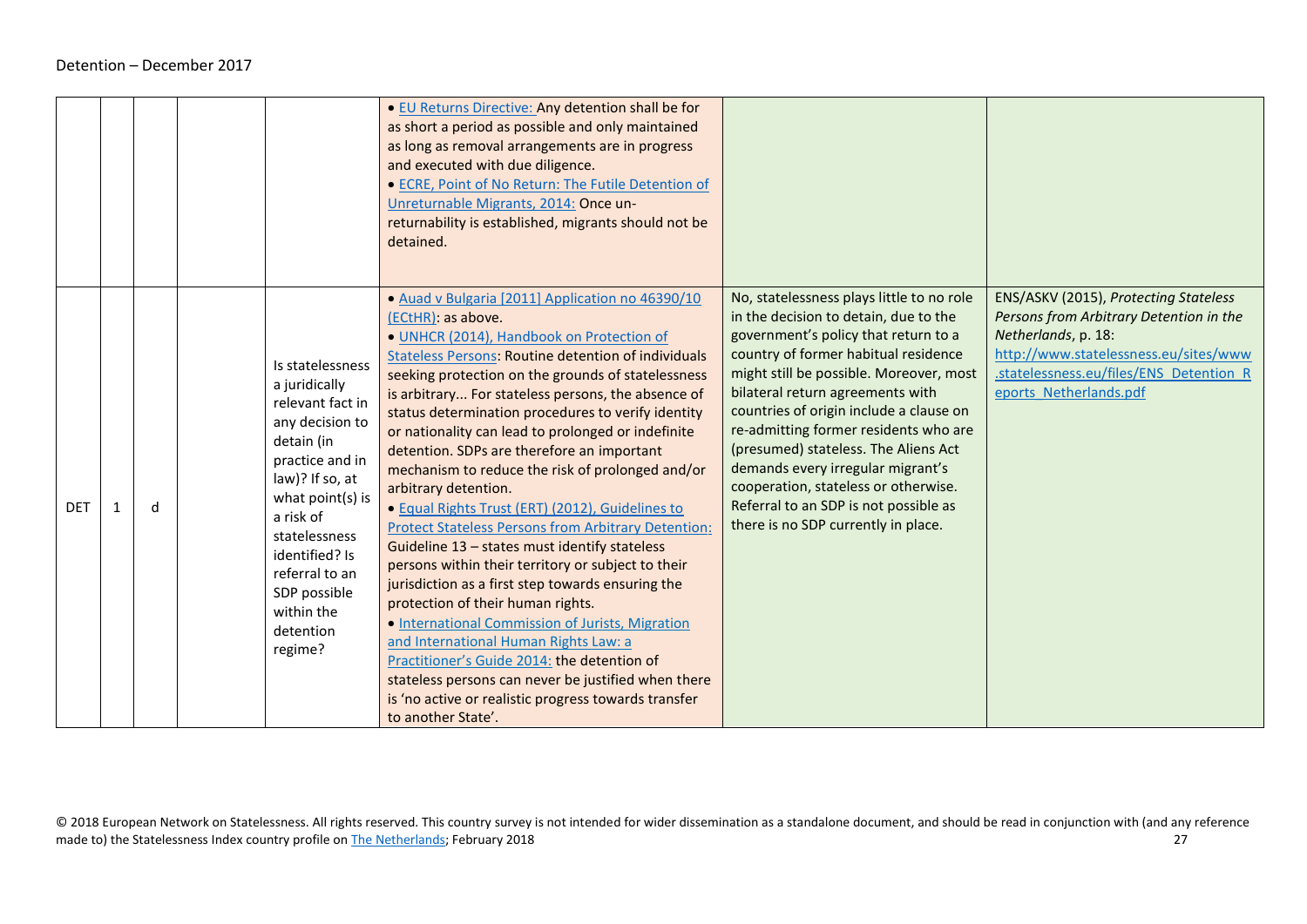| | | | | | | | |
|---|---|---|---|---|---|---|---|
| | | | | | • EU Returns Directive: Any detention shall be for as short a period as possible and only maintained as long as removal arrangements are in progress and executed with due diligence.<br>• ECRE, Point of No Return: The Futile Detention of Unreturnable Migrants, 2014: Once un-returnability is established, migrants should not be detained. | | |
| DET | 1 | d | | Is statelessness a juridically relevant fact in any decision to detain (in practice and in law)? If so, at what point(s) is a risk of statelessness identified? Is referral to an SDP possible within the detention regime? | • Auad v Bulgaria [2011] Application no 46390/10 (ECtHR): as above.<br>• UNHCR (2014), Handbook on Protection of Stateless Persons: Routine detention of individuals seeking protection on the grounds of statelessness is arbitrary... For stateless persons, the absence of status determination procedures to verify identity or nationality can lead to prolonged or indefinite detention. SDPs are therefore an important mechanism to reduce the risk of prolonged and/or arbitrary detention.<br>• Equal Rights Trust (ERT) (2012), Guidelines to Protect Stateless Persons from Arbitrary Detention: Guideline 13 – states must identify stateless persons within their territory or subject to their jurisdiction as a first step towards ensuring the protection of their human rights.<br>• International Commission of Jurists, Migration and International Human Rights Law: a Practitioner's Guide 2014: the detention of stateless persons can never be justified when there is 'no active or realistic progress towards transfer to another State'. | No, statelessness plays little to no role in the decision to detain, due to the government's policy that return to a country of former habitual residence might still be possible. Moreover, most bilateral return agreements with countries of origin include a clause on re-admitting former residents who are (presumed) stateless. The Aliens Act demands every irregular migrant's cooperation, stateless or otherwise. Referral to an SDP is not possible as there is no SDP currently in place. | ENS/ASKV (2015), *Protecting Stateless Persons from Arbitrary Detention in the Netherlands*, p. 18:<br>http://www.statelessness.eu/sites/www.statelessness.eu/files/ENS_Detention_Reports_Netherlands.pdf |

© 2018 European Network on Statelessness. All rights reserved. This country survey is not intended for wider dissemination as a standalone document, and should be read in conjunction with (and any reference made to) the Statelessness Index country profile on The Netherlands; February 2018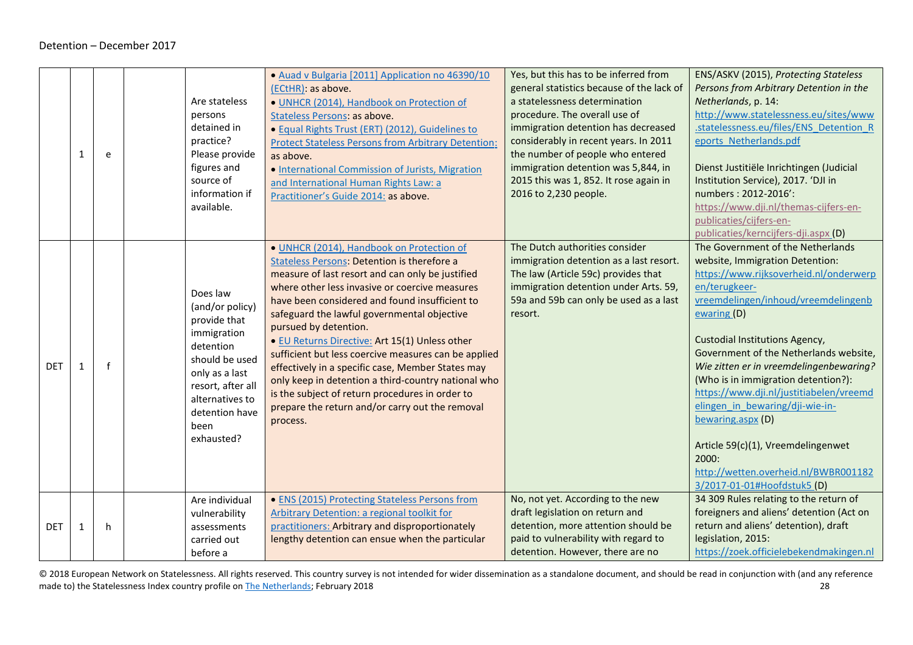Detention – December 2017

| | | | | | | | |
|---|---|---|---|---|---|---|---|
| | 1 | e | | Are stateless persons detained in practice? Please provide figures and source of information if available. | • Auad v Bulgaria [2011] Application no 46390/10 (ECtHR): as above. • UNHCR (2014), Handbook on Protection of Stateless Persons: as above. • Equal Rights Trust (ERT) (2012), Guidelines to Protect Stateless Persons from Arbitrary Detention: as above. • International Commission of Jurists, Migration and International Human Rights Law: a Practitioner's Guide 2014: as above. | Yes, but this has to be inferred from general statistics because of the lack of a statelessness determination procedure. The overall use of immigration detention has decreased considerably in recent years. In 2011 the number of people who entered immigration detention was 5,844, in 2015 this was 1, 852. It rose again in 2016 to 2,230 people. | ENS/ASKV (2015), *Protecting Stateless Persons from Arbitrary Detention in the Netherlands*, p. 14: http://www.statelessness.eu/sites/www.statelessness.eu/files/ENS_Detention_Reports_Netherlands.pdf<br><br>Dienst Justitiële Inrichtingen (Judicial Institution Service), 2017. 'DJI in numbers : 2012-2016': https://www.dji.nl/themas-cijfers-en-publicaties/cijfers-en-publicaties/kerncijfers-dji.aspx (D) |
| DET | 1 | f | | Does law (and/or policy) provide that immigration detention should be used only as a last resort, after all alternatives to detention have been exhausted? | • UNHCR (2014), Handbook on Protection of Stateless Persons: Detention is therefore a measure of last resort and can only be justified where other less invasive or coercive measures have been considered and found insufficient to safeguard the lawful governmental objective pursued by detention. • EU Returns Directive: Art 15(1) Unless other sufficient but less coercive measures can be applied effectively in a specific case, Member States may only keep in detention a third-country national who is the subject of return procedures in order to prepare the return and/or carry out the removal process. | The Dutch authorities consider immigration detention as a last resort. The law (Article 59c) provides that immigration detention under Arts. 59, 59a and 59b can only be used as a last resort. | The Government of the Netherlands website, Immigration Detention: https://www.rijksoverheid.nl/onderwerpen/terugkeer-vreemdelingen/inhoud/vreemdelingenbewaring (D)<br><br>Custodial Institutions Agency, Government of the Netherlands website, *Wie zitten er in vreemdelingenbewaring?* (Who is in immigration detention?): https://www.dji.nl/justitiabelen/vreemdelingen_in_bewaring/dji-wie-in-bewaring.aspx (D)<br><br>Article 59(c)(1), Vreemdelingenwet 2000: http://wetten.overheid.nl/BWBR0011823/2017-01-01#Hoofdstuk5 (D) |
| DET | 1 | h | | Are individual vulnerability assessments carried out before a | • ENS (2015) Protecting Stateless Persons from Arbitrary Detention: a regional toolkit for practitioners: Arbitrary and disproportionately lengthy detention can ensue when the particular | No, not yet. According to the new draft legislation on return and detention, more attention should be paid to vulnerability with regard to detention. However, there are no | 34 309 Rules relating to the return of foreigners and aliens' detention (Act on return and aliens' detention), draft legislation, 2015: https://zoek.officielebekendmakingen.nl |

© 2018 European Network on Statelessness. All rights reserved. This country survey is not intended for wider dissemination as a standalone document, and should be read in conjunction with (and any reference made to) the Statelessness Index country profile on The Netherlands; February 2018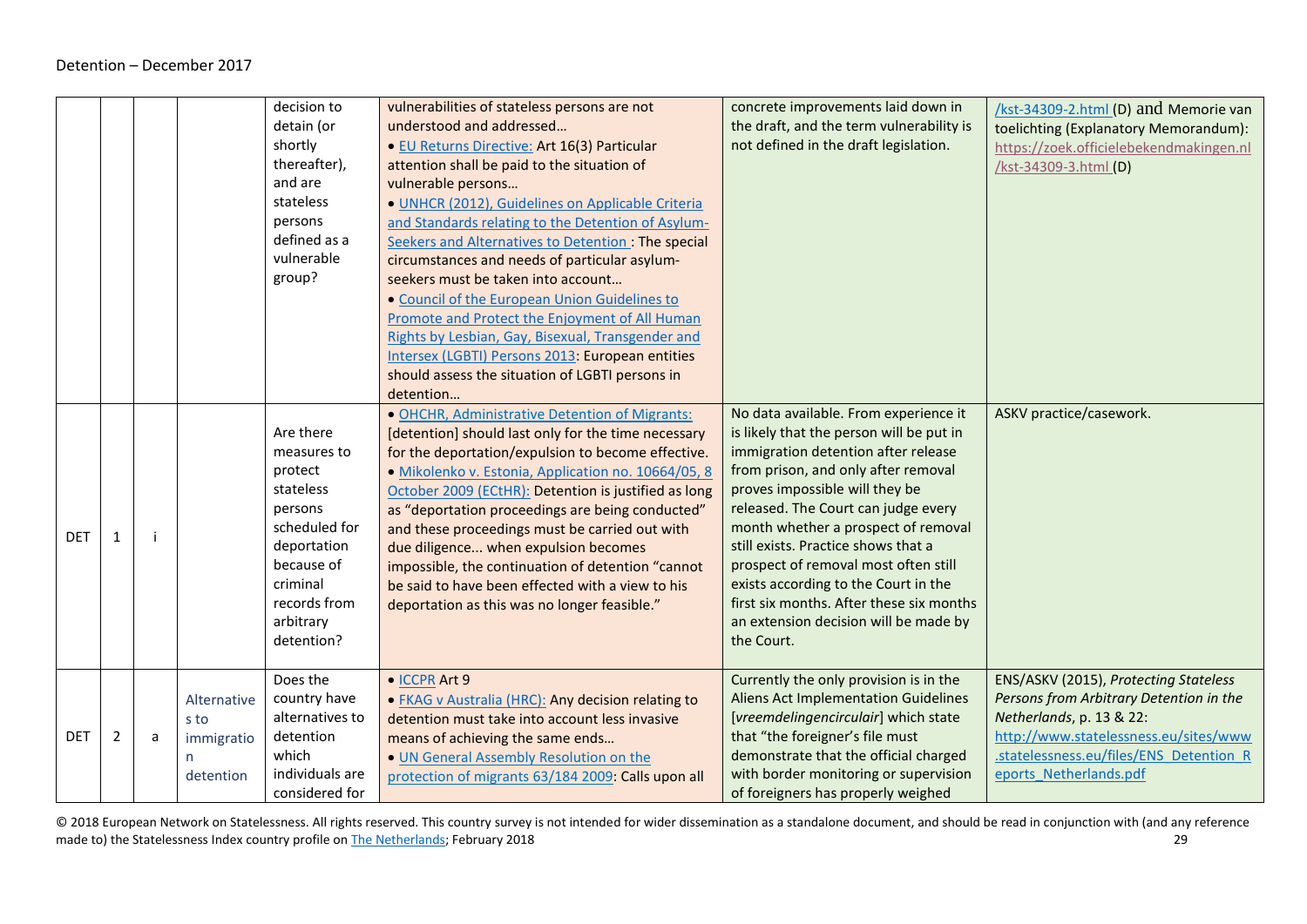| | | | | | | | |
|---|---|---|---|---|---|---|---|
| | | | | decision to detain (or shortly thereafter), and are stateless persons defined as a vulnerable group? | vulnerabilities of stateless persons are not understood and addressed… • EU Returns Directive: Art 16(3) Particular attention shall be paid to the situation of vulnerable persons… • UNHCR (2012), Guidelines on Applicable Criteria and Standards relating to the Detention of Asylum-Seekers and Alternatives to Detention : The special circumstances and needs of particular asylum-seekers must be taken into account… • Council of the European Union Guidelines to Promote and Protect the Enjoyment of All Human Rights by Lesbian, Gay, Bisexual, Transgender and Intersex (LGBTI) Persons 2013: European entities should assess the situation of LGBTI persons in detention… | concrete improvements laid down in the draft, and the term vulnerability is not defined in the draft legislation. | /kst-34309-2.html (D) and Memorie van toelichting (Explanatory Memorandum): https://zoek.officielebekendmakingen.nl/kst-34309-3.html (D) |
| DET | 1 | i | | Are there measures to protect stateless persons scheduled for deportation because of criminal records from arbitrary detention? | • OHCHR, Administrative Detention of Migrants: [detention] should last only for the time necessary for the deportation/expulsion to become effective. • Mikolenko v. Estonia, Application no. 10664/05, 8 October 2009 (ECtHR): Detention is justified as long as “deportation proceedings are being conducted” and these proceedings must be carried out with due diligence... when expulsion becomes impossible, the continuation of detention “cannot be said to have been effected with a view to his deportation as this was no longer feasible.” | No data available. From experience it is likely that the person will be put in immigration detention after release from prison, and only after removal proves impossible will they be released. The Court can judge every month whether a prospect of removal still exists. Practice shows that a prospect of removal most often still exists according to the Court in the first six months. After these six months an extension decision will be made by the Court. | ASKV practice/casework. |
| DET | 2 | a | Alternatives to immigration detention | Does the country have alternatives to detention which individuals are considered for | • ICCPR Art 9 • FKAG v Australia (HRC): Any decision relating to detention must take into account less invasive means of achieving the same ends… • UN General Assembly Resolution on the protection of migrants 63/184 2009: Calls upon all | Currently the only provision is in the Aliens Act Implementation Guidelines [*vreemdelingencirculair*] which state that “the foreigner’s file must demonstrate that the official charged with border monitoring or supervision of foreigners has properly weighed | ENS/ASKV (2015), *Protecting Stateless Persons from Arbitrary Detention in the Netherlands*, p. 13 & 22: http://www.statelessness.eu/sites/www.statelessness.eu/files/ENS_Detention_Reports_Netherlands.pdf |

© 2018 European Network on Statelessness. All rights reserved. This country survey is not intended for wider dissemination as a standalone document, and should be read in conjunction with (and any reference made to) the Statelessness Index country profile on The Netherlands; February 2018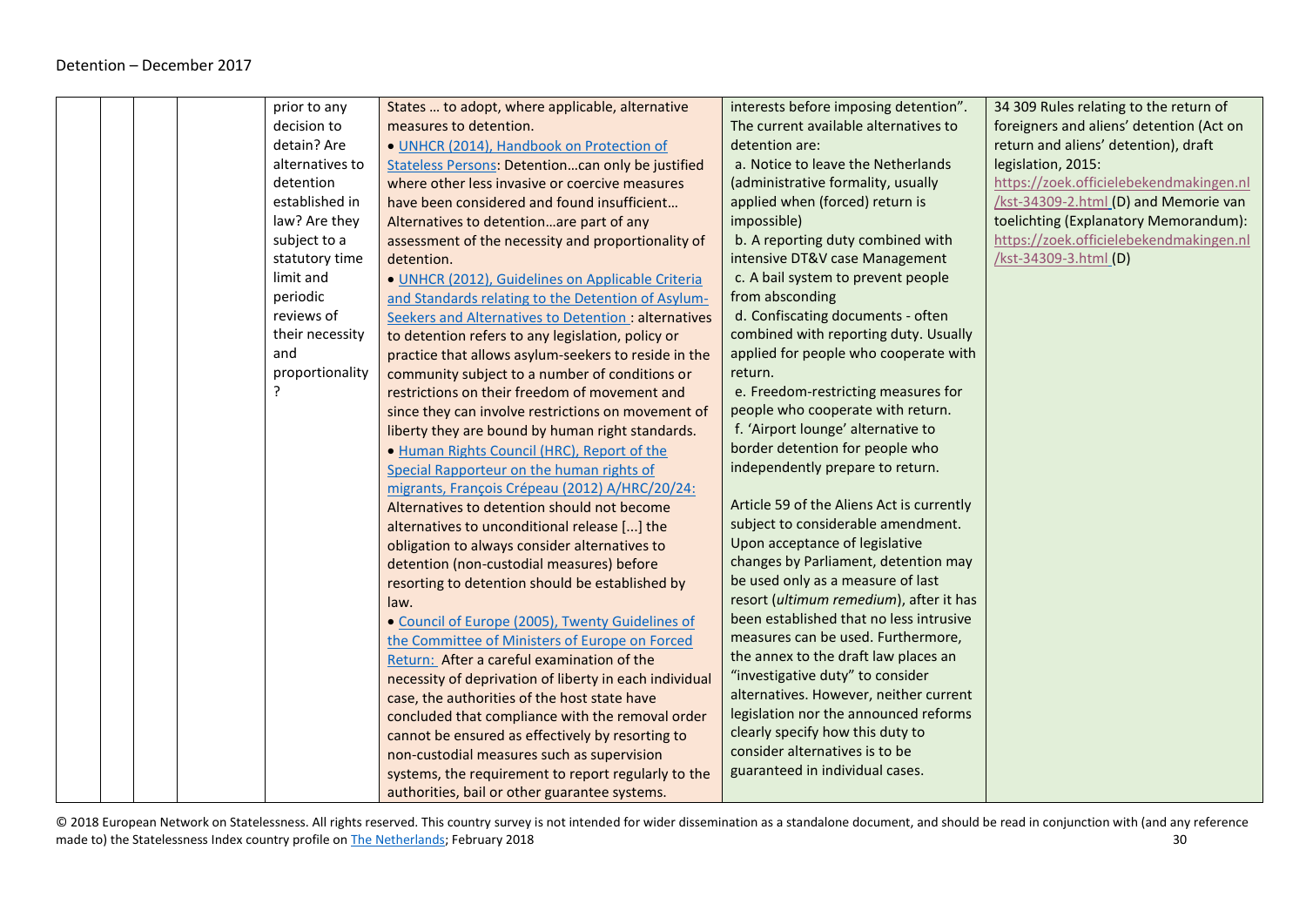| | | | | | | | |
|---|---|---|---|---|---|---|---|
| | | | | prior to any decision to detain? Are alternatives to detention established in law? Are they subject to a statutory time limit and periodic reviews of their necessity and proportionality? | States … to adopt, where applicable, alternative measures to detention.<br>• UNHCR (2014), Handbook on Protection of Stateless Persons: Detention…can only be justified where other less invasive or coercive measures have been considered and found insufficient… Alternatives to detention…are part of any assessment of the necessity and proportionality of detention.<br>• UNHCR (2012), Guidelines on Applicable Criteria and Standards relating to the Detention of Asylum-Seekers and Alternatives to Detention : alternatives to detention refers to any legislation, policy or practice that allows asylum-seekers to reside in the community subject to a number of conditions or restrictions on their freedom of movement and since they can involve restrictions on movement of liberty they are bound by human right standards.<br>• Human Rights Council (HRC), Report of the Special Rapporteur on the human rights of migrants, François Crépeau (2012) A/HRC/20/24: Alternatives to detention should not become alternatives to unconditional release [...] the obligation to always consider alternatives to detention (non-custodial measures) before resorting to detention should be established by law.<br>• Council of Europe (2005), Twenty Guidelines of the Committee of Ministers of Europe on Forced Return: After a careful examination of the necessity of deprivation of liberty in each individual case, the authorities of the host state have concluded that compliance with the removal order cannot be ensured as effectively by resorting to non-custodial measures such as supervision systems, the requirement to report regularly to the authorities, bail or other guarantee systems. | interests before imposing detention". The current available alternatives to detention are:<br>a. Notice to leave the Netherlands (administrative formality, usually applied when (forced) return is impossible)<br>b. A reporting duty combined with intensive DT&V case Management<br>c. A bail system to prevent people from absconding<br>d. Confiscating documents - often combined with reporting duty. Usually applied for people who cooperate with return.<br>e. Freedom-restricting measures for people who cooperate with return.<br>f. 'Airport lounge' alternative to border detention for people who independently prepare to return.<br><br>Article 59 of the Aliens Act is currently subject to considerable amendment. Upon acceptance of legislative changes by Parliament, detention may be used only as a measure of last resort (*ultimum remedium*), after it has been established that no less intrusive measures can be used. Furthermore, the annex to the draft law places an "investigative duty" to consider alternatives. However, neither current legislation nor the announced reforms clearly specify how this duty to consider alternatives is to be guaranteed in individual cases. | 34 309 Rules relating to the return of foreigners and aliens' detention (Act on return and aliens' detention), draft legislation, 2015: https://zoek.officielebekendmakingen.nl/kst-34309-2.html (D) and Memorie van toelichting (Explanatory Memorandum): https://zoek.officielebekendmakingen.nl/kst-34309-3.html (D) |

© 2018 European Network on Statelessness. All rights reserved. This country survey is not intended for wider dissemination as a standalone document, and should be read in conjunction with (and any reference made to) the Statelessness Index country profile on The Netherlands; February 2018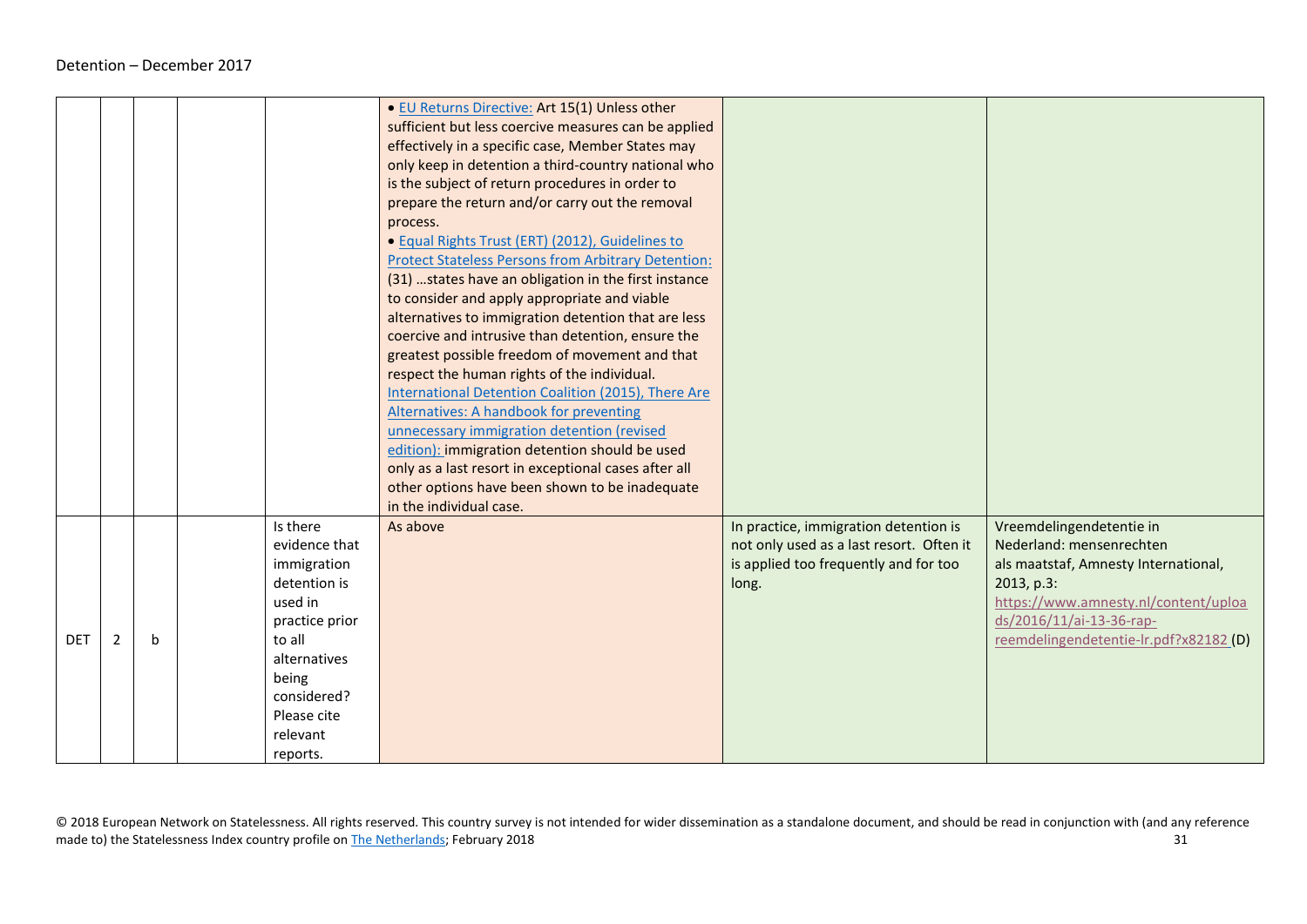| | | | | | | | |
|---|---|---|---|---|---|---|---|
| | | | | | • EU Returns Directive: Art 15(1) Unless other sufficient but less coercive measures can be applied effectively in a specific case, Member States may only keep in detention a third-country national who is the subject of return procedures in order to prepare the return and/or carry out the removal process.<br>• Equal Rights Trust (ERT) (2012), Guidelines to Protect Stateless Persons from Arbitrary Detention: (31) …states have an obligation in the first instance to consider and apply appropriate and viable alternatives to immigration detention that are less coercive and intrusive than detention, ensure the greatest possible freedom of movement and that respect the human rights of the individual.<br>International Detention Coalition (2015), There Are Alternatives: A handbook for preventing unnecessary immigration detention (revised edition): immigration detention should be used only as a last resort in exceptional cases after all other options have been shown to be inadequate in the individual case. | | |
| DET | 2 | b | | Is there evidence that immigration detention is used in practice prior to all alternatives being considered? Please cite relevant reports. | As above | In practice, immigration detention is not only used as a last resort. Often it is applied too frequently and for too long. | Vreemdelingendetentie in Nederland: mensenrechten als maatstaf, Amnesty International, 2013, p.3: https://www.amnesty.nl/content/uploads/2016/11/ai-13-36-rap-reemdelingendetentie-lr.pdf?x82182 (D) |

© 2018 European Network on Statelessness. All rights reserved. This country survey is not intended for wider dissemination as a standalone document, and should be read in conjunction with (and any reference made to) the Statelessness Index country profile on The Netherlands; February 2018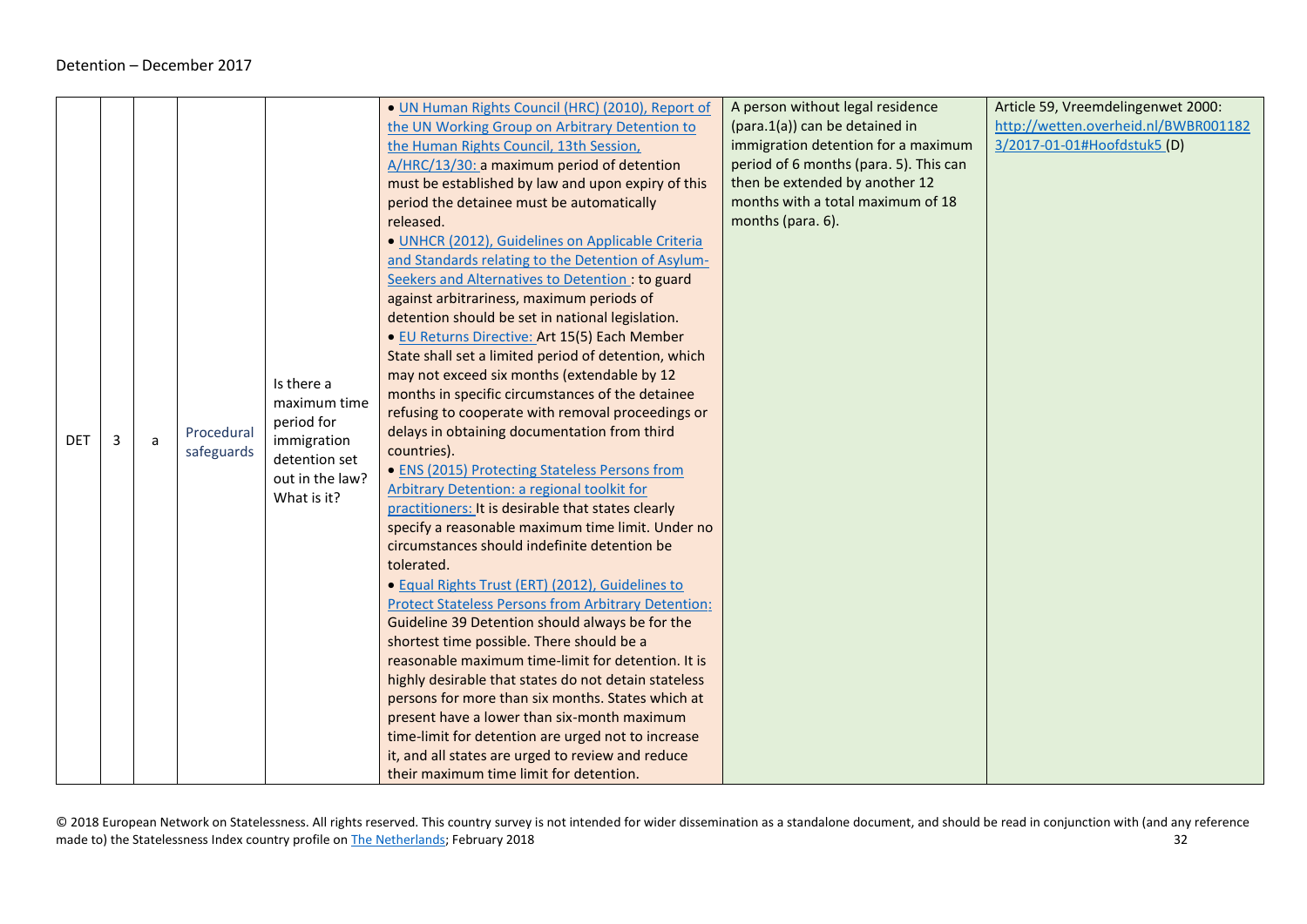| DET | 3 | a | Procedural safeguards | Is there a maximum time period for immigration detention set out in the law? What is it? | • UN Human Rights Council (HRC) (2010), Report of the UN Working Group on Arbitrary Detention to the Human Rights Council, 13th Session, A/HRC/13/30: a maximum period of detention must be established by law and upon expiry of this period the detainee must be automatically released.<br>• UNHCR (2012), Guidelines on Applicable Criteria and Standards relating to the Detention of Asylum-Seekers and Alternatives to Detention : to guard against arbitrariness, maximum periods of detention should be set in national legislation.<br>• EU Returns Directive: Art 15(5) Each Member State shall set a limited period of detention, which may not exceed six months (extendable by 12 months in specific circumstances of the detainee refusing to cooperate with removal proceedings or delays in obtaining documentation from third countries).<br>• ENS (2015) Protecting Stateless Persons from Arbitrary Detention: a regional toolkit for practitioners: It is desirable that states clearly specify a reasonable maximum time limit. Under no circumstances should indefinite detention be tolerated.<br>• Equal Rights Trust (ERT) (2012), Guidelines to Protect Stateless Persons from Arbitrary Detention: Guideline 39 Detention should always be for the shortest time possible. There should be a reasonable maximum time-limit for detention. It is highly desirable that states do not detain stateless persons for more than six months. States which at present have a lower than six-month maximum time-limit for detention are urged not to increase it, and all states are urged to review and reduce their maximum time limit for detention. | A person without legal residence (para.1(a)) can be detained in immigration detention for a maximum period of 6 months (para. 5). This can then be extended by another 12 months with a total maximum of 18 months (para. 6). | Article 59, Vreemdelingenwet 2000: http://wetten.overheid.nl/BWBR0011823/2017-01-01#Hoofdstuk5 (D) |
|---|---|---|---|---|---|---|---|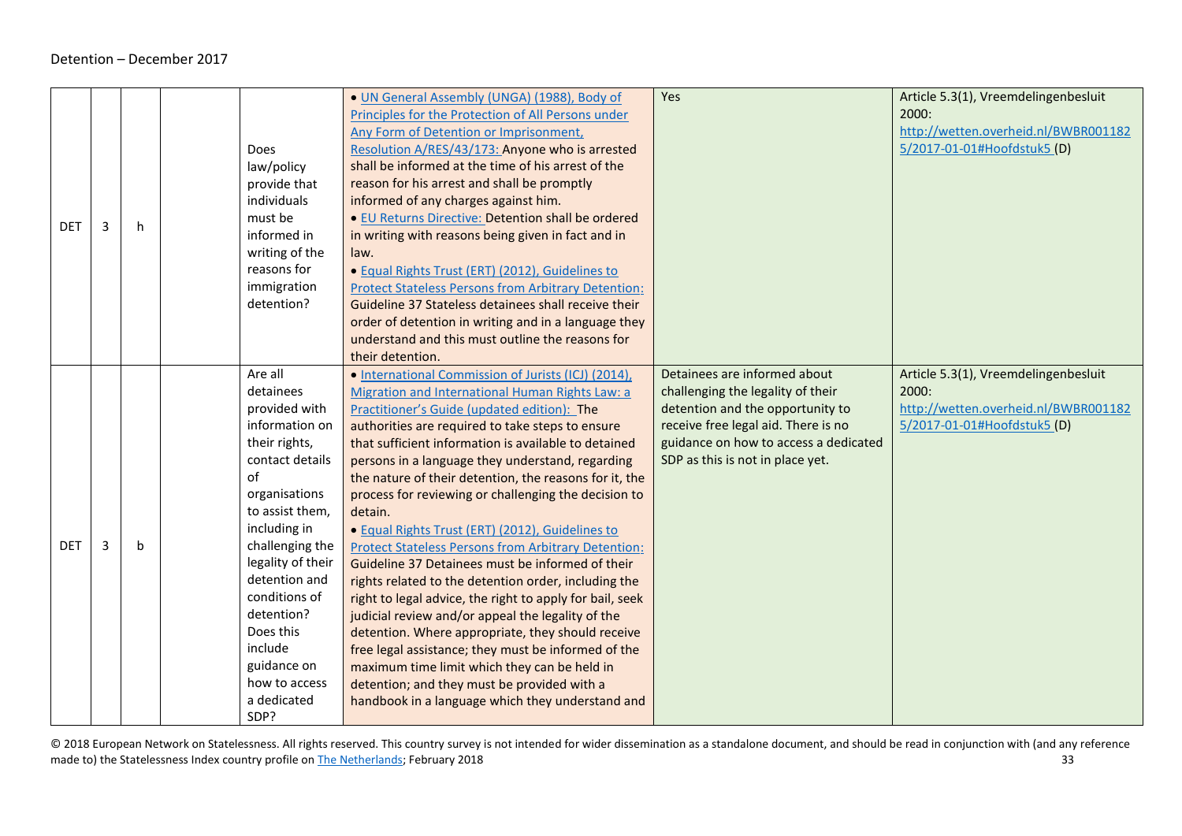| | | | | | | | |
|---|---|---|---|---|---|---|---|
| DET | 3 | h | | Does law/policy provide that individuals must be informed in writing of the reasons for immigration detention? | • UN General Assembly (UNGA) (1988), Body of Principles for the Protection of All Persons under Any Form of Detention or Imprisonment, Resolution A/RES/43/173: Anyone who is arrested shall be informed at the time of his arrest of the reason for his arrest and shall be promptly informed of any charges against him.<br>• EU Returns Directive: Detention shall be ordered in writing with reasons being given in fact and in law.<br>• Equal Rights Trust (ERT) (2012), Guidelines to Protect Stateless Persons from Arbitrary Detention: Guideline 37 Stateless detainees shall receive their order of detention in writing and in a language they understand and this must outline the reasons for their detention. | Yes | Article 5.3(1), Vreemdelingenbesluit 2000: http://wetten.overheid.nl/BWBR0011825/2017-01-01#Hoofdstuk5 (D) |
| DET | 3 | b | | Are all detainees provided with information on their rights, contact details of organisations to assist them, including in challenging the legality of their detention and conditions of detention? Does this include guidance on how to access a dedicated SDP? | • International Commission of Jurists (ICJ) (2014), Migration and International Human Rights Law: a Practitioner's Guide (updated edition): The authorities are required to take steps to ensure that sufficient information is available to detained persons in a language they understand, regarding the nature of their detention, the reasons for it, the process for reviewing or challenging the decision to detain.<br>• Equal Rights Trust (ERT) (2012), Guidelines to Protect Stateless Persons from Arbitrary Detention: Guideline 37 Detainees must be informed of their rights related to the detention order, including the right to legal advice, the right to apply for bail, seek judicial review and/or appeal the legality of the detention. Where appropriate, they should receive free legal assistance; they must be informed of the maximum time limit which they can be held in detention; and they must be provided with a handbook in a language which they understand and | Detainees are informed about challenging the legality of their detention and the opportunity to receive free legal aid. There is no guidance on how to access a dedicated SDP as this is not in place yet. | Article 5.3(1), Vreemdelingenbesluit 2000: http://wetten.overheid.nl/BWBR0011825/2017-01-01#Hoofdstuk5 (D) |

© 2018 European Network on Statelessness. All rights reserved. This country survey is not intended for wider dissemination as a standalone document, and should be read in conjunction with (and any reference made to) the Statelessness Index country profile on The Netherlands; February 2018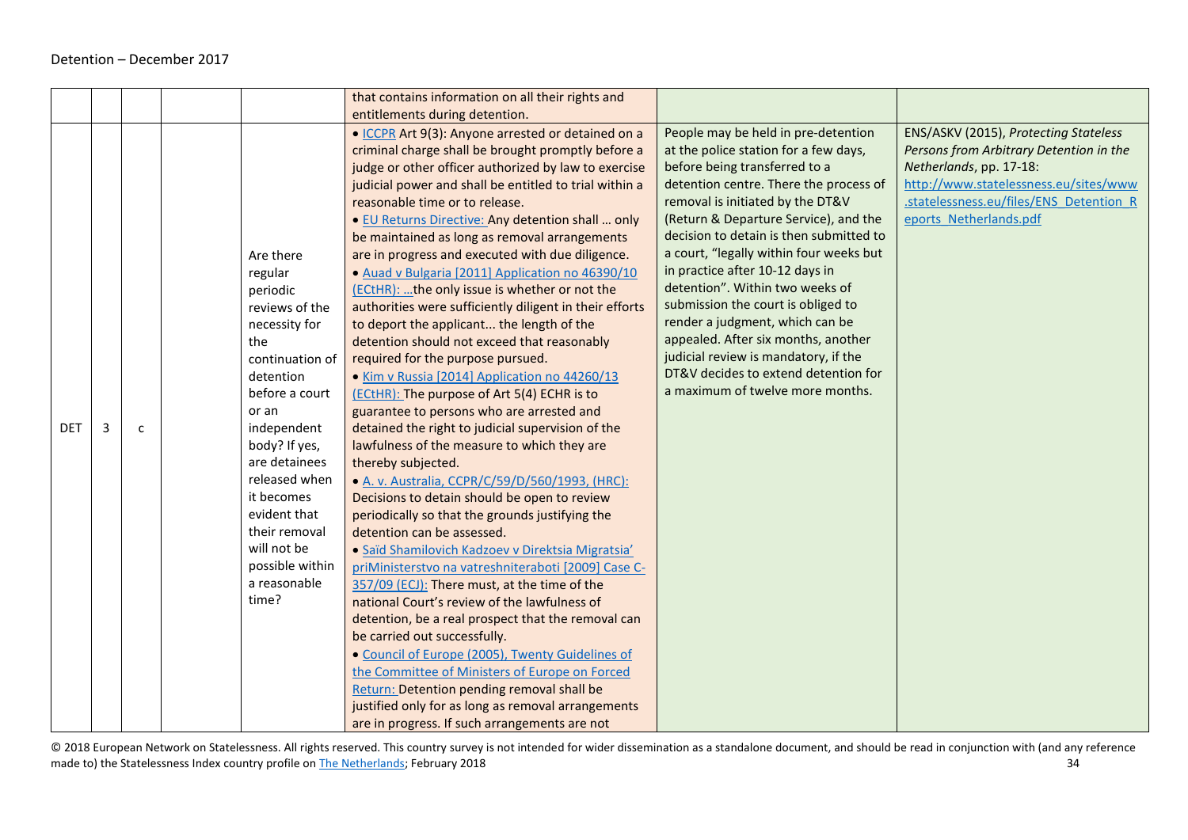| | | | | | | | |
|---|---|---|---|---|---|---|---|
| | | | | | that contains information on all their rights and entitlements during detention. | | |
| DET | 3 | c | | Are there regular periodic reviews of the necessity for the continuation of detention before a court or an independent body? If yes, are detainees released when it becomes evident that their removal will not be possible within a reasonable time? | • ICCPR Art 9(3): Anyone arrested or detained on a criminal charge shall be brought promptly before a judge or other officer authorized by law to exercise judicial power and shall be entitled to trial within a reasonable time or to release.<br>• EU Returns Directive: Any detention shall … only be maintained as long as removal arrangements are in progress and executed with due diligence.<br>• Auad v Bulgaria [2011] Application no 46390/10 (ECtHR): …the only issue is whether or not the authorities were sufficiently diligent in their efforts to deport the applicant... the length of the detention should not exceed that reasonably required for the purpose pursued.<br>• Kim v Russia [2014] Application no 44260/13 (ECtHR): The purpose of Art 5(4) ECHR is to guarantee to persons who are arrested and detained the right to judicial supervision of the lawfulness of the measure to which they are thereby subjected.<br>• A. v. Australia, CCPR/C/59/D/560/1993, (HRC): Decisions to detain should be open to review periodically so that the grounds justifying the detention can be assessed.<br>• Saïd Shamilovich Kadzoev v Direktsia Migratsia' priMinisterstvo na vatreshniteraboti [2009] Case C-357/09 (ECJ): There must, at the time of the national Court's review of the lawfulness of detention, be a real prospect that the removal can be carried out successfully.<br>• Council of Europe (2005), Twenty Guidelines of the Committee of Ministers of Europe on Forced Return: Detention pending removal shall be justified only for as long as removal arrangements are in progress. If such arrangements are not | People may be held in pre-detention at the police station for a few days, before being transferred to a detention centre. There the process of removal is initiated by the DT&V (Return & Departure Service), and the decision to detain is then submitted to a court, "legally within four weeks but in practice after 10-12 days in detention". Within two weeks of submission the court is obliged to render a judgment, which can be appealed. After six months, another judicial review is mandatory, if the DT&V decides to extend detention for a maximum of twelve more months. | ENS/ASKV (2015), *Protecting Stateless Persons from Arbitrary Detention in the Netherlands*, pp. 17-18: http://www.statelessness.eu/sites/www.statelessness.eu/files/ENS_Detention_Reports_Netherlands.pdf |

© 2018 European Network on Statelessness. All rights reserved. This country survey is not intended for wider dissemination as a standalone document, and should be read in conjunction with (and any reference made to) the Statelessness Index country profile on The Netherlands; February 2018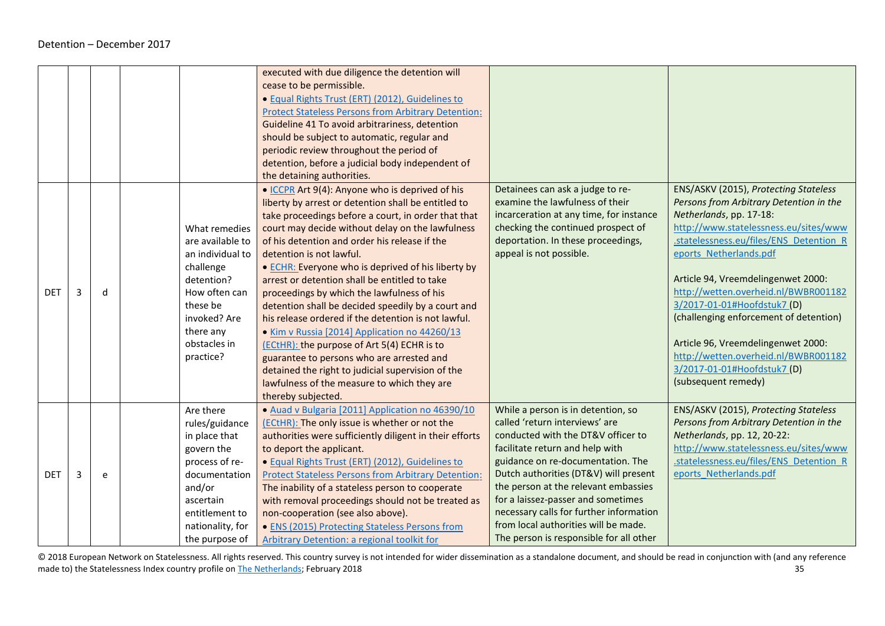| | | | | | | | |
|---|---|---|---|---|---|---|---|
| | | | | | executed with due diligence the detention will cease to be permissible. • Equal Rights Trust (ERT) (2012), Guidelines to Protect Stateless Persons from Arbitrary Detention: Guideline 41 To avoid arbitrariness, detention should be subject to automatic, regular and periodic review throughout the period of detention, before a judicial body independent of the detaining authorities. | | |
| DET | 3 | d | | What remedies are available to an individual to challenge detention? How often can these be invoked? Are there any obstacles in practice? | • ICCPR Art 9(4): Anyone who is deprived of his liberty by arrest or detention shall be entitled to take proceedings before a court, in order that that court may decide without delay on the lawfulness of his detention and order his release if the detention is not lawful. • ECHR: Everyone who is deprived of his liberty by arrest or detention shall be entitled to take proceedings by which the lawfulness of his detention shall be decided speedily by a court and his release ordered if the detention is not lawful. • Kim v Russia [2014] Application no 44260/13 (ECtHR): the purpose of Art 5(4) ECHR is to guarantee to persons who are arrested and detained the right to judicial supervision of the lawfulness of the measure to which they are thereby subjected. | Detainees can ask a judge to re-examine the lawfulness of their incarceration at any time, for instance checking the continued prospect of deportation. In these proceedings, appeal is not possible. | ENS/ASKV (2015), *Protecting Stateless Persons from Arbitrary Detention in the Netherlands*, pp. 17-18: http://www.statelessness.eu/sites/www.statelessness.eu/files/ENS_Detention_Reports_Netherlands.pdf<br><br>Article 94, Vreemdelingenwet 2000: http://wetten.overheid.nl/BWBR0011823/2017-01-01#Hoofdstuk7 (D) (challenging enforcement of detention)<br><br>Article 96, Vreemdelingenwet 2000: http://wetten.overheid.nl/BWBR0011823/2017-01-01#Hoofdstuk7 (D) (subsequent remedy) |
| DET | 3 | e | | Are there rules/guidance in place that govern the process of re-documentation and/or ascertain entitlement to nationality, for the purpose of | • Auad v Bulgaria [2011] Application no 46390/10 (ECtHR): The only issue is whether or not the authorities were sufficiently diligent in their efforts to deport the applicant. • Equal Rights Trust (ERT) (2012), Guidelines to Protect Stateless Persons from Arbitrary Detention: The inability of a stateless person to cooperate with removal proceedings should not be treated as non-cooperation (see also above). • ENS (2015) Protecting Stateless Persons from Arbitrary Detention: a regional toolkit for | While a person is in detention, so called 'return interviews' are conducted with the DT&V officer to facilitate return and help with guidance on re-documentation. The Dutch authorities (DT&V) will present the person at the relevant embassies for a laissez-passer and sometimes necessary calls for further information from local authorities will be made. The person is responsible for all other | ENS/ASKV (2015), *Protecting Stateless Persons from Arbitrary Detention in the Netherlands*, pp. 12, 20-22: http://www.statelessness.eu/sites/www.statelessness.eu/files/ENS_Detention_Reports_Netherlands.pdf |

© 2018 European Network on Statelessness. All rights reserved. This country survey is not intended for wider dissemination as a standalone document, and should be read in conjunction with (and any reference made to) the Statelessness Index country profile on The Netherlands; February 2018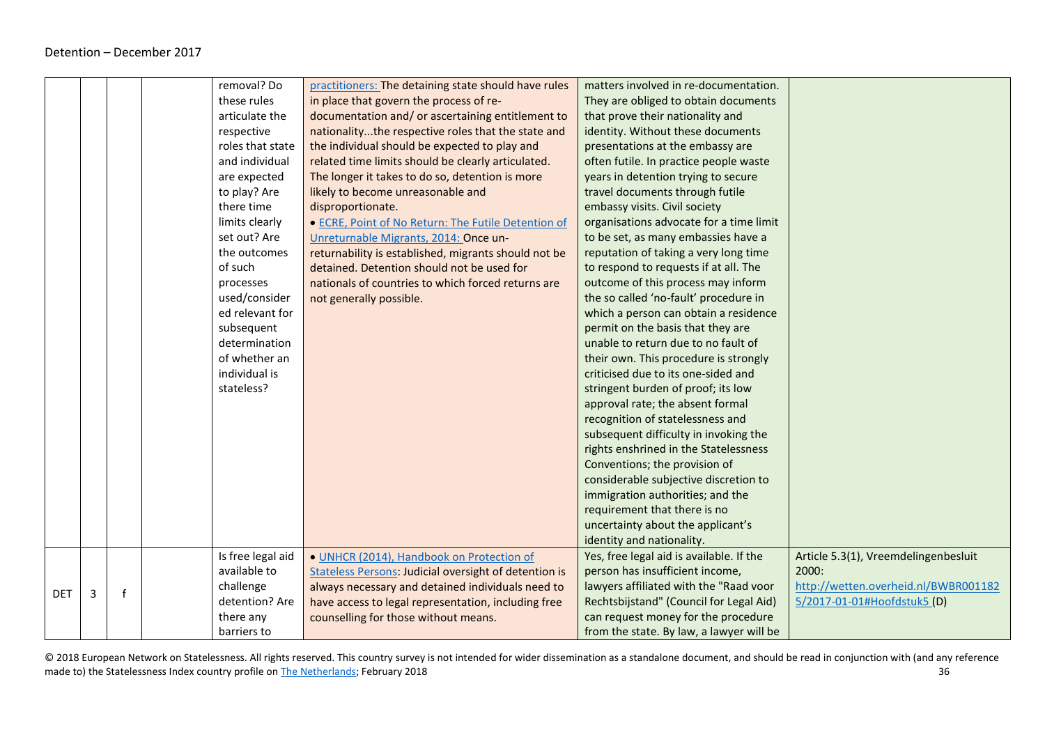| | | | | | | | |
|---|---|---|---|---|---|---|---|
| | | | | removal? Do these rules articulate the respective roles that state and individual are expected to play? Are there time limits clearly set out? Are the outcomes of such processes used/considered relevant for subsequent determination of whether an individual is stateless? | practitioners: The detaining state should have rules in place that govern the process of re-documentation and/ or ascertaining entitlement to nationality...the respective roles that the state and the individual should be expected to play and related time limits should be clearly articulated. The longer it takes to do so, detention is more likely to become unreasonable and disproportionate. • ECRE, Point of No Return: The Futile Detention of Unreturnable Migrants, 2014: Once un-returnability is established, migrants should not be detained. Detention should not be used for nationals of countries to which forced returns are not generally possible. | matters involved in re-documentation. They are obliged to obtain documents that prove their nationality and identity. Without these documents presentations at the embassy are often futile. In practice people waste years in detention trying to secure travel documents through futile embassy visits. Civil society organisations advocate for a time limit to be set, as many embassies have a reputation of taking a very long time to respond to requests if at all. The outcome of this process may inform the so called 'no-fault' procedure in which a person can obtain a residence permit on the basis that they are unable to return due to no fault of their own. This procedure is strongly criticised due to its one-sided and stringent burden of proof; its low approval rate; the absent formal recognition of statelessness and subsequent difficulty in invoking the rights enshrined in the Statelessness Conventions; the provision of considerable subjective discretion to immigration authorities; and the requirement that there is no uncertainty about the applicant's identity and nationality. | |
| DET | 3 | f | | Is free legal aid available to challenge detention? Are there any barriers to | • UNHCR (2014), Handbook on Protection of Stateless Persons: Judicial oversight of detention is always necessary and detained individuals need to have access to legal representation, including free counselling for those without means. | Yes, free legal aid is available. If the person has insufficient income, lawyers affiliated with the "Raad voor Rechtsbijstand" (Council for Legal Aid) can request money for the procedure from the state. By law, a lawyer will be | Article 5.3(1), Vreemdelingenbesluit 2000: http://wetten.overheid.nl/BWBR0011825/2017-01-01#Hoofdstuk5 (D) |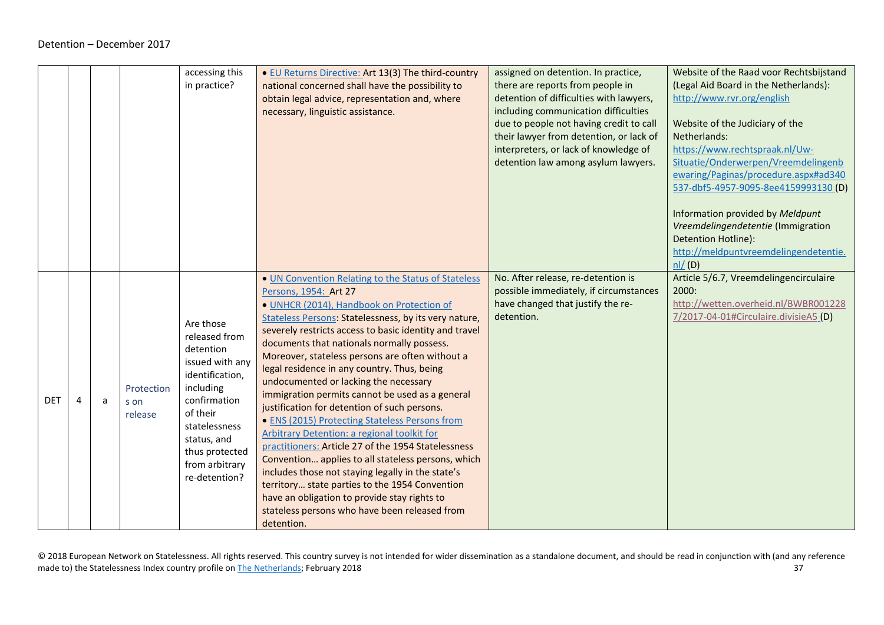| | | | | | | | |
|---|---|---|---|---|---|---|---|
| | | | | accessing this in practice? | • EU Returns Directive: Art 13(3) The third-country national concerned shall have the possibility to obtain legal advice, representation and, where necessary, linguistic assistance. | assigned on detention. In practice, there are reports from people in detention of difficulties with lawyers, including communication difficulties due to people not having credit to call their lawyer from detention, or lack of interpreters, or lack of knowledge of detention law among asylum lawyers. | Website of the Raad voor Rechtsbijstand (Legal Aid Board in the Netherlands): http://www.rvr.org/english<br><br>Website of the Judiciary of the Netherlands: https://www.rechtspraak.nl/Uw-Situatie/Onderwerpen/Vreemdelingenbewaring/Paginas/procedure.aspx#ad340537-dbf5-4957-9095-8ee4159993130 (D)<br><br>Information provided by *Meldpunt Vreemdelingendetentie* (Immigration Detention Hotline): http://meldpuntvreemdelingendetentie.nl/ (D) |
| DET | 4 | a | Protections on release | Are those released from detention issued with any identification, including confirmation of their statelessness status, and thus protected from arbitrary re-detention? | • UN Convention Relating to the Status of Stateless Persons, 1954: Art 27<br>• UNHCR (2014), Handbook on Protection of Stateless Persons: Statelessness, by its very nature, severely restricts access to basic identity and travel documents that nationals normally possess. Moreover, stateless persons are often without a legal residence in any country. Thus, being undocumented or lacking the necessary immigration permits cannot be used as a general justification for detention of such persons.<br>• ENS (2015) Protecting Stateless Persons from Arbitrary Detention: a regional toolkit for practitioners: Article 27 of the 1954 Statelessness Convention… applies to all stateless persons, which includes those not staying legally in the state's territory… state parties to the 1954 Convention have an obligation to provide stay rights to stateless persons who have been released from detention. | No. After release, re-detention is possible immediately, if circumstances have changed that justify the re-detention. | Article 5/6.7, Vreemdelingencirculaire 2000: http://wetten.overheid.nl/BWBR0012287/2017-04-01#Circulaire.divisieA5 (D) |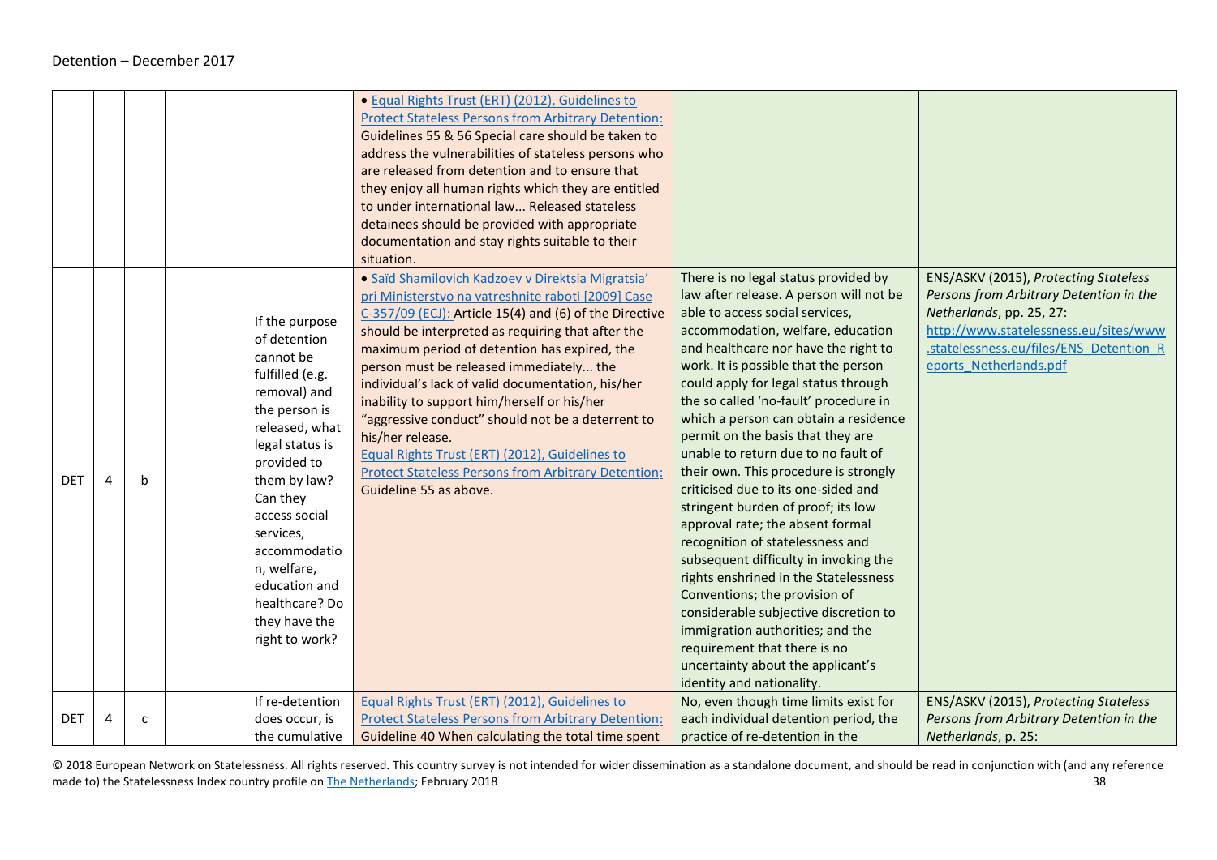| | | | | | | | |
|---|---|---|---|---|---|---|---|
| | | | | | • Equal Rights Trust (ERT) (2012), Guidelines to Protect Stateless Persons from Arbitrary Detention: Guidelines 55 & 56 Special care should be taken to address the vulnerabilities of stateless persons who are released from detention and to ensure that they enjoy all human rights which they are entitled to under international law... Released stateless detainees should be provided with appropriate documentation and stay rights suitable to their situation. | | |
| DET | 4 | b | | If the purpose of detention cannot be fulfilled (e.g. removal) and the person is released, what legal status is provided to them by law? Can they access social services, accommodation, welfare, education and healthcare? Do they have the right to work? | • Saïd Shamilovich Kadzoev v Direktsia Migratsia' pri Ministerstvo na vatreshnite raboti [2009] Case C-357/09 (ECJ): Article 15(4) and (6) of the Directive should be interpreted as requiring that after the maximum period of detention has expired, the person must be released immediately... the individual's lack of valid documentation, his/her inability to support him/herself or his/her "aggressive conduct" should not be a deterrent to his/her release.<br>Equal Rights Trust (ERT) (2012), Guidelines to Protect Stateless Persons from Arbitrary Detention: Guideline 55 as above. | There is no legal status provided by law after release. A person will not be able to access social services, accommodation, welfare, education and healthcare nor have the right to work. It is possible that the person could apply for legal status through the so called 'no-fault' procedure in which a person can obtain a residence permit on the basis that they are unable to return due to no fault of their own. This procedure is strongly criticised due to its one-sided and stringent burden of proof; its low approval rate; the absent formal recognition of statelessness and subsequent difficulty in invoking the rights enshrined in the Statelessness Conventions; the provision of considerable subjective discretion to immigration authorities; and the requirement that there is no uncertainty about the applicant's identity and nationality. | ENS/ASKV (2015), *Protecting Stateless Persons from Arbitrary Detention in the Netherlands*, pp. 25, 27: http://www.statelessness.eu/sites/www.statelessness.eu/files/ENS_Detention_Reports_Netherlands.pdf |
| DET | 4 | c | | If re-detention does occur, is the cumulative | Equal Rights Trust (ERT) (2012), Guidelines to Protect Stateless Persons from Arbitrary Detention: Guideline 40 When calculating the total time spent | No, even though time limits exist for each individual detention period, the practice of re-detention in the | ENS/ASKV (2015), *Protecting Stateless Persons from Arbitrary Detention in the Netherlands*, p. 25: |

© 2018 European Network on Statelessness. All rights reserved. This country survey is not intended for wider dissemination as a standalone document, and should be read in conjunction with (and any reference made to) the Statelessness Index country profile on The Netherlands; February 2018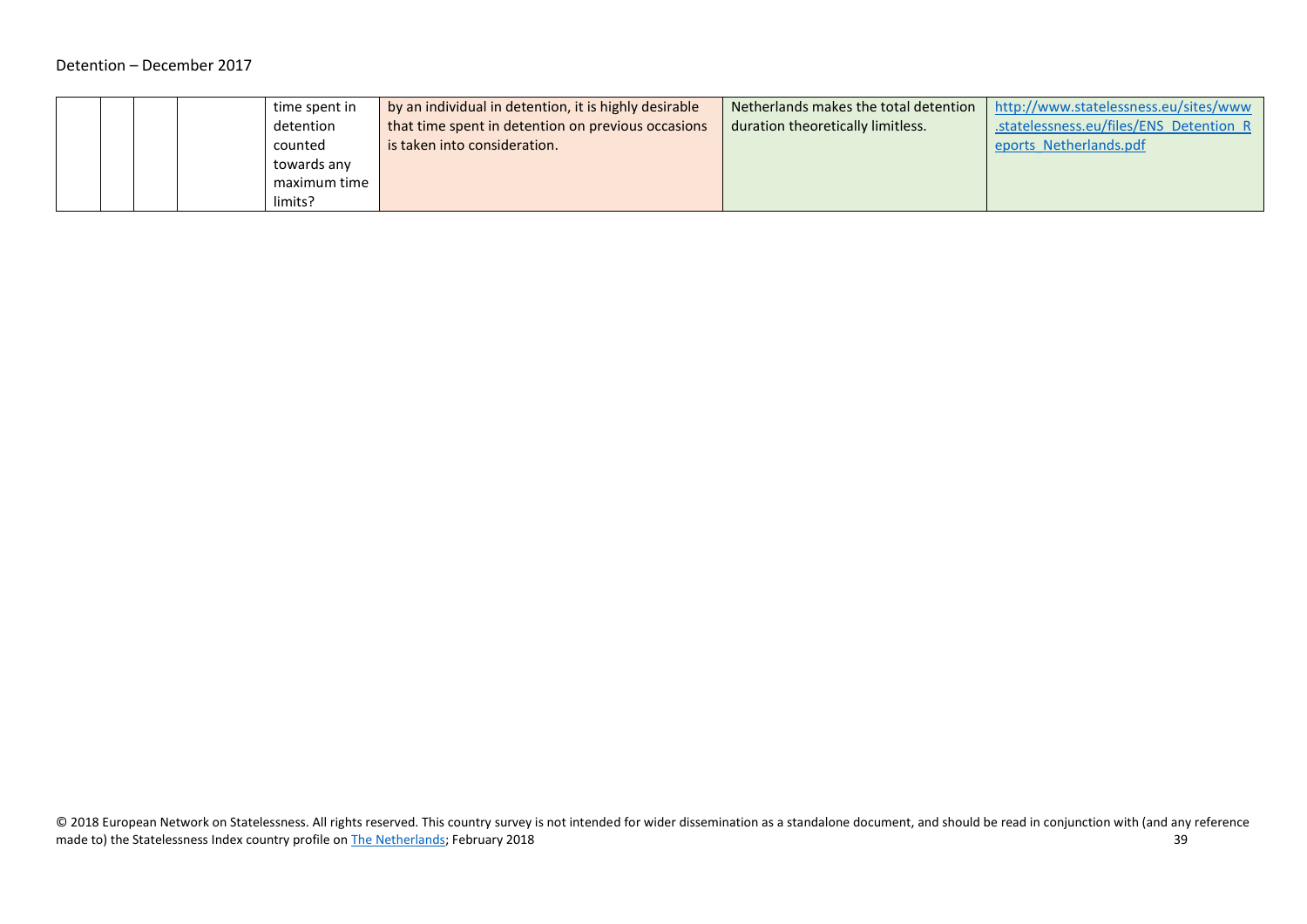Detention – December 2017

| | | | | | | | |
|---|---|---|---|---|---|---|---|
| | | | | time spent in detention counted towards any maximum time limits? | by an individual in detention, it is highly desirable that time spent in detention on previous occasions is taken into consideration. | Netherlands makes the total detention duration theoretically limitless. | http://www.statelessness.eu/sites/www.statelessness.eu/files/ENS_Detention_Reports_Netherlands.pdf |

© 2018 European Network on Statelessness. All rights reserved. This country survey is not intended for wider dissemination as a standalone document, and should be read in conjunction with (and any reference made to) the Statelessness Index country profile on The Netherlands; February 2018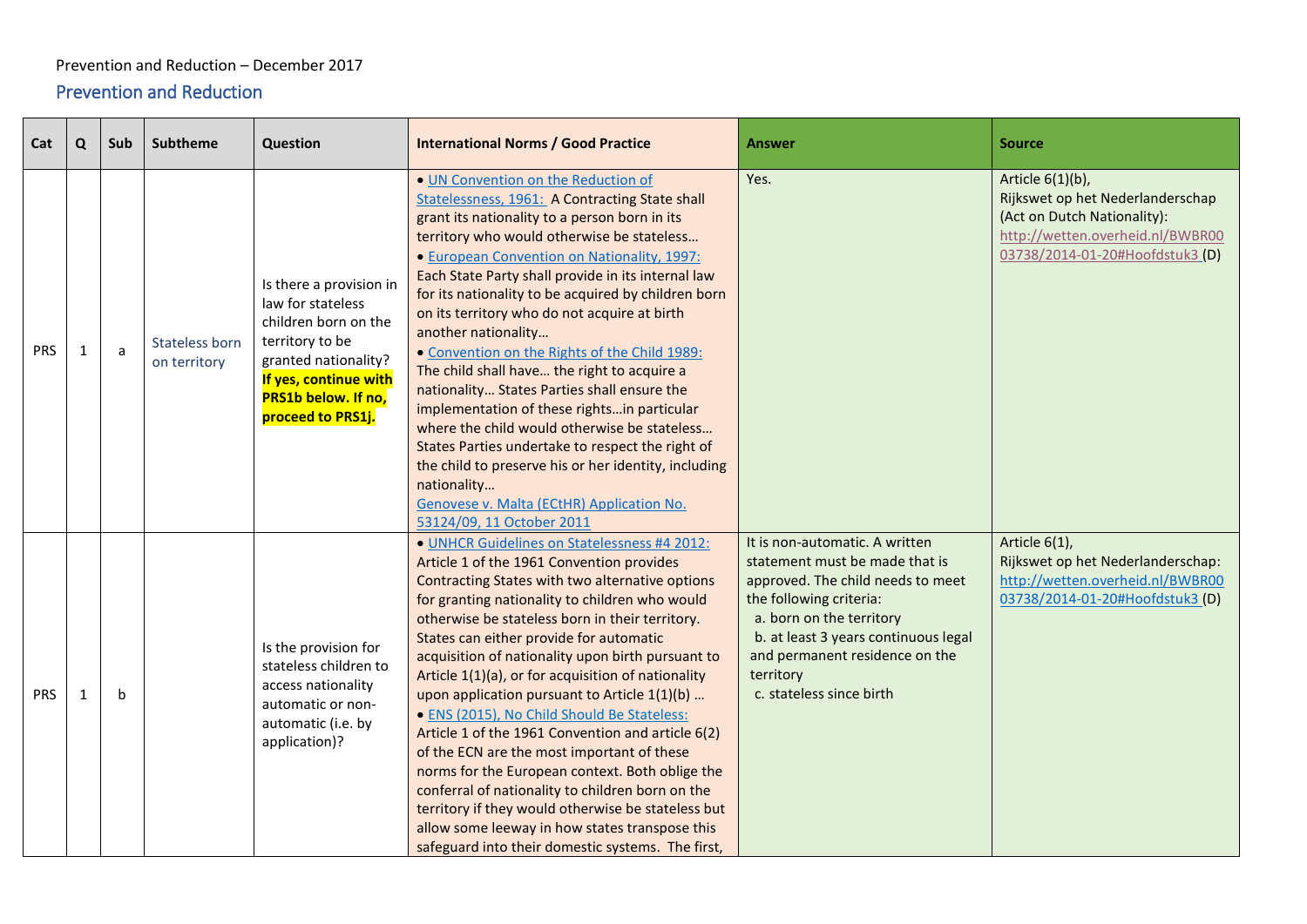Prevention and Reduction – December 2017

## Prevention and Reduction

| Cat | Q | Sub | Subtheme | Question | International Norms / Good Practice | Answer | Source |
|---|---|---|---|---|---|---|---|
| PRS | 1 | a | Stateless born on territory | Is there a provision in law for stateless children born on the territory to be granted nationality? **If yes, continue with PRS1b below. If no, proceed to PRS1j.** | • UN Convention on the Reduction of Statelessness, 1961: A Contracting State shall grant its nationality to a person born in its territory who would otherwise be stateless… • European Convention on Nationality, 1997: Each State Party shall provide in its internal law for its nationality to be acquired by children born on its territory who do not acquire at birth another nationality… • Convention on the Rights of the Child 1989: The child shall have… the right to acquire a nationality… States Parties shall ensure the implementation of these rights…in particular where the child would otherwise be stateless… States Parties undertake to respect the right of the child to preserve his or her identity, including nationality… Genovese v. Malta (ECtHR) Application No. 53124/09, 11 October 2011 | Yes. | Article 6(1)(b), Rijkswet op het Nederlanderschap (Act on Dutch Nationality): http://wetten.overheid.nl/BWBR0003738/2014-01-20#Hoofdstuk3 (D) |
| PRS | 1 | b | | Is the provision for stateless children to access nationality automatic or non-automatic (i.e. by application)? | • UNHCR Guidelines on Statelessness #4 2012: Article 1 of the 1961 Convention provides Contracting States with two alternative options for granting nationality to children who would otherwise be stateless born in their territory. States can either provide for automatic acquisition of nationality upon birth pursuant to Article 1(1)(a), or for acquisition of nationality upon application pursuant to Article 1(1)(b) … • ENS (2015), No Child Should Be Stateless: Article 1 of the 1961 Convention and article 6(2) of the ECN are the most important of these norms for the European context. Both oblige the conferral of nationality to children born on the territory if they would otherwise be stateless but allow some leeway in how states transpose this safeguard into their domestic systems. The first, | It is non-automatic. A written statement must be made that is approved. The child needs to meet the following criteria: a. born on the territory b. at least 3 years continuous legal and permanent residence on the territory c. stateless since birth | Article 6(1), Rijkswet op het Nederlanderschap: http://wetten.overheid.nl/BWBR0003738/2014-01-20#Hoofdstuk3 (D) |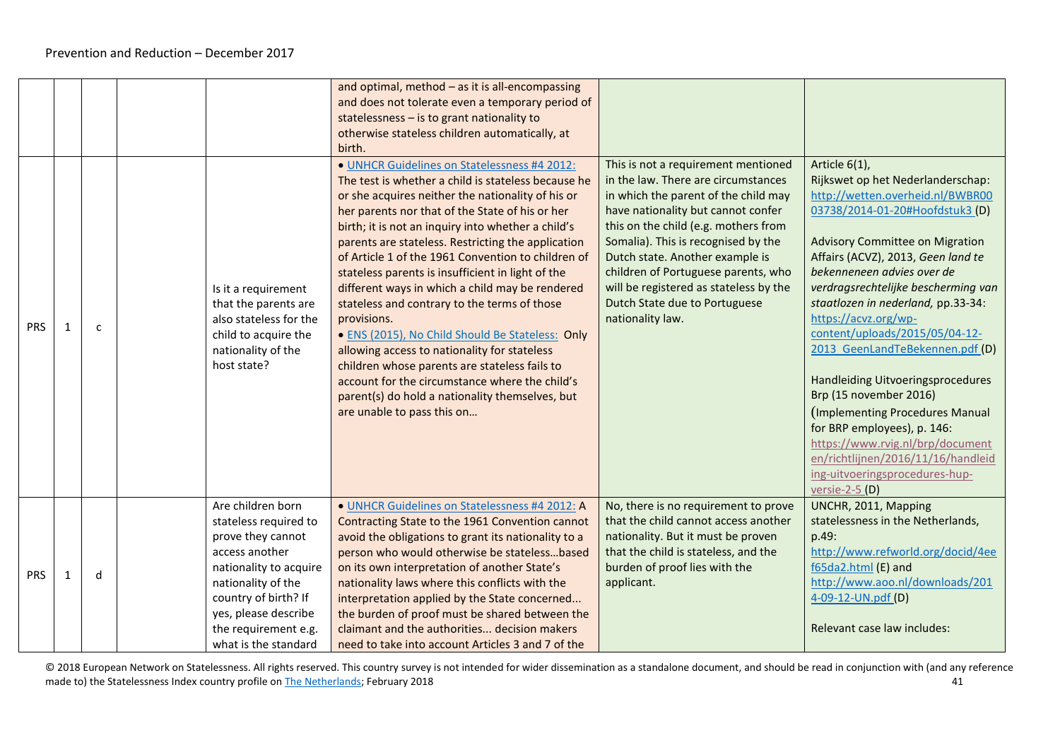| | | | | | | | |
|---|---|---|---|---|---|---|---|
| | | | | | and optimal, method – as it is all-encompassing and does not tolerate even a temporary period of statelessness – is to grant nationality to otherwise stateless children automatically, at birth. | | |
| PRS | 1 | c | | Is it a requirement that the parents are also stateless for the child to acquire the nationality of the host state? | • UNHCR Guidelines on Statelessness #4 2012: The test is whether a child is stateless because he or she acquires neither the nationality of his or her parents nor that of the State of his or her birth; it is not an inquiry into whether a child's parents are stateless. Restricting the application of Article 1 of the 1961 Convention to children of stateless parents is insufficient in light of the different ways in which a child may be rendered stateless and contrary to the terms of those provisions.<br>• ENS (2015), No Child Should Be Stateless: Only allowing access to nationality for stateless children whose parents are stateless fails to account for the circumstance where the child's parent(s) do hold a nationality themselves, but are unable to pass this on… | This is not a requirement mentioned in the law. There are circumstances in which the parent of the child may have nationality but cannot confer this on the child (e.g. mothers from Somalia). This is recognised by the Dutch state. Another example is children of Portuguese parents, who will be registered as stateless by the Dutch State due to Portuguese nationality law. | Article 6(1), Rijkswet op het Nederlanderschap: http://wetten.overheid.nl/BWBR0003738/2014-01-20#Hoofdstuk3 (D)<br><br>Advisory Committee on Migration Affairs (ACVZ), 2013, *Geen land te bekenneneen advies over de verdragsrechtelijke bescherming van staatlozen in nederland,* pp.33-34: https://acvz.org/wp-content/uploads/2015/05/04-12-2013_GeenLandTeBekennen.pdf (D)<br><br>Handleiding Uitvoeringsprocedures Brp (15 november 2016) (Implementing Procedures Manual for BRP employees), p. 146: https://www.rvig.nl/brp/documenten/richtlijnen/2016/11/16/handleiding-uitvoeringsprocedures-hup-versie-2-5 (D) |
| PRS | 1 | d | | Are children born stateless required to prove they cannot access another nationality to acquire nationality of the country of birth? If yes, please describe the requirement e.g. what is the standard | • UNHCR Guidelines on Statelessness #4 2012: A Contracting State to the 1961 Convention cannot avoid the obligations to grant its nationality to a person who would otherwise be stateless…based on its own interpretation of another State's nationality laws where this conflicts with the interpretation applied by the State concerned... the burden of proof must be shared between the claimant and the authorities... decision makers need to take into account Articles 3 and 7 of the | No, there is no requirement to prove that the child cannot access another nationality. But it must be proven that the child is stateless, and the burden of proof lies with the applicant. | UNCHR, 2011, Mapping statelessness in the Netherlands, p.49: http://www.refworld.org/docid/4eef65da2.html (E) and http://www.aoo.nl/downloads/2014-09-12-UN.pdf (D)<br><br>Relevant case law includes: |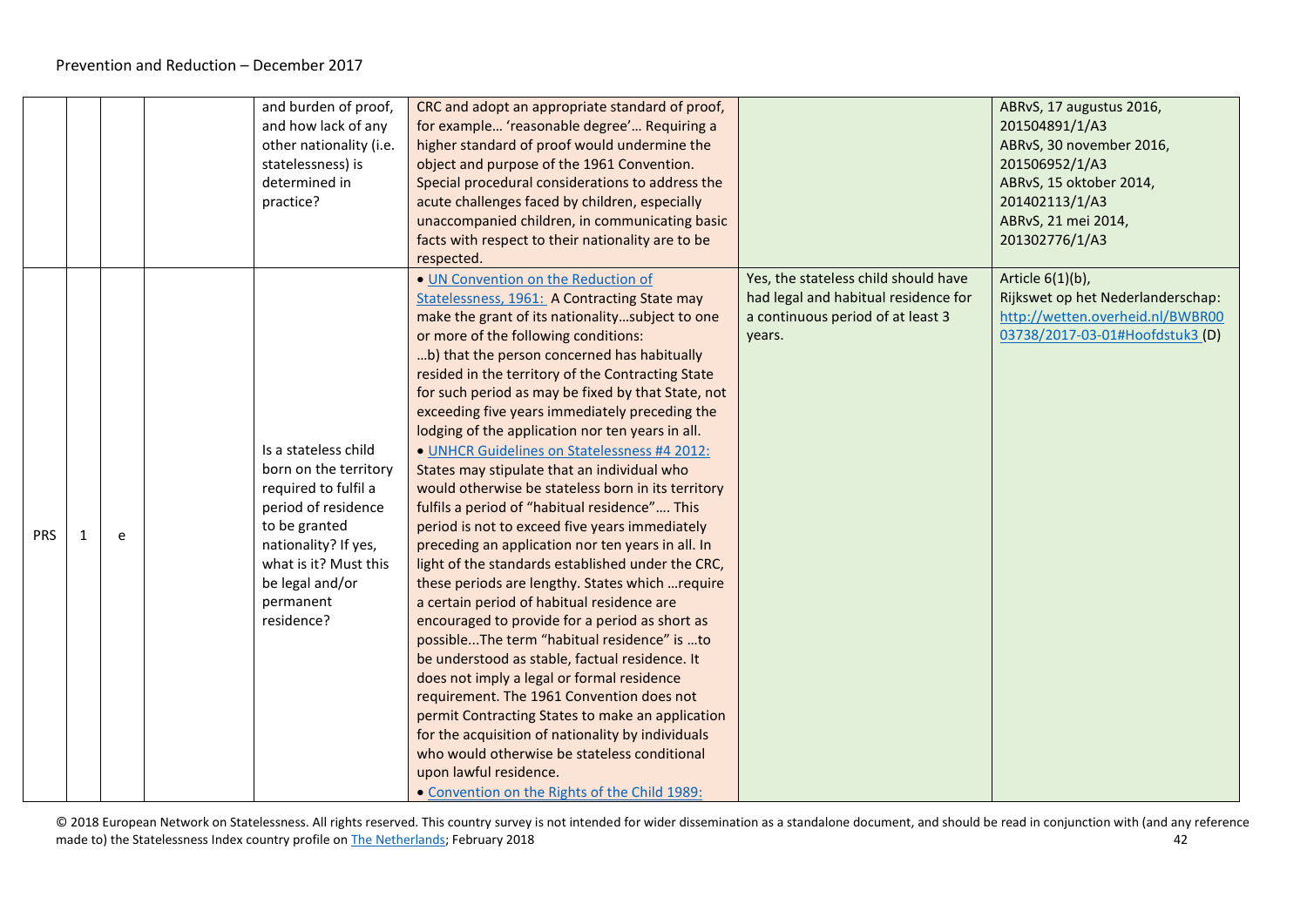|  |  |  |  |  |  |  |  |
|---|---|---|---|---|---|---|---|
|  |  |  |  | and burden of proof, and how lack of any other nationality (i.e. statelessness) is determined in practice? | CRC and adopt an appropriate standard of proof, for example… 'reasonable degree'… Requiring a higher standard of proof would undermine the object and purpose of the 1961 Convention. Special procedural considerations to address the acute challenges faced by children, especially unaccompanied children, in communicating basic facts with respect to their nationality are to be respected. |  | ABRvS, 17 augustus 2016, 201504891/1/A3<br>ABRvS, 30 november 2016, 201506952/1/A3<br>ABRvS, 15 oktober 2014, 201402113/1/A3<br>ABRvS, 21 mei 2014, 201302776/1/A3 |
| PRS | 1 | e |  | Is a stateless child born on the territory required to fulfil a period of residence to be granted nationality? If yes, what is it? Must this be legal and/or permanent residence? | • [UN Convention on the Reduction of Statelessness, 1961:]() A Contracting State may make the grant of its nationality…subject to one or more of the following conditions:<br>…b) that the person concerned has habitually resided in the territory of the Contracting State for such period as may be fixed by that State, not exceeding five years immediately preceding the lodging of the application nor ten years in all.<br>• [UNHCR Guidelines on Statelessness #4 2012:]() States may stipulate that an individual who would otherwise be stateless born in its territory fulfils a period of "habitual residence"…. This period is not to exceed five years immediately preceding an application nor ten years in all. In light of the standards established under the CRC, these periods are lengthy. States which …require a certain period of habitual residence are encouraged to provide for a period as short as possible...The term "habitual residence" is …to be understood as stable, factual residence. It does not imply a legal or formal residence requirement. The 1961 Convention does not permit Contracting States to make an application for the acquisition of nationality by individuals who would otherwise be stateless conditional upon lawful residence.<br>• [Convention on the Rights of the Child 1989:]() | Yes, the stateless child should have had legal and habitual residence for a continuous period of at least 3 years. | Article 6(1)(b), Rijkswet op het Nederlanderschap: [http://wetten.overheid.nl/BWBR0003738/2017-03-01#Hoofdstuk3](http://wetten.overheid.nl/BWBR0003738/2017-03-01#Hoofdstuk3) (D) |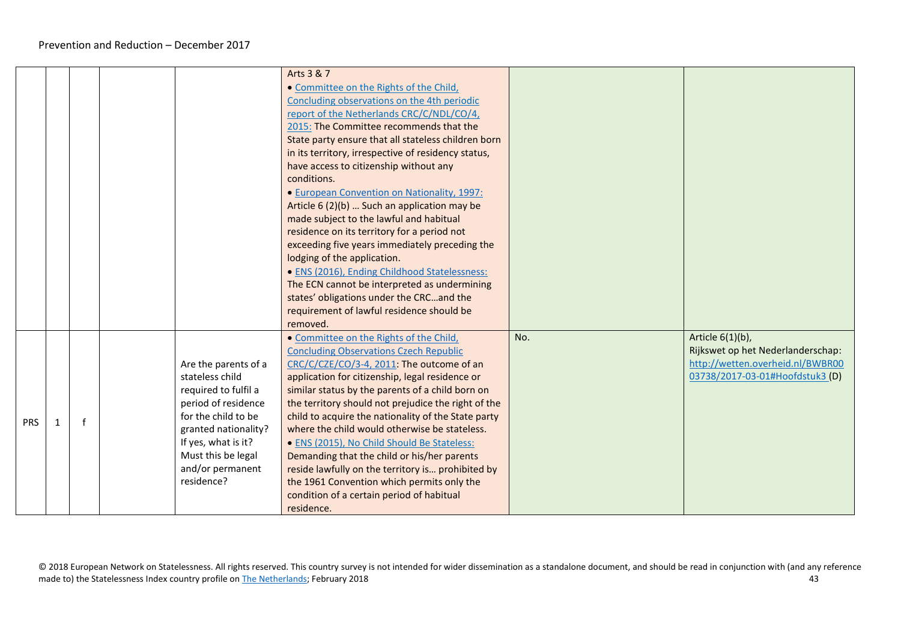| | | | | | | | |
|---|---|---|---|---|---|---|---|
| | | | | | Arts 3 & 7<br>• Committee on the Rights of the Child, Concluding observations on the 4th periodic report of the Netherlands CRC/C/NDL/CO/4, 2015: The Committee recommends that the State party ensure that all stateless children born in its territory, irrespective of residency status, have access to citizenship without any conditions.<br>• European Convention on Nationality, 1997: Article 6 (2)(b) … Such an application may be made subject to the lawful and habitual residence on its territory for a period not exceeding five years immediately preceding the lodging of the application.<br>• ENS (2016), Ending Childhood Statelessness: The ECN cannot be interpreted as undermining states' obligations under the CRC…and the requirement of lawful residence should be removed. | | |
| PRS | 1 | f | | Are the parents of a stateless child required to fulfil a period of residence for the child to be granted nationality? If yes, what is it? Must this be legal and/or permanent residence? | • Committee on the Rights of the Child, Concluding Observations Czech Republic CRC/C/CZE/CO/3-4, 2011: The outcome of an application for citizenship, legal residence or similar status by the parents of a child born on the territory should not prejudice the right of the child to acquire the nationality of the State party where the child would otherwise be stateless.<br>• ENS (2015), No Child Should Be Stateless: Demanding that the child or his/her parents reside lawfully on the territory is… prohibited by the 1961 Convention which permits only the condition of a certain period of habitual residence. | No. | Article 6(1)(b), Rijkswet op het Nederlanderschap: http://wetten.overheid.nl/BWBR0003738/2017-03-01#Hoofdstuk3 (D) |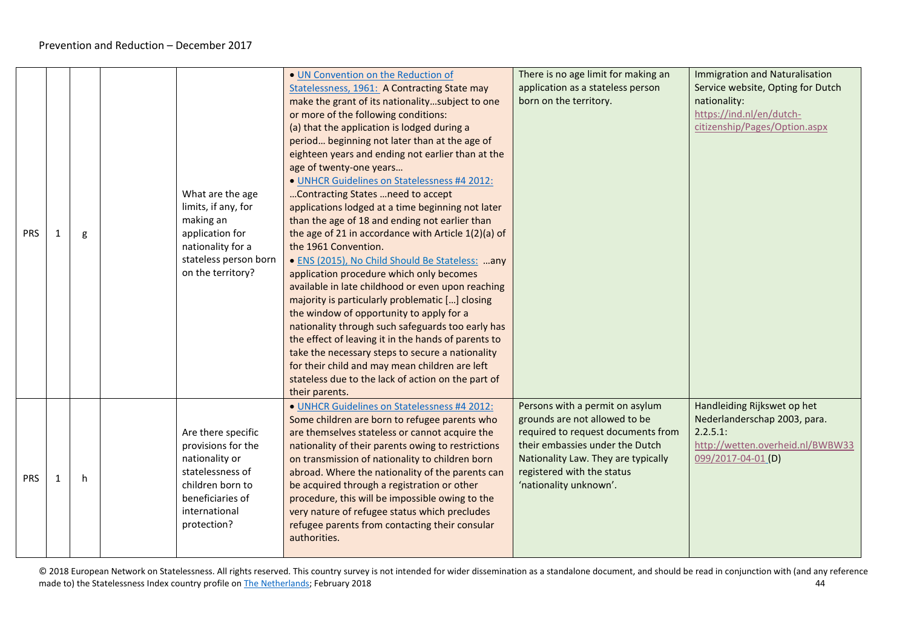| | | | | | | | |
|---|---|---|---|---|---|---|---|
| PRS | 1 | g | | What are the age limits, if any, for making an application for nationality for a stateless person born on the territory? | • UN Convention on the Reduction of Statelessness, 1961: A Contracting State may make the grant of its nationality…subject to one or more of the following conditions: (a) that the application is lodged during a period… beginning not later than at the age of eighteen years and ending not earlier than at the age of twenty-one years… • UNHCR Guidelines on Statelessness #4 2012: …Contracting States …need to accept applications lodged at a time beginning not later than the age of 18 and ending not earlier than the age of 21 in accordance with Article 1(2)(a) of the 1961 Convention. • ENS (2015), No Child Should Be Stateless: …any application procedure which only becomes available in late childhood or even upon reaching majority is particularly problematic […] closing the window of opportunity to apply for a nationality through such safeguards too early has the effect of leaving it in the hands of parents to take the necessary steps to secure a nationality for their child and may mean children are left stateless due to the lack of action on the part of their parents. | There is no age limit for making an application as a stateless person born on the territory. | Immigration and Naturalisation Service website, Opting for Dutch nationality: https://ind.nl/en/dutch-citizenship/Pages/Option.aspx |
| PRS | 1 | h | | Are there specific provisions for the nationality or statelessness of children born to beneficiaries of international protection? | • UNHCR Guidelines on Statelessness #4 2012: Some children are born to refugee parents who are themselves stateless or cannot acquire the nationality of their parents owing to restrictions on transmission of nationality to children born abroad. Where the nationality of the parents can be acquired through a registration or other procedure, this will be impossible owing to the very nature of refugee status which precludes refugee parents from contacting their consular authorities. | Persons with a permit on asylum grounds are not allowed to be required to request documents from their embassies under the Dutch Nationality Law. They are typically registered with the status 'nationality unknown'. | Handleiding Rijkswet op het Nederlanderschap 2003, para. 2.2.5.1: http://wetten.overheid.nl/BWBW33099/2017-04-01 (D) |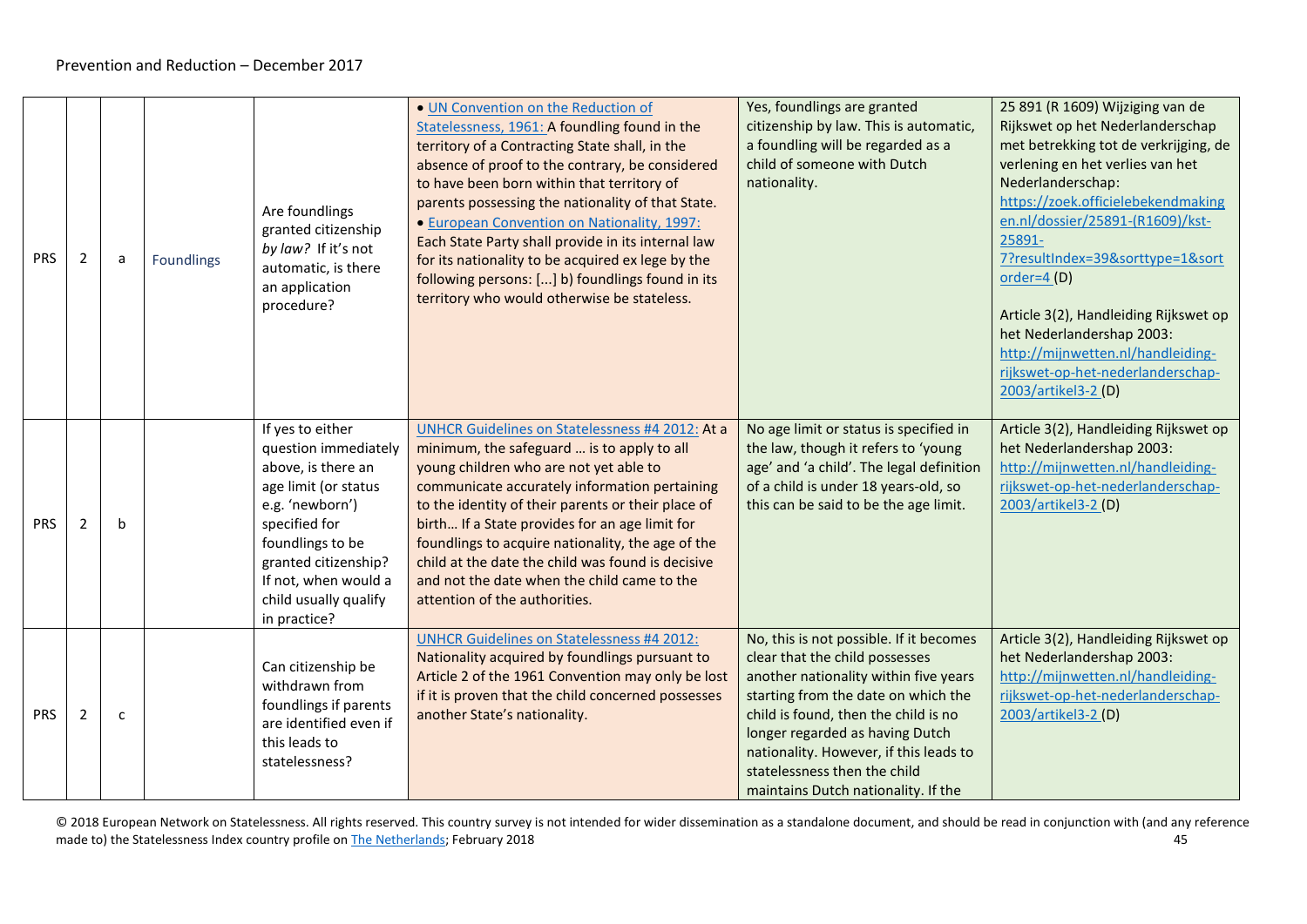| PRS | 2 | a | Foundlings | Are foundlings granted citizenship *by law?* If it's not automatic, is there an application procedure? | • UN Convention on the Reduction of Statelessness, 1961: A foundling found in the territory of a Contracting State shall, in the absence of proof to the contrary, be considered to have been born within that territory of parents possessing the nationality of that State. • European Convention on Nationality, 1997: Each State Party shall provide in its internal law for its nationality to be acquired ex lege by the following persons: [...] b) foundlings found in its territory who would otherwise be stateless. | Yes, foundlings are granted citizenship by law. This is automatic, a foundling will be regarded as a child of someone with Dutch nationality. | 25 891 (R 1609) Wijziging van de Rijkswet op het Nederlanderschap met betrekking tot de verkrijging, de verlening en het verlies van het Nederlanderschap: https://zoek.officielebekendmakingen.nl/dossier/25891-(R1609)/kst-25891-7?resultIndex=39&sorttype=1&sortorder=4 (D) Article 3(2), Handleiding Rijkswet op het Nederlandershap 2003: http://mijnwetten.nl/handleiding-rijkswet-op-het-nederlanderschap-2003/artikel3-2 (D) |
|---|---|---|---|---|---|---|---|
| PRS | 2 | b | | If yes to either question immediately above, is there an age limit (or status e.g. 'newborn') specified for foundlings to be granted citizenship? If not, when would a child usually qualify in practice? | UNHCR Guidelines on Statelessness #4 2012: At a minimum, the safeguard … is to apply to all young children who are not yet able to communicate accurately information pertaining to the identity of their parents or their place of birth… If a State provides for an age limit for foundlings to acquire nationality, the age of the child at the date the child was found is decisive and not the date when the child came to the attention of the authorities. | No age limit or status is specified in the law, though it refers to 'young age' and 'a child'. The legal definition of a child is under 18 years-old, so this can be said to be the age limit. | Article 3(2), Handleiding Rijkswet op het Nederlandershap 2003: http://mijnwetten.nl/handleiding-rijkswet-op-het-nederlanderschap-2003/artikel3-2 (D) |
| PRS | 2 | c | | Can citizenship be withdrawn from foundlings if parents are identified even if this leads to statelessness? | UNHCR Guidelines on Statelessness #4 2012: Nationality acquired by foundlings pursuant to Article 2 of the 1961 Convention may only be lost if it is proven that the child concerned possesses another State's nationality. | No, this is not possible. If it becomes clear that the child possesses another nationality within five years starting from the date on which the child is found, then the child is no longer regarded as having Dutch nationality. However, if this leads to statelessness then the child maintains Dutch nationality. If the | Article 3(2), Handleiding Rijkswet op het Nederlandershap 2003: http://mijnwetten.nl/handleiding-rijkswet-op-het-nederlanderschap-2003/artikel3-2 (D) |

© 2018 European Network on Statelessness. All rights reserved. This country survey is not intended for wider dissemination as a standalone document, and should be read in conjunction with (and any reference made to) the Statelessness Index country profile on The Netherlands; February 2018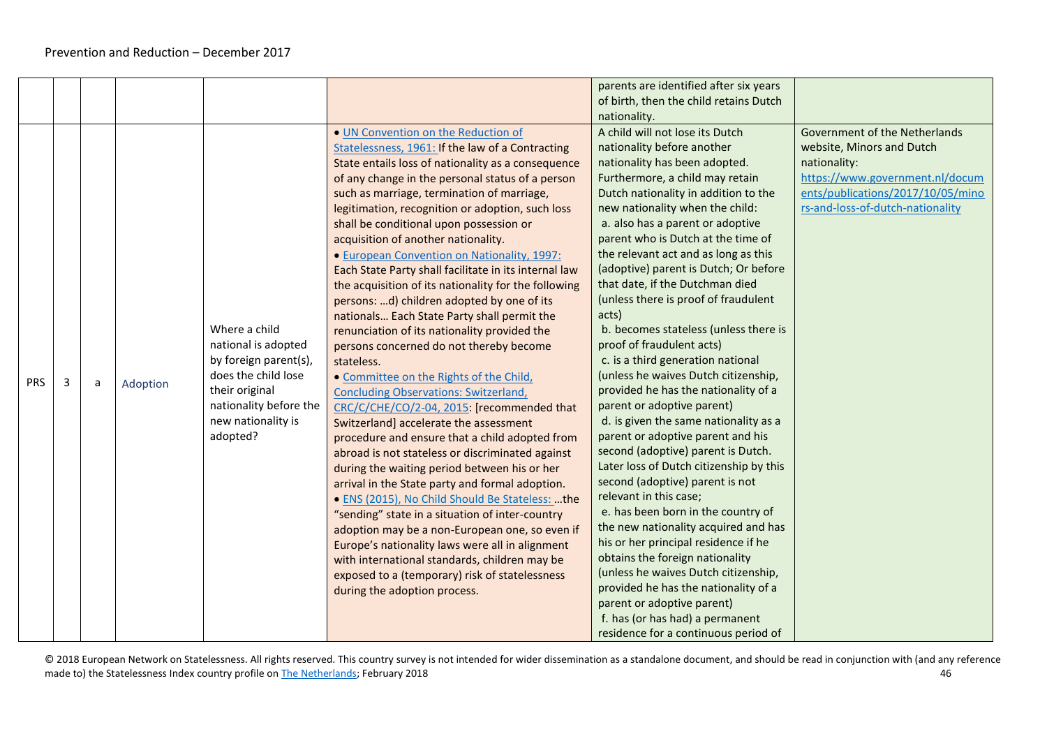| | | | | | | | |
|---|---|---|---|---|---|---|---|
| | | | | | | parents are identified after six years of birth, then the child retains Dutch nationality. | |
| PRS | 3 | a | Adoption | Where a child national is adopted by foreign parent(s), does the child lose their original nationality before the new nationality is adopted? | • [UN Convention on the Reduction of Statelessness, 1961:]() If the law of a Contracting State entails loss of nationality as a consequence of any change in the personal status of a person such as marriage, termination of marriage, legitimation, recognition or adoption, such loss shall be conditional upon possession or acquisition of another nationality. • [European Convention on Nationality, 1997:]() Each State Party shall facilitate in its internal law the acquisition of its nationality for the following persons: …d) children adopted by one of its nationals… Each State Party shall permit the renunciation of its nationality provided the persons concerned do not thereby become stateless. • [Committee on the Rights of the Child, Concluding Observations: Switzerland, CRC/C/CHE/CO/2-04, 2015](): [recommended that Switzerland] accelerate the assessment procedure and ensure that a child adopted from abroad is not stateless or discriminated against during the waiting period between his or her arrival in the State party and formal adoption. • [ENS (2015), No Child Should Be Stateless: ]()…the "sending" state in a situation of inter-country adoption may be a non-European one, so even if Europe's nationality laws were all in alignment with international standards, children may be exposed to a (temporary) risk of statelessness during the adoption process. | A child will not lose its Dutch nationality before another nationality has been adopted. Furthermore, a child may retain Dutch nationality in addition to the new nationality when the child: a. also has a parent or adoptive parent who is Dutch at the time of the relevant act and as long as this (adoptive) parent is Dutch; Or before that date, if the Dutchman died (unless there is proof of fraudulent acts) b. becomes stateless (unless there is proof of fraudulent acts) c. is a third generation national (unless he waives Dutch citizenship, provided he has the nationality of a parent or adoptive parent) d. is given the same nationality as a parent or adoptive parent and his second (adoptive) parent is Dutch. Later loss of Dutch citizenship by this second (adoptive) parent is not relevant in this case; e. has been born in the country of the new nationality acquired and has his or her principal residence if he obtains the foreign nationality (unless he waives Dutch citizenship, provided he has the nationality of a parent or adoptive parent) f. has (or has had) a permanent residence for a continuous period of | Government of the Netherlands website, Minors and Dutch nationality: [https://www.government.nl/documents/publications/2017/10/05/minors-and-loss-of-dutch-nationality](https://www.government.nl/documents/publications/2017/10/05/minors-and-loss-of-dutch-nationality) |

© 2018 European Network on Statelessness. All rights reserved. This country survey is not intended for wider dissemination as a standalone document, and should be read in conjunction with (and any reference made to) the Statelessness Index country profile on [The Netherlands](); February 2018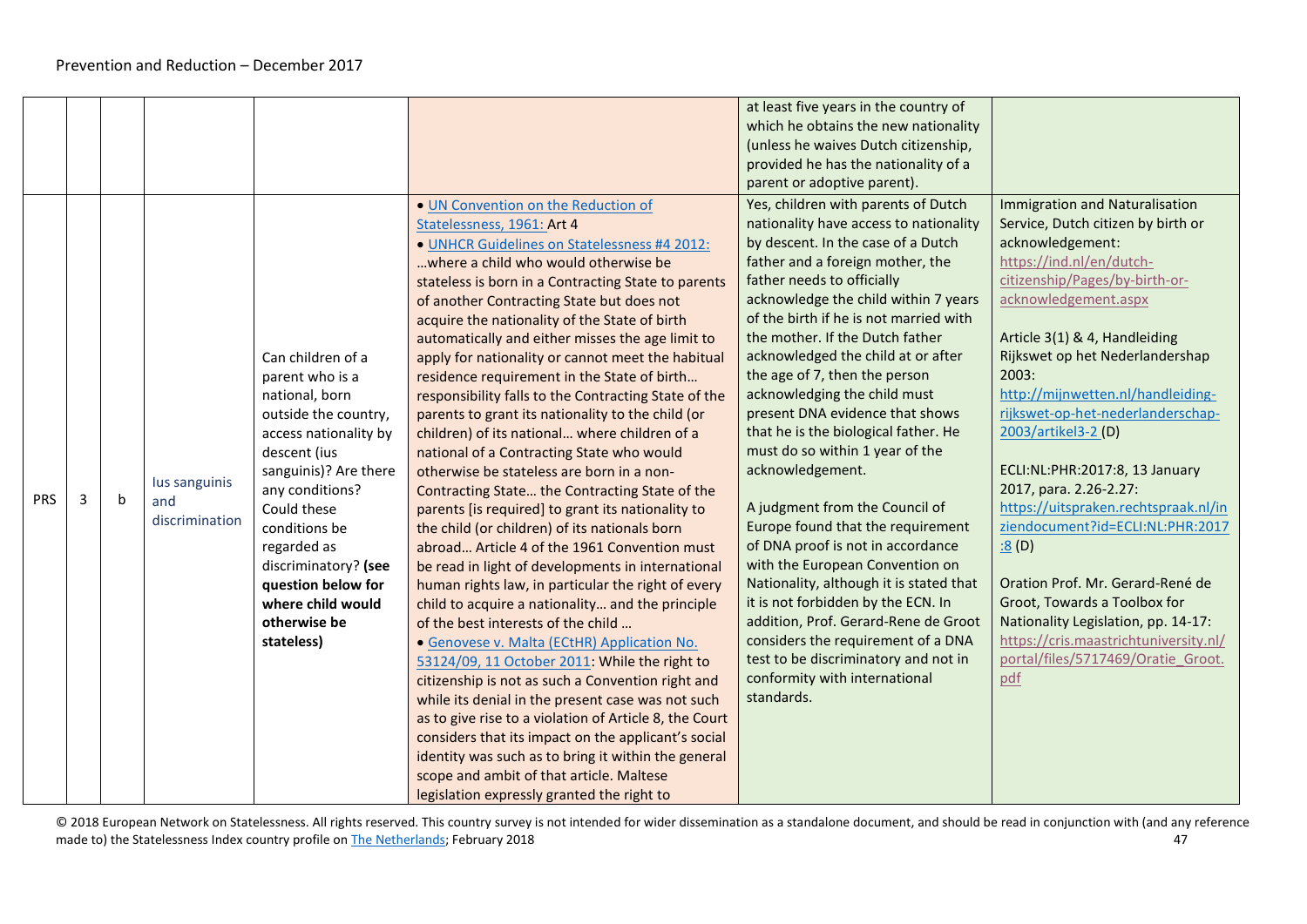| | | | | | | | |
|---|---|---|---|---|---|---|---|
| | | | | | | at least five years in the country of which he obtains the new nationality (unless he waives Dutch citizenship, provided he has the nationality of a parent or adoptive parent). | |
| PRS | 3 | b | Ius sanguinis and discrimination | Can children of a parent who is a national, born outside the country, access nationality by descent (ius sanguinis)? Are there any conditions? Could these conditions be regarded as discriminatory? **(see question below for where child would otherwise be stateless)** | • [UN Convention on the Reduction of Statelessness, 1961:](#) Art 4<br>• [UNHCR Guidelines on Statelessness #4 2012:](#)<br>…where a child who would otherwise be stateless is born in a Contracting State to parents of another Contracting State but does not acquire the nationality of the State of birth automatically and either misses the age limit to apply for nationality or cannot meet the habitual residence requirement in the State of birth… responsibility falls to the Contracting State of the parents to grant its nationality to the child (or children) of its national… where children of a national of a Contracting State who would otherwise be stateless are born in a non-Contracting State… the Contracting State of the parents [is required] to grant its nationality to the child (or children) of its nationals born abroad… Article 4 of the 1961 Convention must be read in light of developments in international human rights law, in particular the right of every child to acquire a nationality… and the principle of the best interests of the child …<br>• [Genovese v. Malta (ECtHR) Application No. 53124/09, 11 October 2011](#): While the right to citizenship is not as such a Convention right and while its denial in the present case was not such as to give rise to a violation of Article 8, the Court considers that its impact on the applicant's social identity was such as to bring it within the general scope and ambit of that article. Maltese legislation expressly granted the right to | Yes, children with parents of Dutch nationality have access to nationality by descent. In the case of a Dutch father and a foreign mother, the father needs to officially acknowledge the child within 7 years of the birth if he is not married with the mother. If the Dutch father acknowledged the child at or after the age of 7, then the person acknowledging the child must present DNA evidence that shows that he is the biological father. He must do so within 1 year of the acknowledgement.<br><br>A judgment from the Council of Europe found that the requirement of DNA proof is not in accordance with the European Convention on Nationality, although it is stated that it is not forbidden by the ECN. In addition, Prof. Gerard-Rene de Groot considers the requirement of a DNA test to be discriminatory and not in conformity with international standards. | Immigration and Naturalisation Service, Dutch citizen by birth or acknowledgement: https://ind.nl/en/dutch-citizenship/Pages/by-birth-or-acknowledgement.aspx<br><br>Article 3(1) & 4, Handleiding Rijkswet op het Nederlandershap 2003: http://mijnwetten.nl/handleiding-rijkswet-op-het-nederlanderschap-2003/artikel3-2 (D)<br><br>ECLI:NL:PHR:2017:8, 13 January 2017, para. 2.26-2.27: https://uitspraken.rechtspraak.nl/inziendocument?id=ECLI:NL:PHR:2017:8 (D)<br><br>Oration Prof. Mr. Gerard-René de Groot, Towards a Toolbox for Nationality Legislation, pp. 14-17: https://cris.maastrichtuniversity.nl/portal/files/5717469/Oratie_Groot.pdf |

© 2018 European Network on Statelessness. All rights reserved. This country survey is not intended for wider dissemination as a standalone document, and should be read in conjunction with (and any reference made to) the Statelessness Index country profile on [The Netherlands](#); February 2018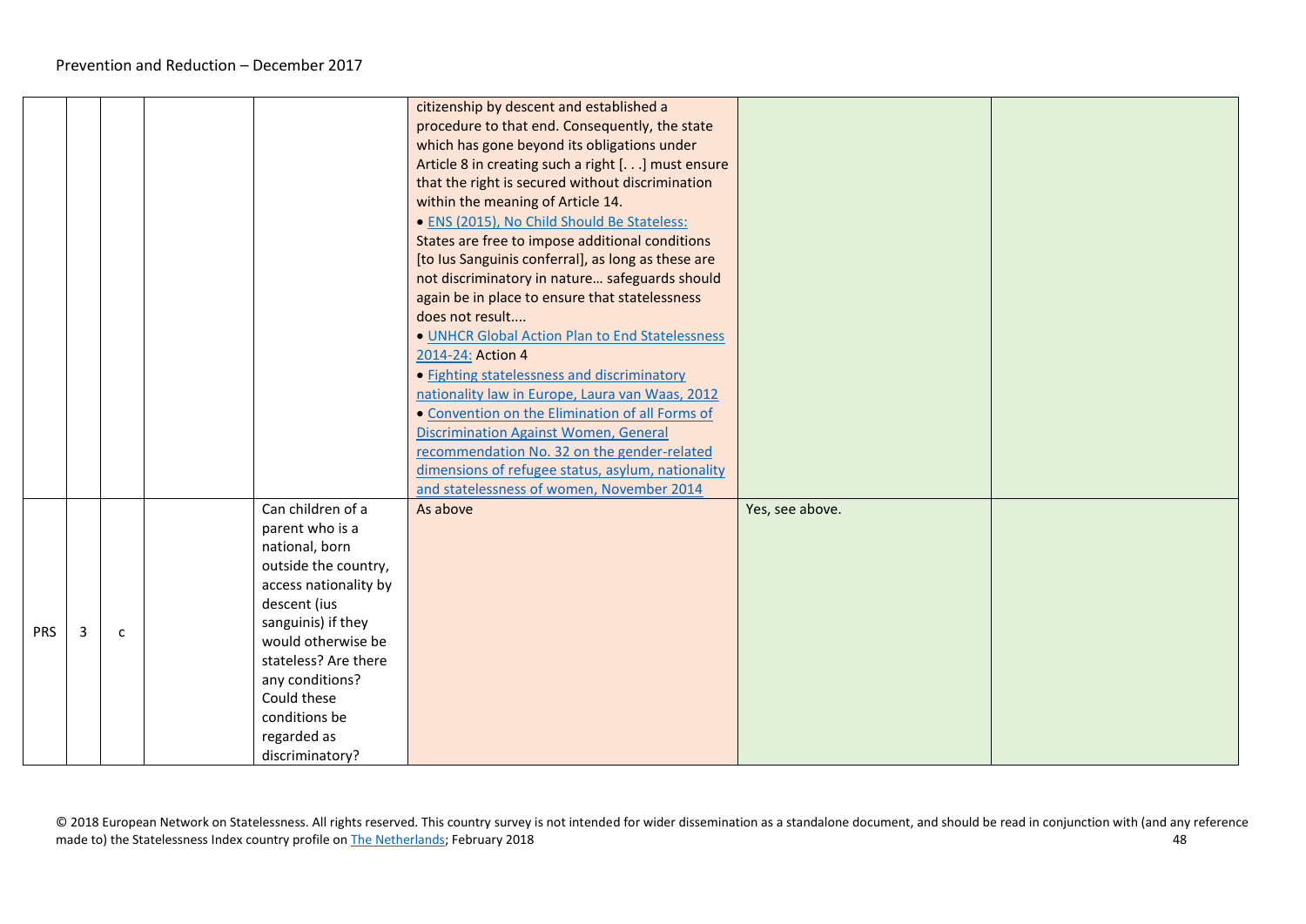|  |  |  |  |  |  |  |  |
|---|---|---|---|---|---|---|---|
|  |  |  |  |  | citizenship by descent and established a procedure to that end. Consequently, the state which has gone beyond its obligations under Article 8 in creating such a right [. . .] must ensure that the right is secured without discrimination within the meaning of Article 14. • ENS (2015), No Child Should Be Stateless: States are free to impose additional conditions [to Ius Sanguinis conferral], as long as these are not discriminatory in nature… safeguards should again be in place to ensure that statelessness does not result.... • UNHCR Global Action Plan to End Statelessness 2014-24: Action 4 • Fighting statelessness and discriminatory nationality law in Europe, Laura van Waas, 2012 • Convention on the Elimination of all Forms of Discrimination Against Women, General recommendation No. 32 on the gender-related dimensions of refugee status, asylum, nationality and statelessness of women, November 2014 |  |  |
| PRS | 3 | c |  | Can children of a parent who is a national, born outside the country, access nationality by descent (ius sanguinis) if they would otherwise be stateless? Are there any conditions? Could these conditions be regarded as discriminatory? | As above | Yes, see above. |  |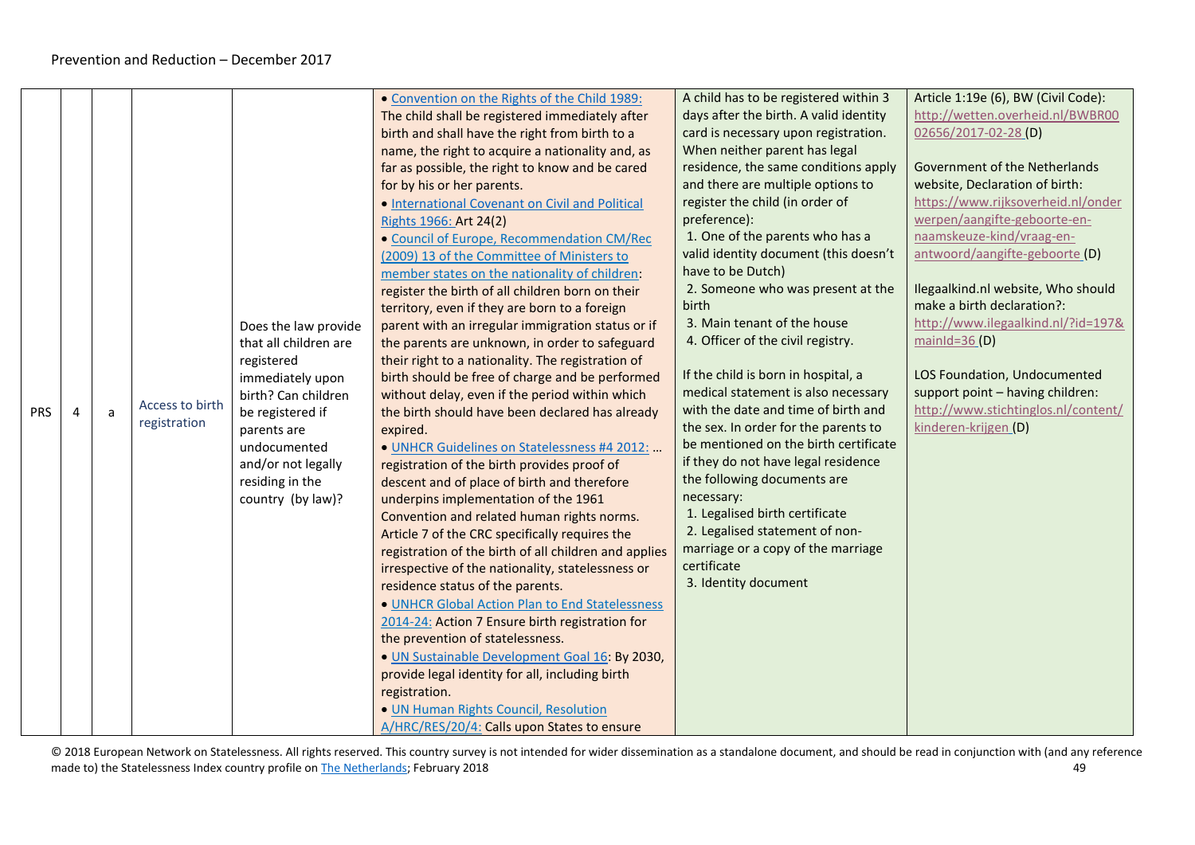| | | | | | | | |
|---|---|---|---|---|---|---|---|
| PRS | 4 | a | Access to birth registration | Does the law provide that all children are registered immediately upon birth? Can children be registered if parents are undocumented and/or not legally residing in the country (by law)? | • Convention on the Rights of the Child 1989: The child shall be registered immediately after birth and shall have the right from birth to a name, the right to acquire a nationality and, as far as possible, the right to know and be cared for by his or her parents.<br>• International Covenant on Civil and Political Rights 1966: Art 24(2)<br>• Council of Europe, Recommendation CM/Rec (2009) 13 of the Committee of Ministers to member states on the nationality of children: register the birth of all children born on their territory, even if they are born to a foreign parent with an irregular immigration status or if the parents are unknown, in order to safeguard their right to a nationality. The registration of birth should be free of charge and be performed without delay, even if the period within which the birth should have been declared has already expired.<br>• UNHCR Guidelines on Statelessness #4 2012: … registration of the birth provides proof of descent and of place of birth and therefore underpins implementation of the 1961 Convention and related human rights norms. Article 7 of the CRC specifically requires the registration of the birth of all children and applies irrespective of the nationality, statelessness or residence status of the parents.<br>• UNHCR Global Action Plan to End Statelessness 2014-24: Action 7 Ensure birth registration for the prevention of statelessness.<br>• UN Sustainable Development Goal 16: By 2030, provide legal identity for all, including birth registration.<br>• UN Human Rights Council, Resolution A/HRC/RES/20/4: Calls upon States to ensure | A child has to be registered within 3 days after the birth. A valid identity card is necessary upon registration. When neither parent has legal residence, the same conditions apply and there are multiple options to register the child (in order of preference):<br>1. One of the parents who has a valid identity document (this doesn't have to be Dutch)<br>2. Someone who was present at the birth<br>3. Main tenant of the house<br>4. Officer of the civil registry.<br><br>If the child is born in hospital, a medical statement is also necessary with the date and time of birth and the sex. In order for the parents to be mentioned on the birth certificate if they do not have legal residence the following documents are necessary:<br>1. Legalised birth certificate<br>2. Legalised statement of non-marriage or a copy of the marriage certificate<br>3. Identity document | Article 1:19e (6), BW (Civil Code): http://wetten.overheid.nl/BWBR0002656/2017-02-28 (D)<br><br>Government of the Netherlands website, Declaration of birth: https://www.rijksoverheid.nl/onderwerpen/aangifte-geboorte-en-naamskeuze-kind/vraag-en-antwoord/aangifte-geboorte (D)<br><br>Ilegaalkind.nl website, Who should make a birth declaration?: http://www.ilegaalkind.nl/?id=197&mainId=36 (D)<br><br>LOS Foundation, Undocumented support point – having children: http://www.stichtinglos.nl/content/kinderen-krijgen (D) |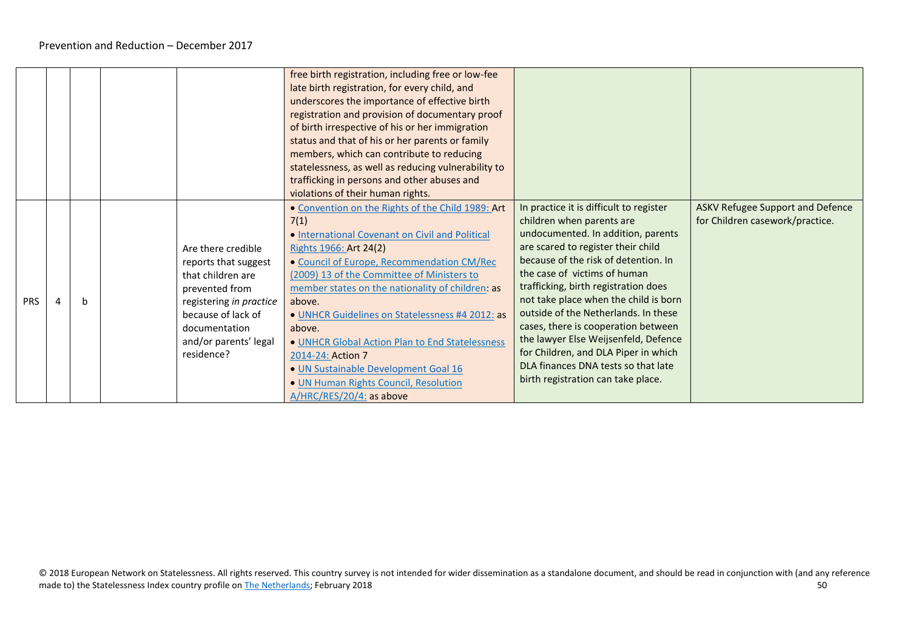| | | | | | | | |
|---|---|---|---|---|---|---|---|
| | | | | | free birth registration, including free or low-fee late birth registration, for every child, and underscores the importance of effective birth registration and provision of documentary proof of birth irrespective of his or her immigration status and that of his or her parents or family members, which can contribute to reducing statelessness, as well as reducing vulnerability to trafficking in persons and other abuses and violations of their human rights. | | |
| PRS | 4 | b | | Are there credible reports that suggest that children are prevented from registering *in practice* because of lack of documentation and/or parents' legal residence? | • Convention on the Rights of the Child 1989: Art 7(1)<br>• International Covenant on Civil and Political Rights 1966: Art 24(2)<br>• Council of Europe, Recommendation CM/Rec (2009) 13 of the Committee of Ministers to member states on the nationality of children: as above.<br>• UNHCR Guidelines on Statelessness #4 2012: as above.<br>• UNHCR Global Action Plan to End Statelessness 2014-24: Action 7<br>• UN Sustainable Development Goal 16<br>• UN Human Rights Council, Resolution A/HRC/RES/20/4: as above | In practice it is difficult to register children when parents are undocumented. In addition, parents are scared to register their child because of the risk of detention. In the case of victims of human trafficking, birth registration does not take place when the child is born outside of the Netherlands. In these cases, there is cooperation between the lawyer Else Weijsenfeld, Defence for Children, and DLA Piper in which DLA finances DNA tests so that late birth registration can take place. | ASKV Refugee Support and Defence for Children casework/practice. |

© 2018 European Network on Statelessness. All rights reserved. This country survey is not intended for wider dissemination as a standalone document, and should be read in conjunction with (and any reference made to) the Statelessness Index country profile on The Netherlands; February 2018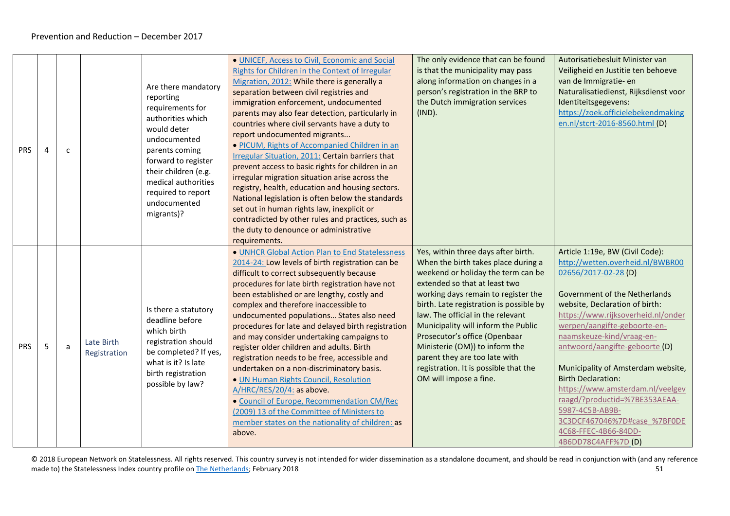| | | | | | | | |
|---|---|---|---|---|---|---|---|
| PRS | 4 | c | | Are there mandatory reporting requirements for authorities which would deter undocumented parents coming forward to register their children (e.g. medical authorities required to report undocumented migrants)? | • UNICEF, Access to Civil, Economic and Social Rights for Children in the Context of Irregular Migration, 2012: While there is generally a separation between civil registries and immigration enforcement, undocumented parents may also fear detection, particularly in countries where civil servants have a duty to report undocumented migrants... • PICUM, Rights of Accompanied Children in an Irregular Situation, 2011: Certain barriers that prevent access to basic rights for children in an irregular migration situation arise across the registry, health, education and housing sectors. National legislation is often below the standards set out in human rights law, inexplicit or contradicted by other rules and practices, such as the duty to denounce or administrative requirements. | The only evidence that can be found is that the municipality may pass along information on changes in a person's registration in the BRP to the Dutch immigration services (IND). | Autorisatiebesluit Minister van Veiligheid en Justitie ten behoeve van de Immigratie- en Naturalisatiedienst, Rijksdienst voor Identiteitsgegevens: https://zoek.officielebekendmakingen.nl/stcrt-2016-8560.html (D) |
| PRS | 5 | a | Late Birth Registration | Is there a statutory deadline before which birth registration should be completed? If yes, what is it? Is late birth registration possible by law? | • UNHCR Global Action Plan to End Statelessness 2014-24: Low levels of birth registration can be difficult to correct subsequently because procedures for late birth registration have not been established or are lengthy, costly and complex and therefore inaccessible to undocumented populations… States also need procedures for late and delayed birth registration and may consider undertaking campaigns to register older children and adults. Birth registration needs to be free, accessible and undertaken on a non-discriminatory basis. • UN Human Rights Council, Resolution A/HRC/RES/20/4: as above. • Council of Europe, Recommendation CM/Rec (2009) 13 of the Committee of Ministers to member states on the nationality of children: as above. | Yes, within three days after birth. When the birth takes place during a weekend or holiday the term can be extended so that at least two working days remain to register the birth. Late registration is possible by law. The official in the relevant Municipality will inform the Public Prosecutor's office (Openbaar Ministerie (OM)) to inform the parent they are too late with registration. It is possible that the OM will impose a fine. | Article 1:19e, BW (Civil Code): http://wetten.overheid.nl/BWBR0002656/2017-02-28 (D)<br><br>Government of the Netherlands website, Declaration of birth: https://www.rijksoverheid.nl/onderwerpen/aangifte-geboorte-en-naamskeuze-kind/vraag-en-antwoord/aangifte-geboorte (D)<br><br>Municipality of Amsterdam website, Birth Declaration: https://www.amsterdam.nl/veelgevraagd/?productid=%7BE353AEAA-5987-4C5B-AB9B-3C3DCF467046%7D#case_%7BF0DE4C68-FFEC-4B66-84DD-4B6DD78C4AFF%7D (D) |

© 2018 European Network on Statelessness. All rights reserved. This country survey is not intended for wider dissemination as a standalone document, and should be read in conjunction with (and any reference made to) the Statelessness Index country profile on The Netherlands; February 2018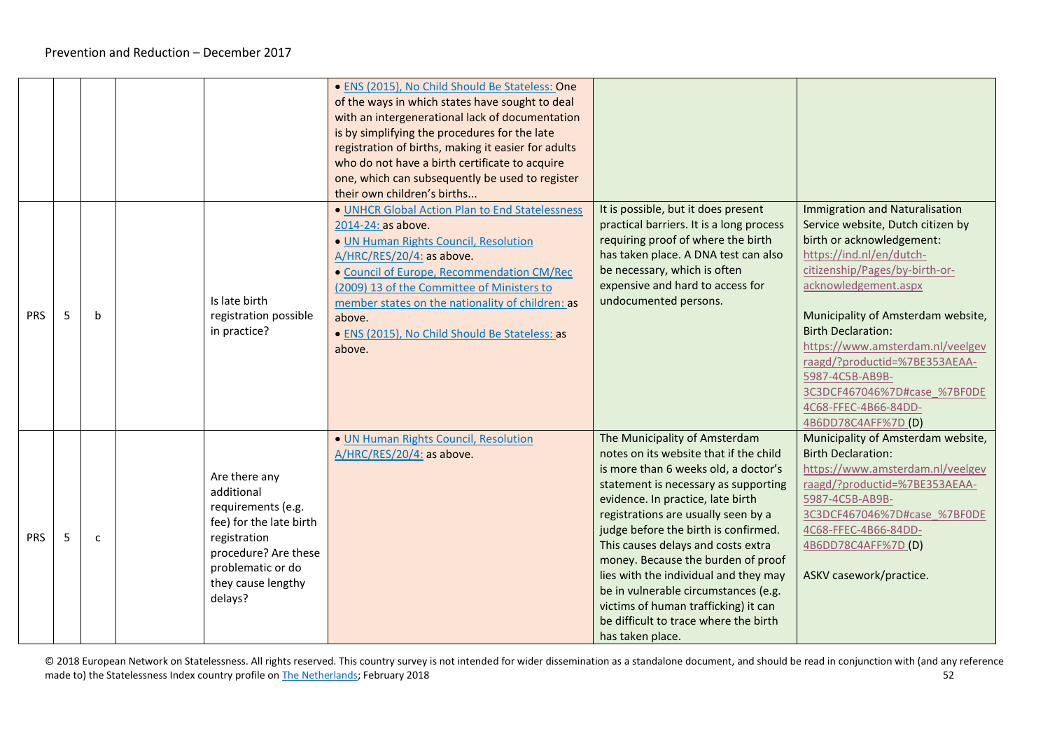| | | | | | | | |
|---|---|---|---|---|---|---|---|
| | | | | | • ENS (2015), No Child Should Be Stateless: One of the ways in which states have sought to deal with an intergenerational lack of documentation is by simplifying the procedures for the late registration of births, making it easier for adults who do not have a birth certificate to acquire one, which can subsequently be used to register their own children's births... | | |
| PRS | 5 | b | | Is late birth registration possible in practice? | • UNHCR Global Action Plan to End Statelessness 2014-24: as above.<br>• UN Human Rights Council, Resolution A/HRC/RES/20/4: as above.<br>• Council of Europe, Recommendation CM/Rec (2009) 13 of the Committee of Ministers to member states on the nationality of children: as above.<br>• ENS (2015), No Child Should Be Stateless: as above. | It is possible, but it does present practical barriers. It is a long process requiring proof of where the birth has taken place. A DNA test can also be necessary, which is often expensive and hard to access for undocumented persons. | Immigration and Naturalisation Service website, Dutch citizen by birth or acknowledgement: https://ind.nl/en/dutch-citizenship/Pages/by-birth-or-acknowledgement.aspx<br><br>Municipality of Amsterdam website, Birth Declaration: https://www.amsterdam.nl/veelgevraagd/?productid=%7BE353AEAA-5987-4C5B-AB9B-3C3DCF467046%7D#case_%7BF0DE4C68-FFEC-4B66-84DD-4B6DD78C4AFF%7D (D) |
| PRS | 5 | c | | Are there any additional requirements (e.g. fee) for the late birth registration procedure? Are these problematic or do they cause lengthy delays? | • UN Human Rights Council, Resolution A/HRC/RES/20/4: as above. | The Municipality of Amsterdam notes on its website that if the child is more than 6 weeks old, a doctor's statement is necessary as supporting evidence. In practice, late birth registrations are usually seen by a judge before the birth is confirmed. This causes delays and costs extra money. Because the burden of proof lies with the individual and they may be in vulnerable circumstances (e.g. victims of human trafficking) it can be difficult to trace where the birth has taken place. | Municipality of Amsterdam website, Birth Declaration: https://www.amsterdam.nl/veelgevraagd/?productid=%7BE353AEAA-5987-4C5B-AB9B-3C3DCF467046%7D#case_%7BF0DE4C68-FFEC-4B66-84DD-4B6DD78C4AFF%7D (D)<br><br>ASKV casework/practice. |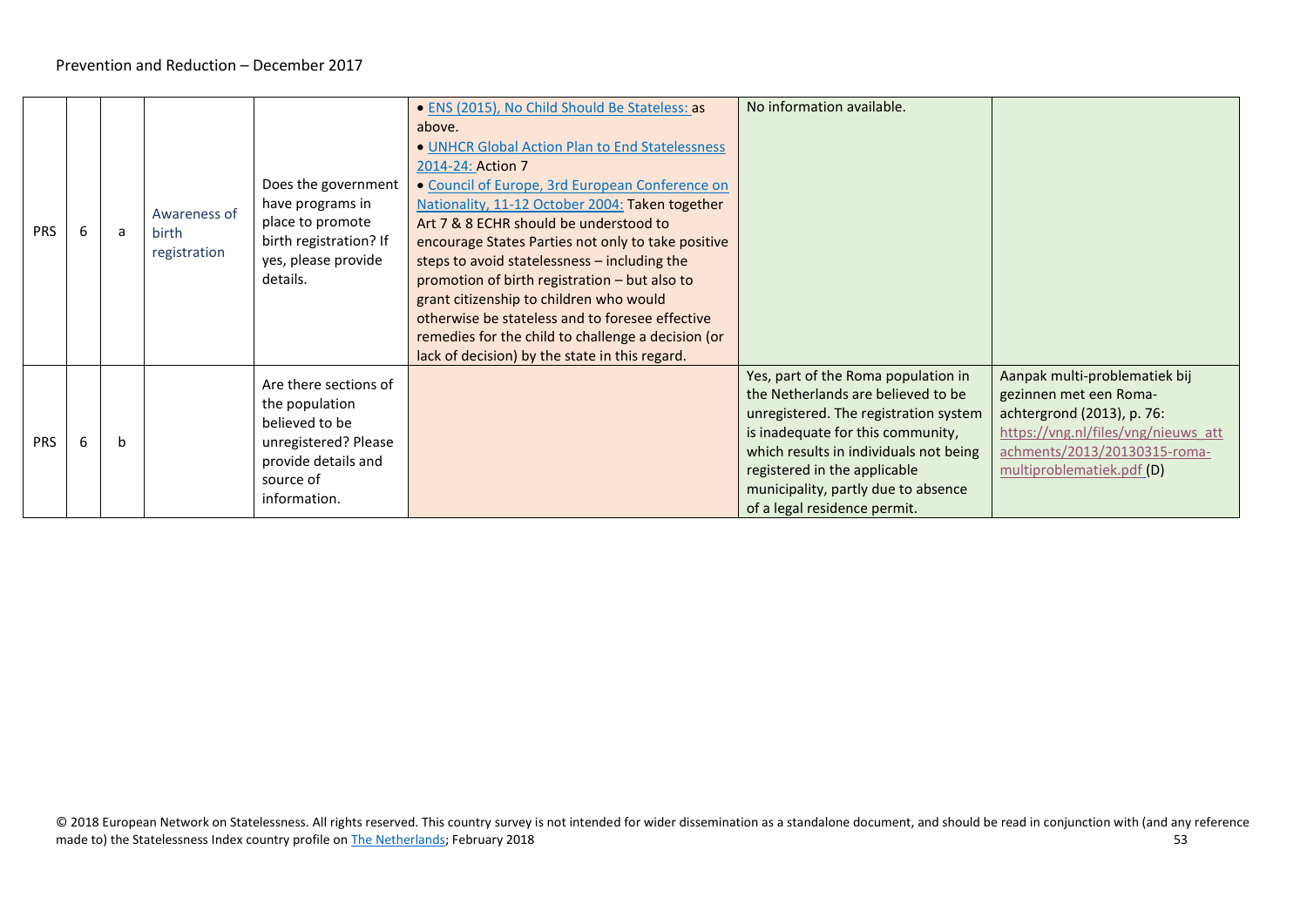| | | | | | | | |
|---|---|---|---|---|---|---|---|
| PRS | 6 | a | Awareness of birth registration | Does the government have programs in place to promote birth registration? If yes, please provide details. | • ENS (2015), No Child Should Be Stateless: as above.<br>• UNHCR Global Action Plan to End Statelessness 2014-24: Action 7<br>• Council of Europe, 3rd European Conference on Nationality, 11-12 October 2004: Taken together Art 7 & 8 ECHR should be understood to encourage States Parties not only to take positive steps to avoid statelessness – including the promotion of birth registration – but also to grant citizenship to children who would otherwise be stateless and to foresee effective remedies for the child to challenge a decision (or lack of decision) by the state in this regard. | No information available. | |
| PRS | 6 | b | | Are there sections of the population believed to be unregistered? Please provide details and source of information. | | Yes, part of the Roma population in the Netherlands are believed to be unregistered. The registration system is inadequate for this community, which results in individuals not being registered in the applicable municipality, partly due to absence of a legal residence permit. | Aanpak multi-problematiek bij gezinnen met een Roma-achtergrond (2013), p. 76: https://vng.nl/files/vng/nieuws_attachments/2013/20130315-roma-multiproblematiek.pdf (D) |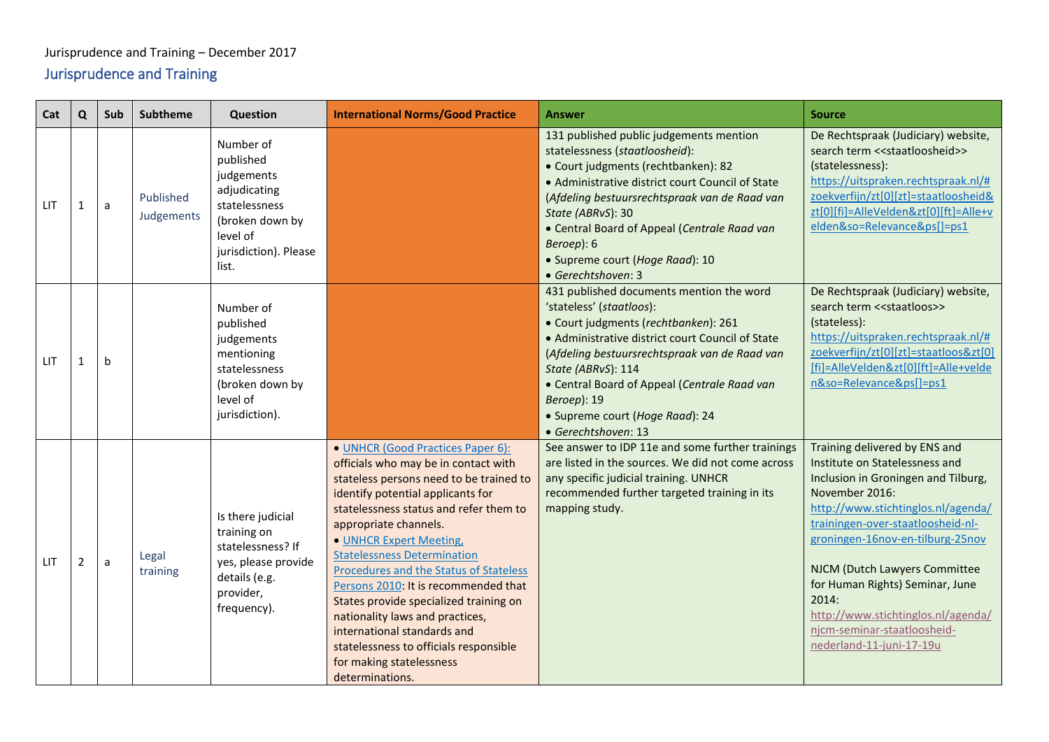Jurisprudence and Training – December 2017

## Jurisprudence and Training

| Cat | Q | Sub | Subtheme | Question | International Norms/Good Practice | Answer | Source |
|---|---|---|---|---|---|---|---|
| LIT | 1 | a | Published Judgements | Number of published judgements adjudicating statelessness (broken down by level of jurisdiction). Please list. | | 131 published public judgements mention statelessness (*staatloosheid*):<br>• Court judgments (rechtbanken): 82<br>• Administrative district court Council of State (*Afdeling bestuursrechtspraak van de Raad van State (ABRvS)*: 30<br>• Central Board of Appeal (*Centrale Raad van Beroep*): 6<br>• Supreme court (*Hoge Raad*): 10<br>• *Gerechtshoven*: 3 | De Rechtspraak (Judiciary) website, search term <<staatloosheid>> (statelessness): https://uitspraken.rechtspraak.nl/#zoekverfijn/zt[0][zt]=staatloosheid&zt[0][fi]=AlleVelden&zt[0][ft]=Alle+velden&so=Relevance&ps[]=ps1 |
| LIT | 1 | b | | Number of published judgements mentioning statelessness (broken down by level of jurisdiction). | | 431 published documents mention the word 'stateless' (*staatloos*):<br>• Court judgments (*rechtbanken*): 261<br>• Administrative district court Council of State (*Afdeling bestuursrechtspraak van de Raad van State (ABRvS)*: 114<br>• Central Board of Appeal (*Centrale Raad van Beroep*): 19<br>• Supreme court (*Hoge Raad*): 24<br>• *Gerechtshoven*: 13 | De Rechtspraak (Judiciary) website, search term <<staatloos>> (stateless): https://uitspraken.rechtspraak.nl/#zoekverfijn/zt[0][zt]=staatloos&zt[0][fi]=AlleVelden&zt[0][ft]=Alle+velden&so=Relevance&ps[]=ps1 |
| LIT | 2 | a | Legal training | Is there judicial training on statelessness? If yes, please provide details (e.g. provider, frequency). | • UNHCR (Good Practices Paper 6): officials who may be in contact with stateless persons need to be trained to identify potential applicants for statelessness status and refer them to appropriate channels.<br>• UNHCR Expert Meeting, Statelessness Determination Procedures and the Status of Stateless Persons 2010: It is recommended that States provide specialized training on nationality laws and practices, international standards and statelessness to officials responsible for making statelessness determinations. | See answer to IDP 11e and some further trainings are listed in the sources. We did not come across any specific judicial training. UNHCR recommended further targeted training in its mapping study. | Training delivered by ENS and Institute on Statelessness and Inclusion in Groningen and Tilburg, November 2016: http://www.stichtinglos.nl/agenda/trainingen-over-staatloosheid-nl-groningen-16nov-en-tilburg-25nov<br><br>NJCM (Dutch Lawyers Committee for Human Rights) Seminar, June 2014: http://www.stichtinglos.nl/agenda/njcm-seminar-staatloosheid-nederland-11-juni-17-19u |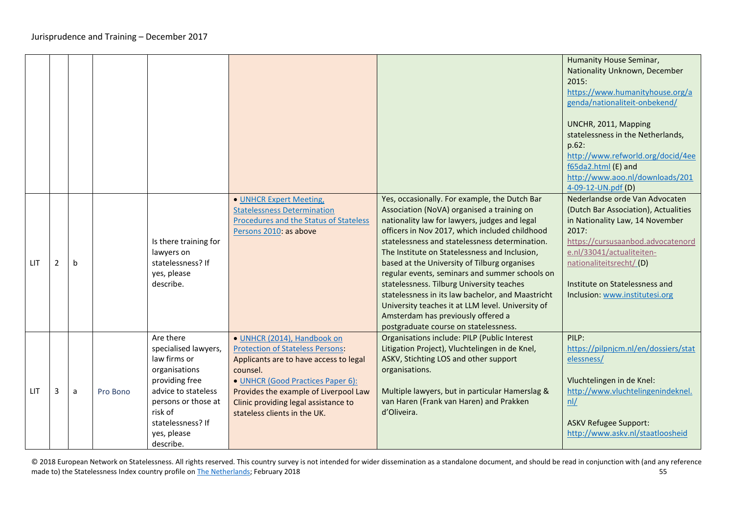| | | | | | | | |
|---|---|---|---|---|---|---|---|
| | | | | | | | Humanity House Seminar, Nationality Unknown, December 2015: https://www.humanityhouse.org/agenda/nationaliteit-onbekend/<br><br>UNCHR, 2011, Mapping statelessness in the Netherlands, p.62: http://www.refworld.org/docid/4eef65da2.html (E) and http://www.aoo.nl/downloads/2014-09-12-UN.pdf (D) |
| LIT | 2 | b | | Is there training for lawyers on statelessness? If yes, please describe. | • UNHCR Expert Meeting, Statelessness Determination Procedures and the Status of Stateless Persons 2010: as above | Yes, occasionally. For example, the Dutch Bar Association (NoVA) organised a training on nationality law for lawyers, judges and legal officers in Nov 2017, which included childhood statelessness and statelessness determination. The Institute on Statelessness and Inclusion, based at the University of Tilburg organises regular events, seminars and summer schools on statelessness. Tilburg University teaches statelessness in its law bachelor, and Maastricht University teaches it at LLM level. University of Amsterdam has previously offered a postgraduate course on statelessness. | Nederlandse orde Van Advocaten (Dutch Bar Association), Actualities in Nationality Law, 14 November 2017: https://cursusaanbod.advocatenorde.nl/33041/actualiteiten-nationaliteitsrecht/ (D)<br><br>Institute on Statelessness and Inclusion: www.institutesi.org |
| LIT | 3 | a | Pro Bono | Are there specialised lawyers, law firms or organisations providing free advice to stateless persons or those at risk of statelessness? If yes, please describe. | • UNHCR (2014), Handbook on Protection of Stateless Persons: Applicants are to have access to legal counsel.<br>• UNHCR (Good Practices Paper 6): Provides the example of Liverpool Law Clinic providing legal assistance to stateless clients in the UK. | Organisations include: PILP (Public Interest Litigation Project), Vluchtelingen in de Knel, ASKV, Stichting LOS and other support organisations.<br><br>Multiple lawyers, but in particular Hamerslag & van Haren (Frank van Haren) and Prakken d'Oliveira. | PILP: https://pilpnjcm.nl/en/dossiers/statelessness/<br><br>Vluchtelingen in de Knel: http://www.vluchtelingenindeknel.nl/<br><br>ASKV Refugee Support: http://www.askv.nl/staatloosheid |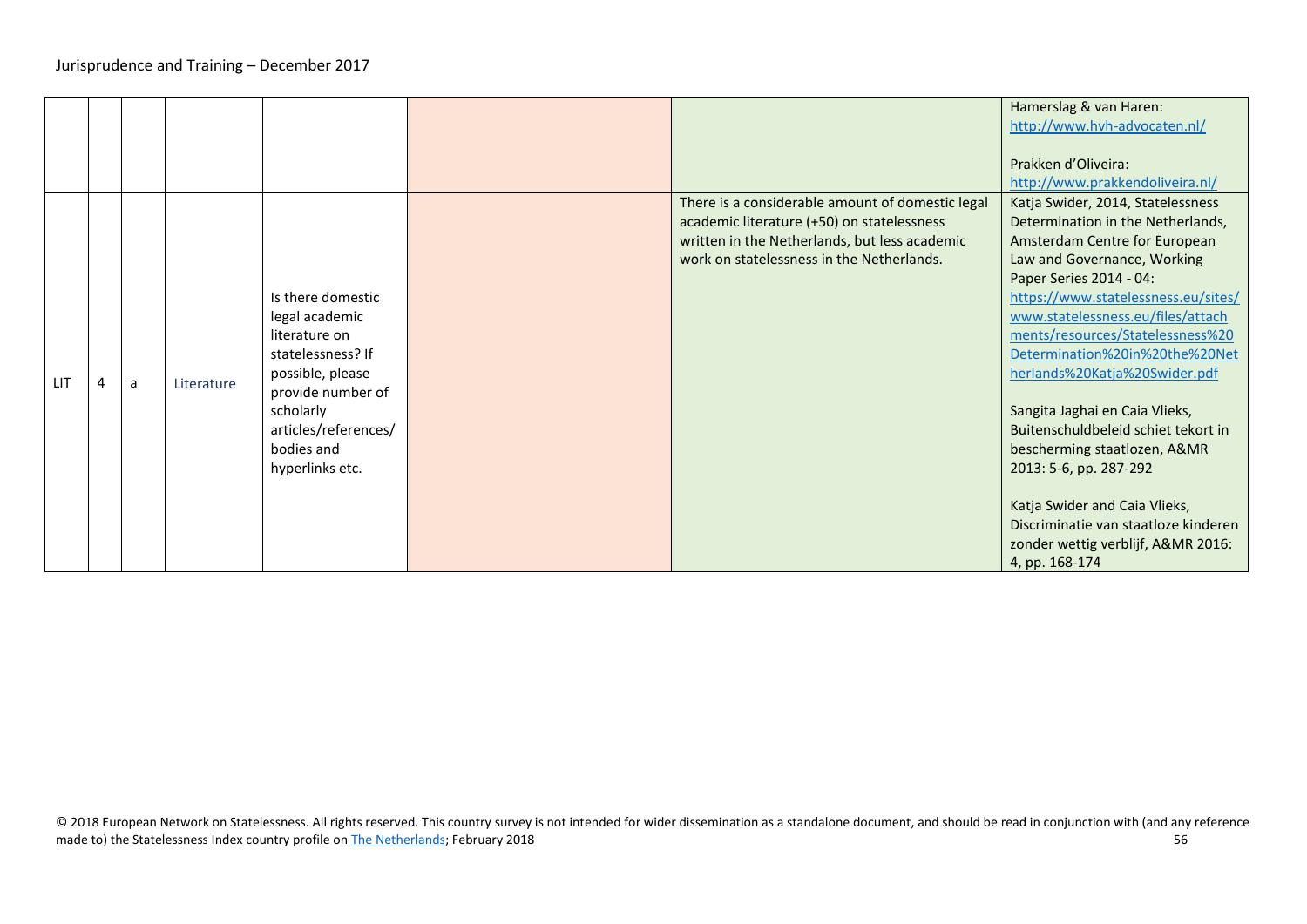| | | | | | | | |
|---|---|---|---|---|---|---|---|
| | | | | | | | Hamerslag & van Haren: http://www.hvh-advocaten.nl/<br><br>Prakken d'Oliveira: http://www.prakkendoliveira.nl/ |
| LIT | 4 | a | Literature | Is there domestic legal academic literature on statelessness? If possible, please provide number of scholarly articles/references/ bodies and hyperlinks etc. | | There is a considerable amount of domestic legal academic literature (+50) on statelessness written in the Netherlands, but less academic work on statelessness in the Netherlands. | Katja Swider, 2014, Statelessness Determination in the Netherlands, Amsterdam Centre for European Law and Governance, Working Paper Series 2014 - 04: https://www.statelessness.eu/sites/www.statelessness.eu/files/attachments/resources/Statelessness%20Determination%20in%20the%20Netherlands%20Katja%20Swider.pdf<br><br>Sangita Jaghai en Caia Vlieks, Buitenschuldbeleid schiet tekort in bescherming staatlozen, A&MR 2013: 5-6, pp. 287-292<br><br>Katja Swider and Caia Vlieks, Discriminatie van staatloze kinderen zonder wettig verblijf, A&MR 2016: 4, pp. 168-174 |